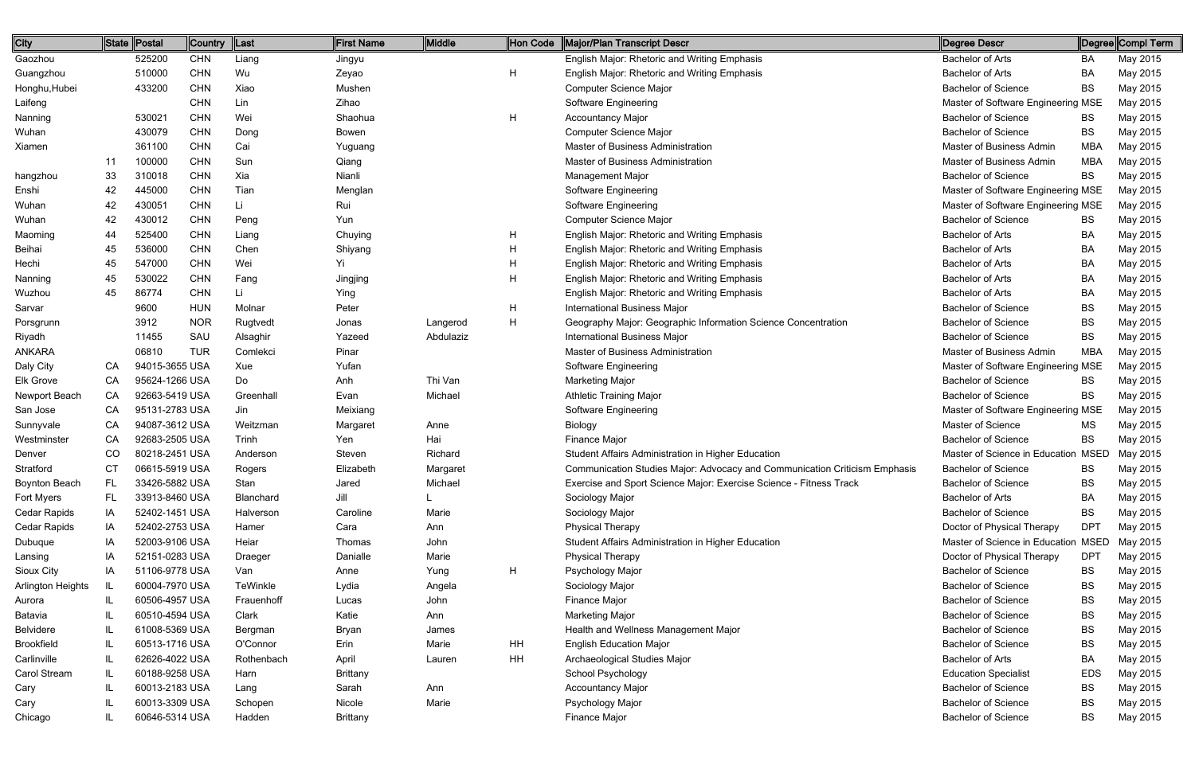| City | State | Postal | Country | Last | First Name | Middle | Hon Code | Major/Plan Transcript Descr | Degree Descr | Degree | Compl Term |
|---|---|---|---|---|---|---|---|---|---|---|---|
| Gaozhou | | 525200 | CHN | Liang | Jingyu | | | English Major: Rhetoric and Writing Emphasis | Bachelor of Arts | BA | May 2015 |
| Guangzhou | | 510000 | CHN | Wu | Zeyao | | H | English Major: Rhetoric and Writing Emphasis | Bachelor of Arts | BA | May 2015 |
| Honghu,Hubei | | 433200 | CHN | Xiao | Mushen | | | Computer Science Major | Bachelor of Science | BS | May 2015 |
| Laifeng | | | CHN | Lin | Zihao | | | Software Engineering | Master of Software Engineering | MSE | May 2015 |
| Nanning | | 530021 | CHN | Wei | Shaohua | | H | Accountancy Major | Bachelor of Science | BS | May 2015 |
| Wuhan | | 430079 | CHN | Dong | Bowen | | | Computer Science Major | Bachelor of Science | BS | May 2015 |
| Xiamen | | 361100 | CHN | Cai | Yuguang | | | Master of Business Administration | Master of Business Admin | MBA | May 2015 |
| | 11 | 100000 | CHN | Sun | Qiang | | | Master of Business Administration | Master of Business Admin | MBA | May 2015 |
| hangzhou | 33 | 310018 | CHN | Xia | Nianli | | | Management Major | Bachelor of Science | BS | May 2015 |
| Enshi | 42 | 445000 | CHN | Tian | Menglan | | | Software Engineering | Master of Software Engineering | MSE | May 2015 |
| Wuhan | 42 | 430051 | CHN | Li | Rui | | | Software Engineering | Master of Software Engineering | MSE | May 2015 |
| Wuhan | 42 | 430012 | CHN | Peng | Yun | | | Computer Science Major | Bachelor of Science | BS | May 2015 |
| Maoming | 44 | 525400 | CHN | Liang | Chuying | | H | English Major: Rhetoric and Writing Emphasis | Bachelor of Arts | BA | May 2015 |
| Beihai | 45 | 536000 | CHN | Chen | Shiyang | | H | English Major: Rhetoric and Writing Emphasis | Bachelor of Arts | BA | May 2015 |
| Hechi | 45 | 547000 | CHN | Wei | Yi | | H | English Major: Rhetoric and Writing Emphasis | Bachelor of Arts | BA | May 2015 |
| Nanning | 45 | 530022 | CHN | Fang | Jingjing | | H | English Major: Rhetoric and Writing Emphasis | Bachelor of Arts | BA | May 2015 |
| Wuzhou | 45 | 86774 | CHN | Li | Ying | | | English Major: Rhetoric and Writing Emphasis | Bachelor of Arts | BA | May 2015 |
| Sarvar | | 9600 | HUN | Molnar | Peter | | H | International Business Major | Bachelor of Science | BS | May 2015 |
| Porsgrunn | | 3912 | NOR | Rugtvedt | Jonas | Langerod | H | Geography Major: Geographic Information Science Concentration | Bachelor of Science | BS | May 2015 |
| Riyadh | | 11455 | SAU | Alsaghir | Yazeed | Abdulaziz | | International Business Major | Bachelor of Science | BS | May 2015 |
| ANKARA | | 06810 | TUR | Comlekci | Pinar | | | Master of Business Administration | Master of Business Admin | MBA | May 2015 |
| Daly City | CA | 94015-3655 | USA | Xue | Yufan | | | Software Engineering | Master of Software Engineering | MSE | May 2015 |
| Elk Grove | CA | 95624-1266 | USA | Do | Anh | Thi Van | | Marketing Major | Bachelor of Science | BS | May 2015 |
| Newport Beach | CA | 92663-5419 | USA | Greenhall | Evan | Michael | | Athletic Training Major | Bachelor of Science | BS | May 2015 |
| San Jose | CA | 95131-2783 | USA | Jin | Meixiang | | | Software Engineering | Master of Software Engineering | MSE | May 2015 |
| Sunnyvale | CA | 94087-3612 | USA | Weitzman | Margaret | Anne | | Biology | Master of Science | MS | May 2015 |
| Westminster | CA | 92683-2505 | USA | Trinh | Yen | Hai | | Finance Major | Bachelor of Science | BS | May 2015 |
| Denver | CO | 80218-2451 | USA | Anderson | Steven | Richard | | Student Affairs Administration in Higher Education | Master of Science in Education | MSED | May 2015 |
| Stratford | CT | 06615-5919 | USA | Rogers | Elizabeth | Margaret | | Communication Studies Major: Advocacy and Communication Criticism Emphasis | Bachelor of Science | BS | May 2015 |
| Boynton Beach | FL | 33426-5882 | USA | Stan | Jared | Michael | | Exercise and Sport Science Major: Exercise Science - Fitness Track | Bachelor of Science | BS | May 2015 |
| Fort Myers | FL | 33913-8460 | USA | Blanchard | Jill | L | | Sociology Major | Bachelor of Arts | BA | May 2015 |
| Cedar Rapids | IA | 52402-1451 | USA | Halverson | Caroline | Marie | | Sociology Major | Bachelor of Science | BS | May 2015 |
| Cedar Rapids | IA | 52402-2753 | USA | Hamer | Cara | Ann | | Physical Therapy | Doctor of Physical Therapy | DPT | May 2015 |
| Dubuque | IA | 52003-9106 | USA | Heiar | Thomas | John | | Student Affairs Administration in Higher Education | Master of Science in Education | MSED | May 2015 |
| Lansing | IA | 52151-0283 | USA | Draeger | Danialle | Marie | | Physical Therapy | Doctor of Physical Therapy | DPT | May 2015 |
| Sioux City | IA | 51106-9778 | USA | Van | Anne | Yung | H | Psychology Major | Bachelor of Science | BS | May 2015 |
| Arlington Heights | IL | 60004-7970 | USA | TeWinkle | Lydia | Angela | | Sociology Major | Bachelor of Science | BS | May 2015 |
| Aurora | IL | 60506-4957 | USA | Frauenhoff | Lucas | John | | Finance Major | Bachelor of Science | BS | May 2015 |
| Batavia | IL | 60510-4594 | USA | Clark | Katie | Ann | | Marketing Major | Bachelor of Science | BS | May 2015 |
| Belvidere | IL | 61008-5369 | USA | Bergman | Bryan | James | | Health and Wellness Management Major | Bachelor of Science | BS | May 2015 |
| Brookfield | IL | 60513-1716 | USA | O'Connor | Erin | Marie | HH | English Education Major | Bachelor of Science | BS | May 2015 |
| Carlinville | IL | 62626-4022 | USA | Rothenbach | April | Lauren | HH | Archaeological Studies Major | Bachelor of Arts | BA | May 2015 |
| Carol Stream | IL | 60188-9258 | USA | Harn | Brittany | | | School Psychology | Education Specialist | EDS | May 2015 |
| Cary | IL | 60013-2183 | USA | Lang | Sarah | Ann | | Accountancy Major | Bachelor of Science | BS | May 2015 |
| Cary | IL | 60013-3309 | USA | Schopen | Nicole | Marie | | Psychology Major | Bachelor of Science | BS | May 2015 |
| Chicago | IL | 60646-5314 | USA | Hadden | Brittany | | | Finance Major | Bachelor of Science | BS | May 2015 |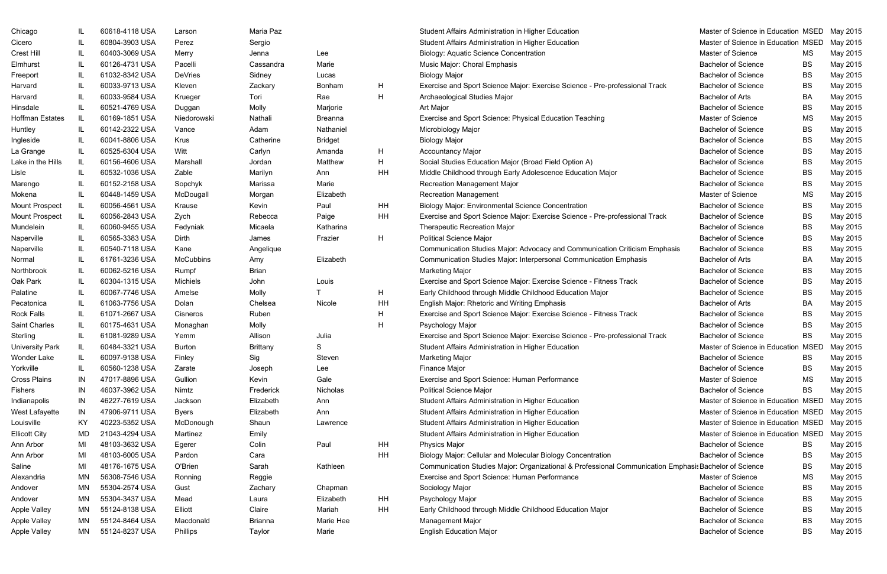| | | | | | | | | | | |
|---|---|---|---|---|---|---|---|---|---|---|
| Chicago | IL | 60618-4118 USA | Larson | Maria Paz | | | Student Affairs Administration in Higher Education | Master of Science in Education | MSED | May 2015 |
| Cicero | IL | 60804-3903 USA | Perez | Sergio | | | Student Affairs Administration in Higher Education | Master of Science in Education | MSED | May 2015 |
| Crest Hill | IL | 60403-3069 USA | Merry | Jenna | Lee | | Biology: Aquatic Science Concentration | Master of Science | MS | May 2015 |
| Elmhurst | IL | 60126-4731 USA | Pacelli | Cassandra | Marie | | Music Major: Choral Emphasis | Bachelor of Science | BS | May 2015 |
| Freeport | IL | 61032-8342 USA | DeVries | Sidney | Lucas | | Biology Major | Bachelor of Science | BS | May 2015 |
| Harvard | IL | 60033-9713 USA | Kleven | Zackary | Bonham | H | Exercise and Sport Science Major: Exercise Science - Pre-professional Track | Bachelor of Science | BS | May 2015 |
| Harvard | IL | 60033-9584 USA | Krueger | Tori | Rae | H | Archaeological Studies Major | Bachelor of Arts | BA | May 2015 |
| Hinsdale | IL | 60521-4769 USA | Duggan | Molly | Marjorie | | Art Major | Bachelor of Science | BS | May 2015 |
| Hoffman Estates | IL | 60169-1851 USA | Niedorowski | Nathali | Breanna | | Exercise and Sport Science: Physical Education Teaching | Master of Science | MS | May 2015 |
| Huntley | IL | 60142-2322 USA | Vance | Adam | Nathaniel | | Microbiology Major | Bachelor of Science | BS | May 2015 |
| Ingleside | IL | 60041-8806 USA | Krus | Catherine | Bridget | | Biology Major | Bachelor of Science | BS | May 2015 |
| La Grange | IL | 60525-6304 USA | Witt | Carlyn | Amanda | H | Accountancy Major | Bachelor of Science | BS | May 2015 |
| Lake in the Hills | IL | 60156-4606 USA | Marshall | Jordan | Matthew | H | Social Studies Education Major (Broad Field Option A) | Bachelor of Science | BS | May 2015 |
| Lisle | IL | 60532-1036 USA | Zable | Marilyn | Ann | HH | Middle Childhood through Early Adolescence Education Major | Bachelor of Science | BS | May 2015 |
| Marengo | IL | 60152-2158 USA | Sopchyk | Marissa | Marie | | Recreation Management Major | Bachelor of Science | BS | May 2015 |
| Mokena | IL | 60448-1459 USA | McDougall | Morgan | Elizabeth | | Recreation Management | Master of Science | MS | May 2015 |
| Mount Prospect | IL | 60056-4561 USA | Krause | Kevin | Paul | HH | Biology Major: Environmental Science Concentration | Bachelor of Science | BS | May 2015 |
| Mount Prospect | IL | 60056-2843 USA | Zych | Rebecca | Paige | HH | Exercise and Sport Science Major: Exercise Science - Pre-professional Track | Bachelor of Science | BS | May 2015 |
| Mundelein | IL | 60060-9455 USA | Fedyniak | Micaela | Katharina | | Therapeutic Recreation Major | Bachelor of Science | BS | May 2015 |
| Naperville | IL | 60565-3383 USA | Dirth | James | Frazier | H | Political Science Major | Bachelor of Science | BS | May 2015 |
| Naperville | IL | 60540-7118 USA | Kane | Angelique | | | Communication Studies Major: Advocacy and Communication Criticism Emphasis | Bachelor of Science | BS | May 2015 |
| Normal | IL | 61761-3236 USA | McCubbins | Amy | Elizabeth | | Communication Studies Major: Interpersonal Communication Emphasis | Bachelor of Arts | BA | May 2015 |
| Northbrook | IL | 60062-5216 USA | Rumpf | Brian | | | Marketing Major | Bachelor of Science | BS | May 2015 |
| Oak Park | IL | 60304-1315 USA | Michiels | John | Louis | | Exercise and Sport Science Major: Exercise Science - Fitness Track | Bachelor of Science | BS | May 2015 |
| Palatine | IL | 60067-7746 USA | Amelse | Molly | T | H | Early Childhood through Middle Childhood Education Major | Bachelor of Science | BS | May 2015 |
| Pecatonica | IL | 61063-7756 USA | Dolan | Chelsea | Nicole | HH | English Major: Rhetoric and Writing Emphasis | Bachelor of Arts | BA | May 2015 |
| Rock Falls | IL | 61071-2667 USA | Cisneros | Ruben | | H | Exercise and Sport Science Major: Exercise Science - Fitness Track | Bachelor of Science | BS | May 2015 |
| Saint Charles | IL | 60175-4631 USA | Monaghan | Molly | | H | Psychology Major | Bachelor of Science | BS | May 2015 |
| Sterling | IL | 61081-9289 USA | Yemm | Allison | Julia | | Exercise and Sport Science Major: Exercise Science - Pre-professional Track | Bachelor of Science | BS | May 2015 |
| University Park | IL | 60484-3321 USA | Burton | Brittany | S | | Student Affairs Administration in Higher Education | Master of Science in Education | MSED | May 2015 |
| Wonder Lake | IL | 60097-9138 USA | Finley | Sig | Steven | | Marketing Major | Bachelor of Science | BS | May 2015 |
| Yorkville | IL | 60560-1238 USA | Zarate | Joseph | Lee | | Finance Major | Bachelor of Science | BS | May 2015 |
| Cross Plains | IN | 47017-8896 USA | Gullion | Kevin | Gale | | Exercise and Sport Science: Human Performance | Master of Science | MS | May 2015 |
| Fishers | IN | 46037-3962 USA | Nimtz | Frederick | Nicholas | | Political Science Major | Bachelor of Science | BS | May 2015 |
| Indianapolis | IN | 46227-7619 USA | Jackson | Elizabeth | Ann | | Student Affairs Administration in Higher Education | Master of Science in Education | MSED | May 2015 |
| West Lafayette | IN | 47906-9711 USA | Byers | Elizabeth | Ann | | Student Affairs Administration in Higher Education | Master of Science in Education | MSED | May 2015 |
| Louisville | KY | 40223-5352 USA | McDonough | Shaun | Lawrence | | Student Affairs Administration in Higher Education | Master of Science in Education | MSED | May 2015 |
| Ellicott City | MD | 21043-4294 USA | Martinez | Emily | | | Student Affairs Administration in Higher Education | Master of Science in Education | MSED | May 2015 |
| Ann Arbor | MI | 48103-3632 USA | Egerer | Colin | Paul | HH | Physics Major | Bachelor of Science | BS | May 2015 |
| Ann Arbor | MI | 48103-6005 USA | Pardon | Cara | | HH | Biology Major: Cellular and Molecular Biology Concentration | Bachelor of Science | BS | May 2015 |
| Saline | MI | 48176-1675 USA | O'Brien | Sarah | Kathleen | | Communication Studies Major: Organizational & Professional Communication Emphasis | Bachelor of Science | BS | May 2015 |
| Alexandria | MN | 56308-7546 USA | Ronning | Reggie | | | Exercise and Sport Science: Human Performance | Master of Science | MS | May 2015 |
| Andover | MN | 55304-2574 USA | Gust | Zachary | Chapman | | Sociology Major | Bachelor of Science | BS | May 2015 |
| Andover | MN | 55304-3437 USA | Mead | Laura | Elizabeth | HH | Psychology Major | Bachelor of Science | BS | May 2015 |
| Apple Valley | MN | 55124-8138 USA | Elliott | Claire | Mariah | HH | Early Childhood through Middle Childhood Education Major | Bachelor of Science | BS | May 2015 |
| Apple Valley | MN | 55124-8464 USA | Macdonald | Brianna | Marie Hee | | Management Major | Bachelor of Science | BS | May 2015 |
| Apple Valley | MN | 55124-8237 USA | Phillips | Taylor | Marie | | English Education Major | Bachelor of Science | BS | May 2015 |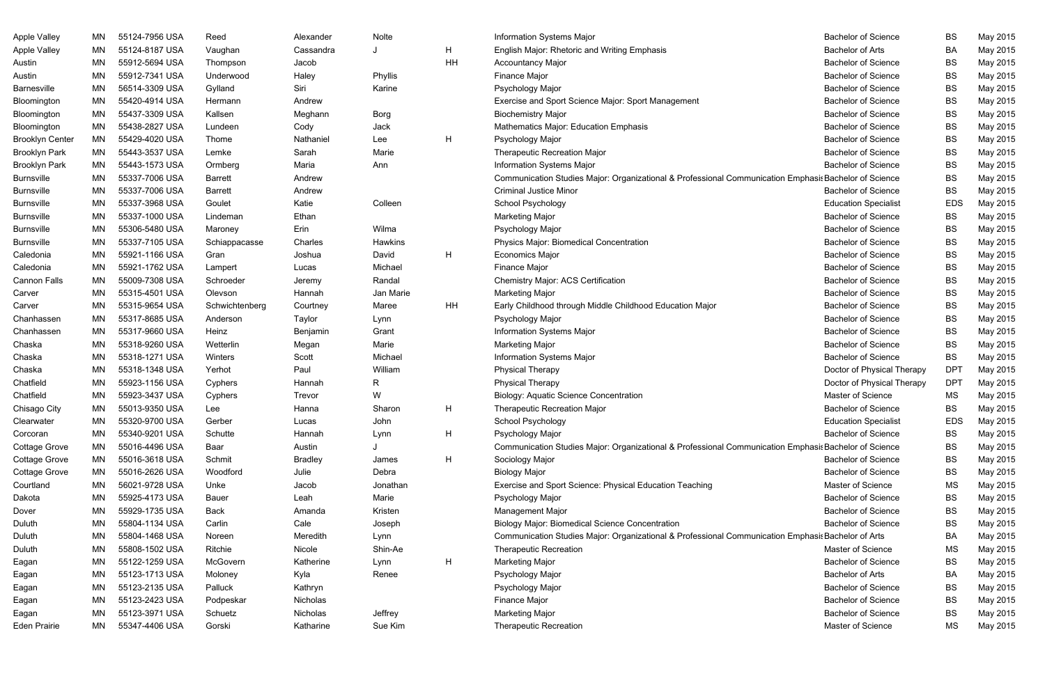| | | | | | | | | | | |
|---|---|---|---|---|---|---|---|---|---|---|
| Apple Valley | MN | 55124-7956 USA | Reed | Alexander | Nolte | | Information Systems Major | Bachelor of Science | BS | May 2015 |
| Apple Valley | MN | 55124-8187 USA | Vaughan | Cassandra | J | H | English Major: Rhetoric and Writing Emphasis | Bachelor of Arts | BA | May 2015 |
| Austin | MN | 55912-5694 USA | Thompson | Jacob | | HH | Accountancy Major | Bachelor of Science | BS | May 2015 |
| Austin | MN | 55912-7341 USA | Underwood | Haley | Phyllis | | Finance Major | Bachelor of Science | BS | May 2015 |
| Barnesville | MN | 56514-3309 USA | Gylland | Siri | Karine | | Psychology Major | Bachelor of Science | BS | May 2015 |
| Bloomington | MN | 55420-4914 USA | Hermann | Andrew | | | Exercise and Sport Science Major: Sport Management | Bachelor of Science | BS | May 2015 |
| Bloomington | MN | 55437-3309 USA | Kallsen | Meghann | Borg | | Biochemistry Major | Bachelor of Science | BS | May 2015 |
| Bloomington | MN | 55438-2827 USA | Lundeen | Cody | Jack | | Mathematics Major: Education Emphasis | Bachelor of Science | BS | May 2015 |
| Brooklyn Center | MN | 55429-4020 USA | Thome | Nathaniel | Lee | H | Psychology Major | Bachelor of Science | BS | May 2015 |
| Brooklyn Park | MN | 55443-3537 USA | Lemke | Sarah | Marie | | Therapeutic Recreation Major | Bachelor of Science | BS | May 2015 |
| Brooklyn Park | MN | 55443-1573 USA | Ormberg | Maria | Ann | | Information Systems Major | Bachelor of Science | BS | May 2015 |
| Burnsville | MN | 55337-7006 USA | Barrett | Andrew | | | Communication Studies Major: Organizational & Professional Communication Emphasis | Bachelor of Science | BS | May 2015 |
| Burnsville | MN | 55337-7006 USA | Barrett | Andrew | | | Criminal Justice Minor | Bachelor of Science | BS | May 2015 |
| Burnsville | MN | 55337-3968 USA | Goulet | Katie | Colleen | | School Psychology | Education Specialist | EDS | May 2015 |
| Burnsville | MN | 55337-1000 USA | Lindeman | Ethan | | | Marketing Major | Bachelor of Science | BS | May 2015 |
| Burnsville | MN | 55306-5480 USA | Maroney | Erin | Wilma | | Psychology Major | Bachelor of Science | BS | May 2015 |
| Burnsville | MN | 55337-7105 USA | Schiappacasse | Charles | Hawkins | | Physics Major: Biomedical Concentration | Bachelor of Science | BS | May 2015 |
| Caledonia | MN | 55921-1166 USA | Gran | Joshua | David | H | Economics Major | Bachelor of Science | BS | May 2015 |
| Caledonia | MN | 55921-1762 USA | Lampert | Lucas | Michael | | Finance Major | Bachelor of Science | BS | May 2015 |
| Cannon Falls | MN | 55009-7308 USA | Schroeder | Jeremy | Randal | | Chemistry Major: ACS Certification | Bachelor of Science | BS | May 2015 |
| Carver | MN | 55315-4501 USA | Olevson | Hannah | Jan Marie | | Marketing Major | Bachelor of Science | BS | May 2015 |
| Carver | MN | 55315-9654 USA | Schwichtenberg | Courtney | Maree | HH | Early Childhood through Middle Childhood Education Major | Bachelor of Science | BS | May 2015 |
| Chanhassen | MN | 55317-8685 USA | Anderson | Taylor | Lynn | | Psychology Major | Bachelor of Science | BS | May 2015 |
| Chanhassen | MN | 55317-9660 USA | Heinz | Benjamin | Grant | | Information Systems Major | Bachelor of Science | BS | May 2015 |
| Chaska | MN | 55318-9260 USA | Wetterlin | Megan | Marie | | Marketing Major | Bachelor of Science | BS | May 2015 |
| Chaska | MN | 55318-1271 USA | Winters | Scott | Michael | | Information Systems Major | Bachelor of Science | BS | May 2015 |
| Chaska | MN | 55318-1348 USA | Yerhot | Paul | William | | Physical Therapy | Doctor of Physical Therapy | DPT | May 2015 |
| Chatfield | MN | 55923-1156 USA | Cyphers | Hannah | R | | Physical Therapy | Doctor of Physical Therapy | DPT | May 2015 |
| Chatfield | MN | 55923-3437 USA | Cyphers | Trevor | W | | Biology: Aquatic Science Concentration | Master of Science | MS | May 2015 |
| Chisago City | MN | 55013-9350 USA | Lee | Hanna | Sharon | H | Therapeutic Recreation Major | Bachelor of Science | BS | May 2015 |
| Clearwater | MN | 55320-9700 USA | Gerber | Lucas | John | | School Psychology | Education Specialist | EDS | May 2015 |
| Corcoran | MN | 55340-9201 USA | Schutte | Hannah | Lynn | H | Psychology Major | Bachelor of Science | BS | May 2015 |
| Cottage Grove | MN | 55016-4496 USA | Baar | Austin | J | | Communication Studies Major: Organizational & Professional Communication Emphasis | Bachelor of Science | BS | May 2015 |
| Cottage Grove | MN | 55016-3618 USA | Schmit | Bradley | James | H | Sociology Major | Bachelor of Science | BS | May 2015 |
| Cottage Grove | MN | 55016-2626 USA | Woodford | Julie | Debra | | Biology Major | Bachelor of Science | BS | May 2015 |
| Courtland | MN | 56021-9728 USA | Unke | Jacob | Jonathan | | Exercise and Sport Science: Physical Education Teaching | Master of Science | MS | May 2015 |
| Dakota | MN | 55925-4173 USA | Bauer | Leah | Marie | | Psychology Major | Bachelor of Science | BS | May 2015 |
| Dover | MN | 55929-1735 USA | Back | Amanda | Kristen | | Management Major | Bachelor of Science | BS | May 2015 |
| Duluth | MN | 55804-1134 USA | Carlin | Cale | Joseph | | Biology Major: Biomedical Science Concentration | Bachelor of Science | BS | May 2015 |
| Duluth | MN | 55804-1468 USA | Noreen | Meredith | Lynn | | Communication Studies Major: Organizational & Professional Communication Emphasis | Bachelor of Arts | BA | May 2015 |
| Duluth | MN | 55808-1502 USA | Ritchie | Nicole | Shin-Ae | | Therapeutic Recreation | Master of Science | MS | May 2015 |
| Eagan | MN | 55122-1259 USA | McGovern | Katherine | Lynn | H | Marketing Major | Bachelor of Science | BS | May 2015 |
| Eagan | MN | 55123-1713 USA | Moloney | Kyla | Renee | | Psychology Major | Bachelor of Arts | BA | May 2015 |
| Eagan | MN | 55123-2135 USA | Palluck | Kathryn | | | Psychology Major | Bachelor of Science | BS | May 2015 |
| Eagan | MN | 55123-2423 USA | Podpeskar | Nicholas | | | Finance Major | Bachelor of Science | BS | May 2015 |
| Eagan | MN | 55123-3971 USA | Schuetz | Nicholas | Jeffrey | | Marketing Major | Bachelor of Science | BS | May 2015 |
| Eden Prairie | MN | 55347-4406 USA | Gorski | Katharine | Sue Kim | | Therapeutic Recreation | Master of Science | MS | May 2015 |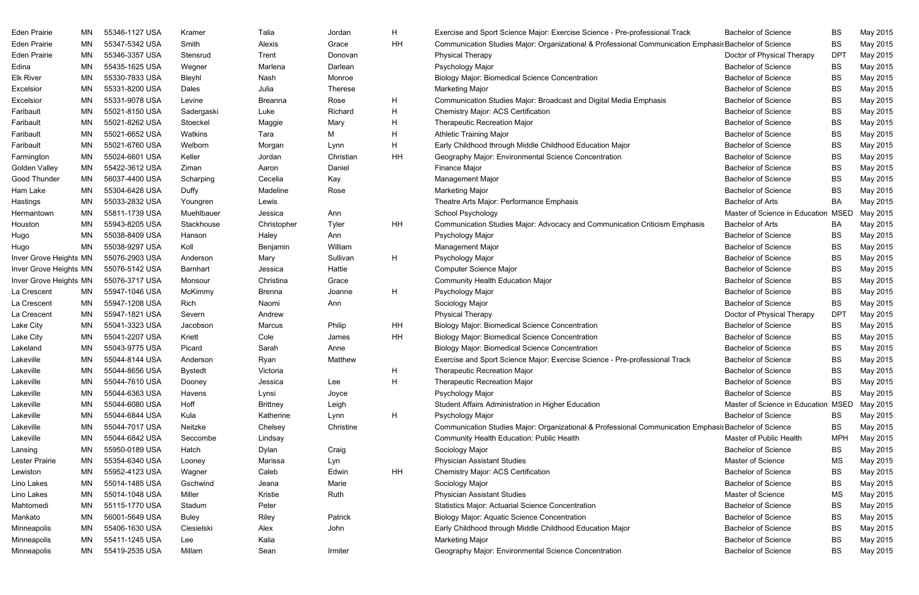| | | | | | | | | | | |
|---|---|---|---|---|---|---|---|---|---|---|
| Eden Prairie | MN | 55346-1127 USA | Kramer | Talia | Jordan | H | Exercise and Sport Science Major: Exercise Science - Pre-professional Track | Bachelor of Science | BS | May 2015 |
| Eden Prairie | MN | 55347-5342 USA | Smith | Alexis | Grace | HH | Communication Studies Major: Organizational & Professional Communication Emphasis | Bachelor of Science | BS | May 2015 |
| Eden Prairie | MN | 55346-3357 USA | Stensrud | Trent | Donovan | | Physical Therapy | Doctor of Physical Therapy | DPT | May 2015 |
| Edina | MN | 55435-1625 USA | Wegner | Marlena | Darlean | | Psychology Major | Bachelor of Science | BS | May 2015 |
| Elk River | MN | 55330-7833 USA | Bleyhl | Nash | Monroe | | Biology Major: Biomedical Science Concentration | Bachelor of Science | BS | May 2015 |
| Excelsior | MN | 55331-8200 USA | Dales | Julia | Therese | | Marketing Major | Bachelor of Science | BS | May 2015 |
| Excelsior | MN | 55331-9078 USA | Levine | Breanna | Rose | H | Communication Studies Major: Broadcast and Digital Media Emphasis | Bachelor of Science | BS | May 2015 |
| Faribault | MN | 55021-8150 USA | Sadergaski | Luke | Richard | H | Chemistry Major: ACS Certification | Bachelor of Science | BS | May 2015 |
| Faribault | MN | 55021-8262 USA | Stoeckel | Maggie | Mary | H | Therapeutic Recreation Major | Bachelor of Science | BS | May 2015 |
| Faribault | MN | 55021-6652 USA | Watkins | Tara | M | H | Athletic Training Major | Bachelor of Science | BS | May 2015 |
| Faribault | MN | 55021-6760 USA | Welborn | Morgan | Lynn | H | Early Childhood through Middle Childhood Education Major | Bachelor of Science | BS | May 2015 |
| Farmington | MN | 55024-6601 USA | Keller | Jordan | Christian | HH | Geography Major: Environmental Science Concentration | Bachelor of Science | BS | May 2015 |
| Golden Valley | MN | 55422-3612 USA | Ziman | Aaron | Daniel | | Finance Major | Bachelor of Science | BS | May 2015 |
| Good Thunder | MN | 56037-4400 USA | Scharping | Cecelia | Kay | | Management Major | Bachelor of Science | BS | May 2015 |
| Ham Lake | MN | 55304-6428 USA | Duffy | Madeline | Rose | | Marketing Major | Bachelor of Science | BS | May 2015 |
| Hastings | MN | 55033-2832 USA | Youngren | Lewis | | | Theatre Arts Major: Performance Emphasis | Bachelor of Arts | BA | May 2015 |
| Hermantown | MN | 55811-1739 USA | Muehlbauer | Jessica | Ann | | School Psychology | Master of Science in Education | MSED | May 2015 |
| Houston | MN | 55943-8205 USA | Stackhouse | Christopher | Tyler | HH | Communication Studies Major: Advocacy and Communication Criticism Emphasis | Bachelor of Arts | BA | May 2015 |
| Hugo | MN | 55038-8409 USA | Hanson | Haley | Ann | | Psychology Major | Bachelor of Science | BS | May 2015 |
| Hugo | MN | 55038-9297 USA | Koll | Benjamin | William | | Management Major | Bachelor of Science | BS | May 2015 |
| Inver Grove Heights | MN | 55076-2903 USA | Anderson | Mary | Sullivan | H | Psychology Major | Bachelor of Science | BS | May 2015 |
| Inver Grove Heights | MN | 55076-5142 USA | Barnhart | Jessica | Hattie | | Computer Science Major | Bachelor of Science | BS | May 2015 |
| Inver Grove Heights | MN | 55076-3717 USA | Monsour | Christina | Grace | | Community Health Education Major | Bachelor of Science | BS | May 2015 |
| La Crescent | MN | 55947-1046 USA | McKimmy | Brenna | Joanne | H | Psychology Major | Bachelor of Science | BS | May 2015 |
| La Crescent | MN | 55947-1208 USA | Rich | Naomi | Ann | | Sociology Major | Bachelor of Science | BS | May 2015 |
| La Crescent | MN | 55947-1821 USA | Severn | Andrew | | | Physical Therapy | Doctor of Physical Therapy | DPT | May 2015 |
| Lake City | MN | 55041-3323 USA | Jacobson | Marcus | Philip | HH | Biology Major: Biomedical Science Concentration | Bachelor of Science | BS | May 2015 |
| Lake City | MN | 55041-2207 USA | Kriett | Cole | James | HH | Biology Major: Biomedical Science Concentration | Bachelor of Science | BS | May 2015 |
| Lakeland | MN | 55043-9775 USA | Picard | Sarah | Anne | | Biology Major: Biomedical Science Concentration | Bachelor of Science | BS | May 2015 |
| Lakeville | MN | 55044-8144 USA | Anderson | Ryan | Matthew | | Exercise and Sport Science Major: Exercise Science - Pre-professional Track | Bachelor of Science | BS | May 2015 |
| Lakeville | MN | 55044-8656 USA | Bystedt | Victoria | | H | Therapeutic Recreation Major | Bachelor of Science | BS | May 2015 |
| Lakeville | MN | 55044-7610 USA | Dooney | Jessica | Lee | H | Therapeutic Recreation Major | Bachelor of Science | BS | May 2015 |
| Lakeville | MN | 55044-6363 USA | Havens | Lynsi | Joyce | | Psychology Major | Bachelor of Science | BS | May 2015 |
| Lakeville | MN | 55044-6080 USA | Hoff | Brittney | Leigh | | Student Affairs Administration in Higher Education | Master of Science in Education | MSED | May 2015 |
| Lakeville | MN | 55044-6844 USA | Kula | Katherine | Lynn | H | Psychology Major | Bachelor of Science | BS | May 2015 |
| Lakeville | MN | 55044-7017 USA | Neitzke | Chelsey | Christine | | Communication Studies Major: Organizational & Professional Communication Emphasis | Bachelor of Science | BS | May 2015 |
| Lakeville | MN | 55044-6842 USA | Seccombe | Lindsay | | | Community Health Education: Public Health | Master of Public Health | MPH | May 2015 |
| Lansing | MN | 55950-0189 USA | Hatch | Dylan | Craig | | Sociology Major | Bachelor of Science | BS | May 2015 |
| Lester Prairie | MN | 55354-6340 USA | Looney | Marissa | Lyn | | Physician Assistant Studies | Master of Science | MS | May 2015 |
| Lewiston | MN | 55952-4123 USA | Wagner | Caleb | Edwin | HH | Chemistry Major: ACS Certification | Bachelor of Science | BS | May 2015 |
| Lino Lakes | MN | 55014-1485 USA | Gschwind | Jeana | Marie | | Sociology Major | Bachelor of Science | BS | May 2015 |
| Lino Lakes | MN | 55014-1048 USA | Miller | Kristie | Ruth | | Physician Assistant Studies | Master of Science | MS | May 2015 |
| Mahtomedi | MN | 55115-1770 USA | Stadum | Peter | | | Statistics Major: Actuarial Science Concentration | Bachelor of Science | BS | May 2015 |
| Mankato | MN | 56001-5649 USA | Buley | Riley | Patrick | | Biology Major: Aquatic Science Concentration | Bachelor of Science | BS | May 2015 |
| Minneapolis | MN | 55406-1630 USA | Ciesielski | Alex | John | | Early Childhood through Middle Childhood Education Major | Bachelor of Science | BS | May 2015 |
| Minneapolis | MN | 55411-1245 USA | Lee | Kalia | | | Marketing Major | Bachelor of Science | BS | May 2015 |
| Minneapolis | MN | 55419-2535 USA | Millam | Sean | Irmiter | | Geography Major: Environmental Science Concentration | Bachelor of Science | BS | May 2015 |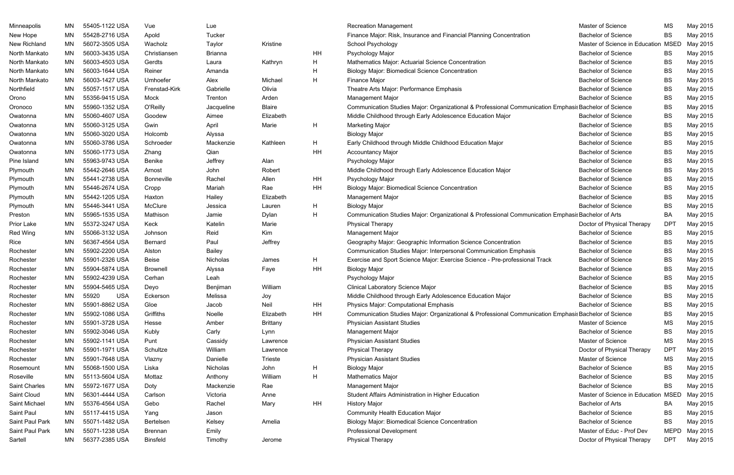| | | | | | | | | | | |
|---|---|---|---|---|---|---|---|---|---|---|
| Minneapolis | MN | 55405-1122 USA | Vue | Lue | | | Recreation Management | Master of Science | MS | May 2015 |
| New Hope | MN | 55428-2716 USA | Apold | Tucker | | | Finance Major: Risk, Insurance and Financial Planning Concentration | Bachelor of Science | BS | May 2015 |
| New Richland | MN | 56072-3505 USA | Wacholz | Taylor | Kristine | | School Psychology | Master of Science in Education | MSED | May 2015 |
| North Mankato | MN | 56003-3435 USA | Christiansen | Brianna | | HH | Psychology Major | Bachelor of Science | BS | May 2015 |
| North Mankato | MN | 56003-4503 USA | Gerdts | Laura | Kathryn | H | Mathematics Major: Actuarial Science Concentration | Bachelor of Science | BS | May 2015 |
| North Mankato | MN | 56003-1644 USA | Reiner | Amanda | | H | Biology Major: Biomedical Science Concentration | Bachelor of Science | BS | May 2015 |
| North Mankato | MN | 56003-1427 USA | Umhoefer | Alex | Michael | H | Finance Major | Bachelor of Science | BS | May 2015 |
| Northfield | MN | 55057-1517 USA | Frenstad-Kirk | Gabrielle | Olivia | | Theatre Arts Major: Performance Emphasis | Bachelor of Science | BS | May 2015 |
| Orono | MN | 55356-9415 USA | Mock | Trenton | Arden | | Management Major | Bachelor of Science | BS | May 2015 |
| Oronoco | MN | 55960-1352 USA | O'Reilly | Jacqueline | Blaire | | Communication Studies Major: Organizational & Professional Communication Emphasis | Bachelor of Science | BS | May 2015 |
| Owatonna | MN | 55060-4607 USA | Goodew | Aimee | Elizabeth | | Middle Childhood through Early Adolescence Education Major | Bachelor of Science | BS | May 2015 |
| Owatonna | MN | 55060-3125 USA | Gwin | April | Marie | H | Marketing Major | Bachelor of Science | BS | May 2015 |
| Owatonna | MN | 55060-3020 USA | Holcomb | Alyssa | | | Biology Major | Bachelor of Science | BS | May 2015 |
| Owatonna | MN | 55060-3786 USA | Schroeder | Mackenzie | Kathleen | H | Early Childhood through Middle Childhood Education Major | Bachelor of Science | BS | May 2015 |
| Owatonna | MN | 55060-1773 USA | Zhang | Qian | | HH | Accountancy Major | Bachelor of Science | BS | May 2015 |
| Pine Island | MN | 55963-9743 USA | Benike | Jeffrey | Alan | | Psychology Major | Bachelor of Science | BS | May 2015 |
| Plymouth | MN | 55442-2646 USA | Arnost | John | Robert | | Middle Childhood through Early Adolescence Education Major | Bachelor of Science | BS | May 2015 |
| Plymouth | MN | 55441-2738 USA | Bonneville | Rachel | Allen | HH | Psychology Major | Bachelor of Science | BS | May 2015 |
| Plymouth | MN | 55446-2674 USA | Cropp | Mariah | Rae | HH | Biology Major: Biomedical Science Concentration | Bachelor of Science | BS | May 2015 |
| Plymouth | MN | 55442-1205 USA | Haxton | Hailey | Elizabeth | | Management Major | Bachelor of Science | BS | May 2015 |
| Plymouth | MN | 55446-3441 USA | McClure | Jessica | Lauren | H | Biology Major | Bachelor of Science | BS | May 2015 |
| Preston | MN | 55965-1535 USA | Mathison | Jamie | Dylan | H | Communication Studies Major: Organizational & Professional Communication Emphasis | Bachelor of Arts | BA | May 2015 |
| Prior Lake | MN | 55372-3247 USA | Keck | Katelin | Marie | | Physical Therapy | Doctor of Physical Therapy | DPT | May 2015 |
| Red Wing | MN | 55066-3132 USA | Johnson | Reid | Kim | | Management Major | Bachelor of Science | BS | May 2015 |
| Rice | MN | 56367-4564 USA | Bernard | Paul | Jeffrey | | Geography Major: Geographic Information Science Concentration | Bachelor of Science | BS | May 2015 |
| Rochester | MN | 55902-2200 USA | Alston | Bailey | | | Communication Studies Major: Interpersonal Communication Emphasis | Bachelor of Science | BS | May 2015 |
| Rochester | MN | 55901-2326 USA | Beise | Nicholas | James | H | Exercise and Sport Science Major: Exercise Science - Pre-professional Track | Bachelor of Science | BS | May 2015 |
| Rochester | MN | 55904-5874 USA | Brownell | Alyssa | Faye | HH | Biology Major | Bachelor of Science | BS | May 2015 |
| Rochester | MN | 55902-4239 USA | Cerhan | Leah | | | Psychology Major | Bachelor of Science | BS | May 2015 |
| Rochester | MN | 55904-5465 USA | Deyo | Benjiman | William | | Clinical Laboratory Science Major | Bachelor of Science | BS | May 2015 |
| Rochester | MN | 55920 USA | Eckerson | Melissa | Joy | | Middle Childhood through Early Adolescence Education Major | Bachelor of Science | BS | May 2015 |
| Rochester | MN | 55901-8862 USA | Gloe | Jacob | Neil | HH | Physics Major: Computational Emphasis | Bachelor of Science | BS | May 2015 |
| Rochester | MN | 55902-1086 USA | Griffiths | Noelle | Elizabeth | HH | Communication Studies Major: Organizational & Professional Communication Emphasis | Bachelor of Science | BS | May 2015 |
| Rochester | MN | 55901-3728 USA | Hesse | Amber | Brittany | | Physician Assistant Studies | Master of Science | MS | May 2015 |
| Rochester | MN | 55902-3046 USA | Kubly | Carly | Lynn | | Management Major | Bachelor of Science | BS | May 2015 |
| Rochester | MN | 55902-1141 USA | Punt | Cassidy | Lawrence | | Physician Assistant Studies | Master of Science | MS | May 2015 |
| Rochester | MN | 55901-1971 USA | Schultze | William | Lawrence | | Physical Therapy | Doctor of Physical Therapy | DPT | May 2015 |
| Rochester | MN | 55901-7648 USA | Vlazny | Danielle | Trieste | | Physician Assistant Studies | Master of Science | MS | May 2015 |
| Rosemount | MN | 55068-1500 USA | Liska | Nicholas | John | H | Biology Major | Bachelor of Science | BS | May 2015 |
| Roseville | MN | 55113-5604 USA | Mottaz | Anthony | William | H | Mathematics Major | Bachelor of Science | BS | May 2015 |
| Saint Charles | MN | 55972-1677 USA | Doty | Mackenzie | Rae | | Management Major | Bachelor of Science | BS | May 2015 |
| Saint Cloud | MN | 56301-4444 USA | Carlson | Victoria | Anne | | Student Affairs Administration in Higher Education | Master of Science in Education | MSED | May 2015 |
| Saint Michael | MN | 55376-4564 USA | Gebo | Rachel | Mary | HH | History Major | Bachelor of Arts | BA | May 2015 |
| Saint Paul | MN | 55117-4415 USA | Yang | Jason | | | Community Health Education Major | Bachelor of Science | BS | May 2015 |
| Saint Paul Park | MN | 55071-1482 USA | Bertelsen | Kelsey | Amelia | | Biology Major: Biomedical Science Concentration | Bachelor of Science | BS | May 2015 |
| Saint Paul Park | MN | 55071-1238 USA | Brennan | Emily | | | Professional Development | Master of Educ - Prof Dev | MEPD | May 2015 |
| Sartell | MN | 56377-2385 USA | Binsfeld | Timothy | Jerome | | Physical Therapy | Doctor of Physical Therapy | DPT | May 2015 |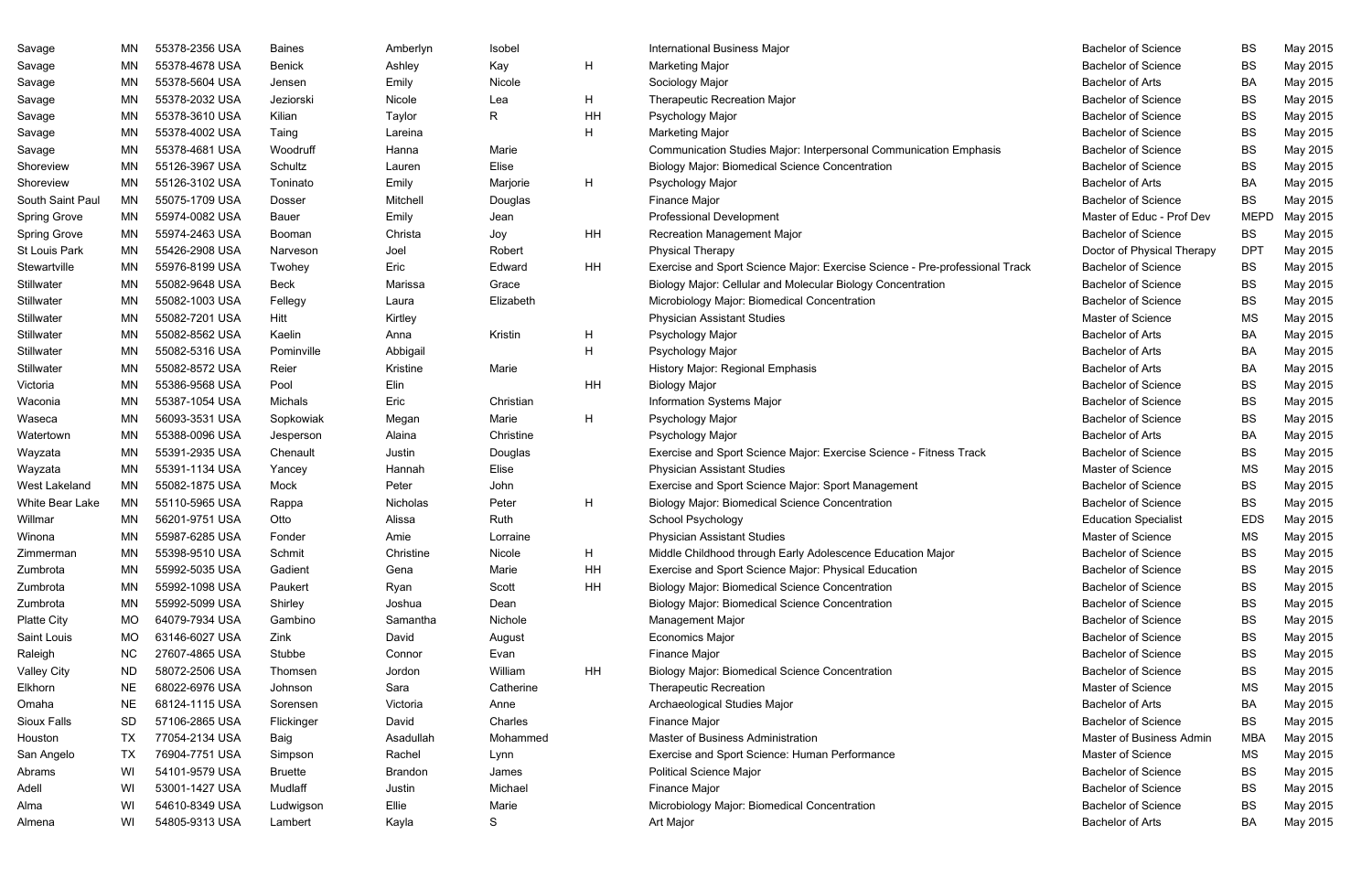| | | | | | | | | | | |
|---|---|---|---|---|---|---|---|---|---|---|
| Savage | MN | 55378-2356 USA | Baines | Amberlyn | Isobel | | International Business Major | Bachelor of Science | BS | May 2015 |
| Savage | MN | 55378-4678 USA | Benick | Ashley | Kay | H | Marketing Major | Bachelor of Science | BS | May 2015 |
| Savage | MN | 55378-5604 USA | Jensen | Emily | Nicole | | Sociology Major | Bachelor of Arts | BA | May 2015 |
| Savage | MN | 55378-2032 USA | Jeziorski | Nicole | Lea | H | Therapeutic Recreation Major | Bachelor of Science | BS | May 2015 |
| Savage | MN | 55378-3610 USA | Kilian | Taylor | R | HH | Psychology Major | Bachelor of Science | BS | May 2015 |
| Savage | MN | 55378-4002 USA | Taing | Lareina | | H | Marketing Major | Bachelor of Science | BS | May 2015 |
| Savage | MN | 55378-4681 USA | Woodruff | Hanna | Marie | | Communication Studies Major: Interpersonal Communication Emphasis | Bachelor of Science | BS | May 2015 |
| Shoreview | MN | 55126-3967 USA | Schultz | Lauren | Elise | | Biology Major: Biomedical Science Concentration | Bachelor of Science | BS | May 2015 |
| Shoreview | MN | 55126-3102 USA | Toninato | Emily | Marjorie | H | Psychology Major | Bachelor of Arts | BA | May 2015 |
| South Saint Paul | MN | 55075-1709 USA | Dosser | Mitchell | Douglas | | Finance Major | Bachelor of Science | BS | May 2015 |
| Spring Grove | MN | 55974-0082 USA | Bauer | Emily | Jean | | Professional Development | Master of Educ - Prof Dev | MEPD | May 2015 |
| Spring Grove | MN | 55974-2463 USA | Booman | Christa | Joy | HH | Recreation Management Major | Bachelor of Science | BS | May 2015 |
| St Louis Park | MN | 55426-2908 USA | Narveson | Joel | Robert | | Physical Therapy | Doctor of Physical Therapy | DPT | May 2015 |
| Stewartville | MN | 55976-8199 USA | Twohey | Eric | Edward | HH | Exercise and Sport Science Major: Exercise Science - Pre-professional Track | Bachelor of Science | BS | May 2015 |
| Stillwater | MN | 55082-9648 USA | Beck | Marissa | Grace | | Biology Major: Cellular and Molecular Biology Concentration | Bachelor of Science | BS | May 2015 |
| Stillwater | MN | 55082-1003 USA | Fellegy | Laura | Elizabeth | | Microbiology Major: Biomedical Concentration | Bachelor of Science | BS | May 2015 |
| Stillwater | MN | 55082-7201 USA | Hitt | Kirtley | | | Physician Assistant Studies | Master of Science | MS | May 2015 |
| Stillwater | MN | 55082-8562 USA | Kaelin | Anna | Kristin | H | Psychology Major | Bachelor of Arts | BA | May 2015 |
| Stillwater | MN | 55082-5316 USA | Pominville | Abbigail | | H | Psychology Major | Bachelor of Arts | BA | May 2015 |
| Stillwater | MN | 55082-8572 USA | Reier | Kristine | Marie | | History Major: Regional Emphasis | Bachelor of Arts | BA | May 2015 |
| Victoria | MN | 55386-9568 USA | Pool | Elin | | HH | Biology Major | Bachelor of Science | BS | May 2015 |
| Waconia | MN | 55387-1054 USA | Michals | Eric | Christian | | Information Systems Major | Bachelor of Science | BS | May 2015 |
| Waseca | MN | 56093-3531 USA | Sopkowiak | Megan | Marie | H | Psychology Major | Bachelor of Science | BS | May 2015 |
| Watertown | MN | 55388-0096 USA | Jesperson | Alaina | Christine | | Psychology Major | Bachelor of Arts | BA | May 2015 |
| Wayzata | MN | 55391-2935 USA | Chenault | Justin | Douglas | | Exercise and Sport Science Major: Exercise Science - Fitness Track | Bachelor of Science | BS | May 2015 |
| Wayzata | MN | 55391-1134 USA | Yancey | Hannah | Elise | | Physician Assistant Studies | Master of Science | MS | May 2015 |
| West Lakeland | MN | 55082-1875 USA | Mock | Peter | John | | Exercise and Sport Science Major: Sport Management | Bachelor of Science | BS | May 2015 |
| White Bear Lake | MN | 55110-5965 USA | Rappa | Nicholas | Peter | H | Biology Major: Biomedical Science Concentration | Bachelor of Science | BS | May 2015 |
| Willmar | MN | 56201-9751 USA | Otto | Alissa | Ruth | | School Psychology | Education Specialist | EDS | May 2015 |
| Winona | MN | 55987-6285 USA | Fonder | Amie | Lorraine | | Physician Assistant Studies | Master of Science | MS | May 2015 |
| Zimmerman | MN | 55398-9510 USA | Schmit | Christine | Nicole | H | Middle Childhood through Early Adolescence Education Major | Bachelor of Science | BS | May 2015 |
| Zumbrota | MN | 55992-5035 USA | Gadient | Gena | Marie | HH | Exercise and Sport Science Major: Physical Education | Bachelor of Science | BS | May 2015 |
| Zumbrota | MN | 55992-1098 USA | Paukert | Ryan | Scott | HH | Biology Major: Biomedical Science Concentration | Bachelor of Science | BS | May 2015 |
| Zumbrota | MN | 55992-5099 USA | Shirley | Joshua | Dean | | Biology Major: Biomedical Science Concentration | Bachelor of Science | BS | May 2015 |
| Platte City | MO | 64079-7934 USA | Gambino | Samantha | Nichole | | Management Major | Bachelor of Science | BS | May 2015 |
| Saint Louis | MO | 63146-6027 USA | Zink | David | August | | Economics Major | Bachelor of Science | BS | May 2015 |
| Raleigh | NC | 27607-4865 USA | Stubbe | Connor | Evan | | Finance Major | Bachelor of Science | BS | May 2015 |
| Valley City | ND | 58072-2506 USA | Thomsen | Jordon | William | HH | Biology Major: Biomedical Science Concentration | Bachelor of Science | BS | May 2015 |
| Elkhorn | NE | 68022-6976 USA | Johnson | Sara | Catherine | | Therapeutic Recreation | Master of Science | MS | May 2015 |
| Omaha | NE | 68124-1115 USA | Sorensen | Victoria | Anne | | Archaeological Studies Major | Bachelor of Arts | BA | May 2015 |
| Sioux Falls | SD | 57106-2865 USA | Flickinger | David | Charles | | Finance Major | Bachelor of Science | BS | May 2015 |
| Houston | TX | 77054-2134 USA | Baig | Asadullah | Mohammed | | Master of Business Administration | Master of Business Admin | MBA | May 2015 |
| San Angelo | TX | 76904-7751 USA | Simpson | Rachel | Lynn | | Exercise and Sport Science: Human Performance | Master of Science | MS | May 2015 |
| Abrams | WI | 54101-9579 USA | Bruette | Brandon | James | | Political Science Major | Bachelor of Science | BS | May 2015 |
| Adell | WI | 53001-1427 USA | Mudlaff | Justin | Michael | | Finance Major | Bachelor of Science | BS | May 2015 |
| Alma | WI | 54610-8349 USA | Ludwigson | Ellie | Marie | | Microbiology Major: Biomedical Concentration | Bachelor of Science | BS | May 2015 |
| Almena | WI | 54805-9313 USA | Lambert | Kayla | S | | Art Major | Bachelor of Arts | BA | May 2015 |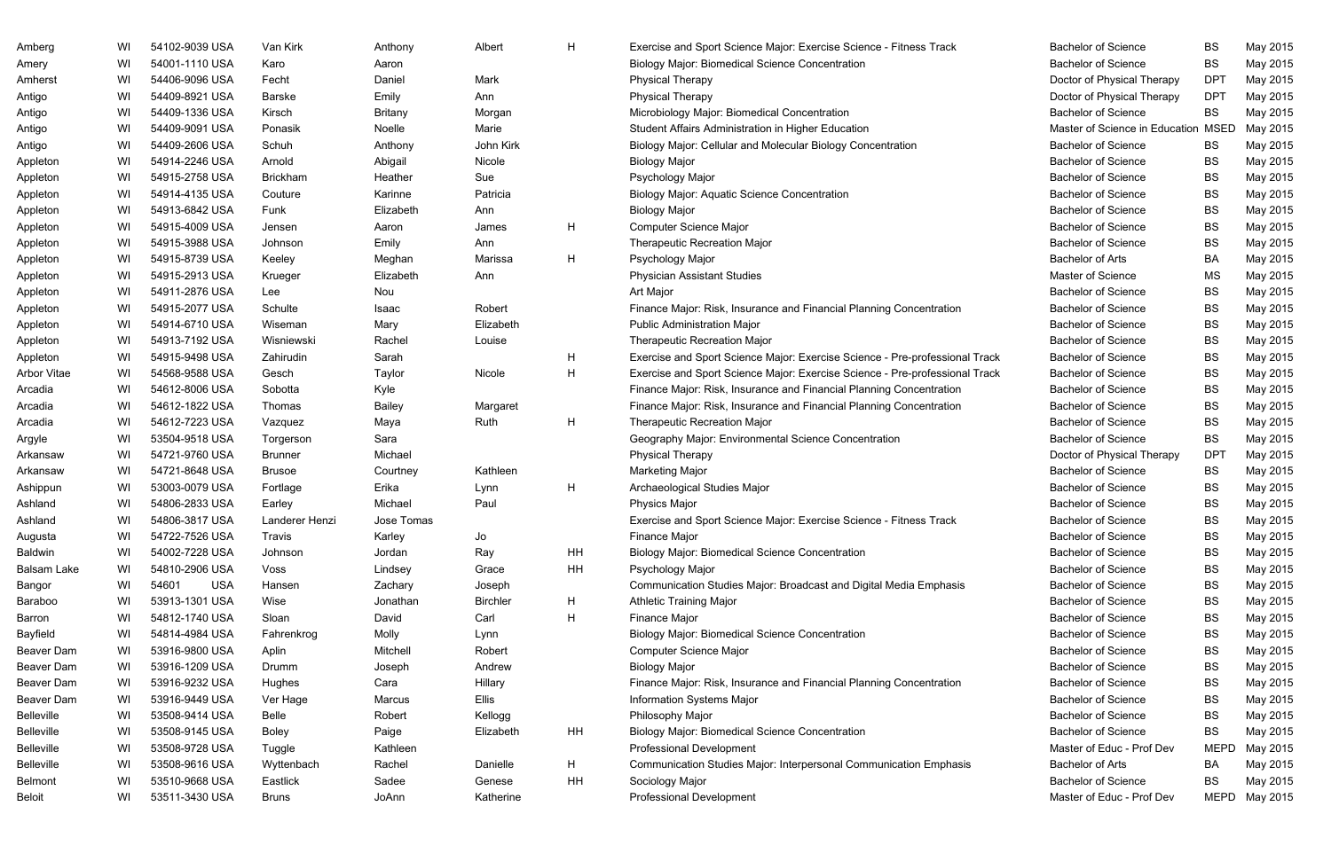| | | | | | | | | | | |
|---|---|---|---|---|---|---|---|---|---|---|
| Amberg | WI | 54102-9039 USA | Van Kirk | Anthony | Albert | H | Exercise and Sport Science Major: Exercise Science - Fitness Track | Bachelor of Science | BS | May 2015 |
| Amery | WI | 54001-1110 USA | Karo | Aaron | | | Biology Major: Biomedical Science Concentration | Bachelor of Science | BS | May 2015 |
| Amherst | WI | 54406-9096 USA | Fecht | Daniel | Mark | | Physical Therapy | Doctor of Physical Therapy | DPT | May 2015 |
| Antigo | WI | 54409-8921 USA | Barske | Emily | Ann | | Physical Therapy | Doctor of Physical Therapy | DPT | May 2015 |
| Antigo | WI | 54409-1336 USA | Kirsch | Britany | Morgan | | Microbiology Major: Biomedical Concentration | Bachelor of Science | BS | May 2015 |
| Antigo | WI | 54409-9091 USA | Ponasik | Noelle | Marie | | Student Affairs Administration in Higher Education | Master of Science in Education | MSED | May 2015 |
| Antigo | WI | 54409-2606 USA | Schuh | Anthony | John Kirk | | Biology Major: Cellular and Molecular Biology Concentration | Bachelor of Science | BS | May 2015 |
| Appleton | WI | 54914-2246 USA | Arnold | Abigail | Nicole | | Biology Major | Bachelor of Science | BS | May 2015 |
| Appleton | WI | 54915-2758 USA | Brickham | Heather | Sue | | Psychology Major | Bachelor of Science | BS | May 2015 |
| Appleton | WI | 54914-4135 USA | Couture | Karinne | Patricia | | Biology Major: Aquatic Science Concentration | Bachelor of Science | BS | May 2015 |
| Appleton | WI | 54913-6842 USA | Funk | Elizabeth | Ann | | Biology Major | Bachelor of Science | BS | May 2015 |
| Appleton | WI | 54915-4009 USA | Jensen | Aaron | James | H | Computer Science Major | Bachelor of Science | BS | May 2015 |
| Appleton | WI | 54915-3988 USA | Johnson | Emily | Ann | | Therapeutic Recreation Major | Bachelor of Science | BS | May 2015 |
| Appleton | WI | 54915-8739 USA | Keeley | Meghan | Marissa | H | Psychology Major | Bachelor of Arts | BA | May 2015 |
| Appleton | WI | 54915-2913 USA | Krueger | Elizabeth | Ann | | Physician Assistant Studies | Master of Science | MS | May 2015 |
| Appleton | WI | 54911-2876 USA | Lee | Nou | | | Art Major | Bachelor of Science | BS | May 2015 |
| Appleton | WI | 54915-2077 USA | Schulte | Isaac | Robert | | Finance Major: Risk, Insurance and Financial Planning Concentration | Bachelor of Science | BS | May 2015 |
| Appleton | WI | 54914-6710 USA | Wiseman | Mary | Elizabeth | | Public Administration Major | Bachelor of Science | BS | May 2015 |
| Appleton | WI | 54913-7192 USA | Wisniewski | Rachel | Louise | | Therapeutic Recreation Major | Bachelor of Science | BS | May 2015 |
| Appleton | WI | 54915-9498 USA | Zahirudin | Sarah | | H | Exercise and Sport Science Major: Exercise Science - Pre-professional Track | Bachelor of Science | BS | May 2015 |
| Arbor Vitae | WI | 54568-9588 USA | Gesch | Taylor | Nicole | H | Exercise and Sport Science Major: Exercise Science - Pre-professional Track | Bachelor of Science | BS | May 2015 |
| Arcadia | WI | 54612-8006 USA | Sobotta | Kyle | | | Finance Major: Risk, Insurance and Financial Planning Concentration | Bachelor of Science | BS | May 2015 |
| Arcadia | WI | 54612-1822 USA | Thomas | Bailey | Margaret | | Finance Major: Risk, Insurance and Financial Planning Concentration | Bachelor of Science | BS | May 2015 |
| Arcadia | WI | 54612-7223 USA | Vazquez | Maya | Ruth | H | Therapeutic Recreation Major | Bachelor of Science | BS | May 2015 |
| Argyle | WI | 53504-9518 USA | Torgerson | Sara | | | Geography Major: Environmental Science Concentration | Bachelor of Science | BS | May 2015 |
| Arkansaw | WI | 54721-9760 USA | Brunner | Michael | | | Physical Therapy | Doctor of Physical Therapy | DPT | May 2015 |
| Arkansaw | WI | 54721-8648 USA | Brusoe | Courtney | Kathleen | | Marketing Major | Bachelor of Science | BS | May 2015 |
| Ashippun | WI | 53003-0079 USA | Fortlage | Erika | Lynn | H | Archaeological Studies Major | Bachelor of Science | BS | May 2015 |
| Ashland | WI | 54806-2833 USA | Earley | Michael | Paul | | Physics Major | Bachelor of Science | BS | May 2015 |
| Ashland | WI | 54806-3817 USA | Landerer Henzi | Jose Tomas | | | Exercise and Sport Science Major: Exercise Science - Fitness Track | Bachelor of Science | BS | May 2015 |
| Augusta | WI | 54722-7526 USA | Travis | Karley | Jo | | Finance Major | Bachelor of Science | BS | May 2015 |
| Baldwin | WI | 54002-7228 USA | Johnson | Jordan | Ray | HH | Biology Major: Biomedical Science Concentration | Bachelor of Science | BS | May 2015 |
| Balsam Lake | WI | 54810-2906 USA | Voss | Lindsey | Grace | HH | Psychology Major | Bachelor of Science | BS | May 2015 |
| Bangor | WI | 54601 USA | Hansen | Zachary | Joseph | | Communication Studies Major: Broadcast and Digital Media Emphasis | Bachelor of Science | BS | May 2015 |
| Baraboo | WI | 53913-1301 USA | Wise | Jonathan | Birchler | H | Athletic Training Major | Bachelor of Science | BS | May 2015 |
| Barron | WI | 54812-1740 USA | Sloan | David | Carl | H | Finance Major | Bachelor of Science | BS | May 2015 |
| Bayfield | WI | 54814-4984 USA | Fahrenkrog | Molly | Lynn | | Biology Major: Biomedical Science Concentration | Bachelor of Science | BS | May 2015 |
| Beaver Dam | WI | 53916-9800 USA | Aplin | Mitchell | Robert | | Computer Science Major | Bachelor of Science | BS | May 2015 |
| Beaver Dam | WI | 53916-1209 USA | Drumm | Joseph | Andrew | | Biology Major | Bachelor of Science | BS | May 2015 |
| Beaver Dam | WI | 53916-9232 USA | Hughes | Cara | Hillary | | Finance Major: Risk, Insurance and Financial Planning Concentration | Bachelor of Science | BS | May 2015 |
| Beaver Dam | WI | 53916-9449 USA | Ver Hage | Marcus | Ellis | | Information Systems Major | Bachelor of Science | BS | May 2015 |
| Belleville | WI | 53508-9414 USA | Belle | Robert | Kellogg | | Philosophy Major | Bachelor of Science | BS | May 2015 |
| Belleville | WI | 53508-9145 USA | Boley | Paige | Elizabeth | HH | Biology Major: Biomedical Science Concentration | Bachelor of Science | BS | May 2015 |
| Belleville | WI | 53508-9728 USA | Tuggle | Kathleen | | | Professional Development | Master of Educ - Prof Dev | MEPD | May 2015 |
| Belleville | WI | 53508-9616 USA | Wyttenbach | Rachel | Danielle | H | Communication Studies Major: Interpersonal Communication Emphasis | Bachelor of Arts | BA | May 2015 |
| Belmont | WI | 53510-9668 USA | Eastlick | Sadee | Genese | HH | Sociology Major | Bachelor of Science | BS | May 2015 |
| Beloit | WI | 53511-3430 USA | Bruns | JoAnn | Katherine | | Professional Development | Master of Educ - Prof Dev | MEPD | May 2015 |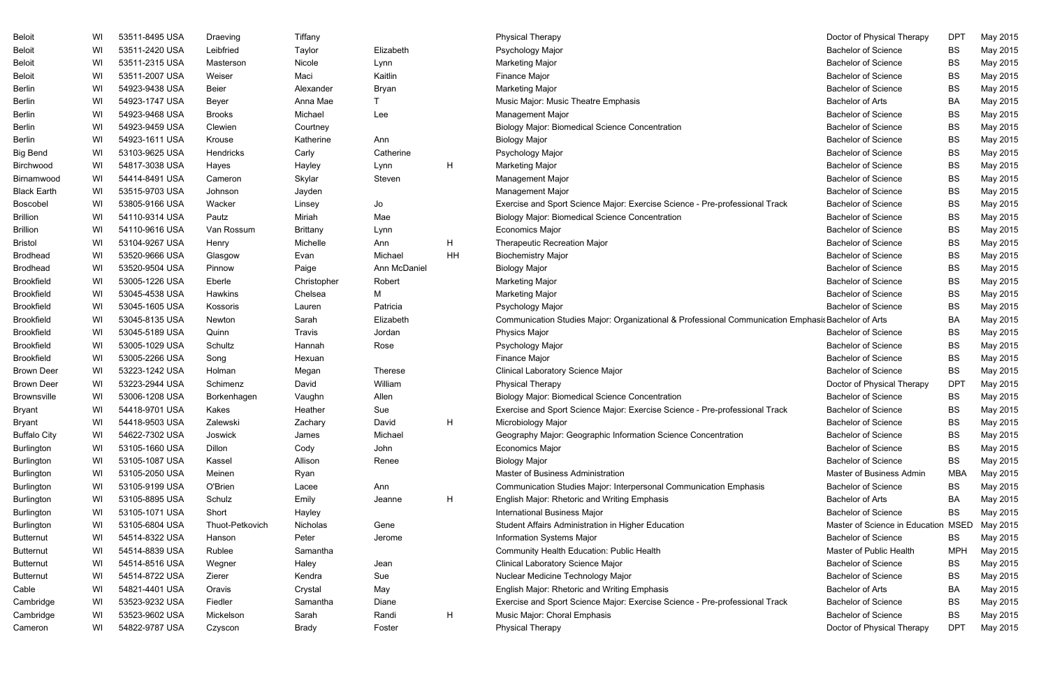| | | | | | | | | | | |
|---|---|---|---|---|---|---|---|---|---|---|
| Beloit | WI | 53511-8495 USA | Draeving | Tiffany | | | Physical Therapy | Doctor of Physical Therapy | DPT | May 2015 |
| Beloit | WI | 53511-2420 USA | Leibfried | Taylor | Elizabeth | | Psychology Major | Bachelor of Science | BS | May 2015 |
| Beloit | WI | 53511-2315 USA | Masterson | Nicole | Lynn | | Marketing Major | Bachelor of Science | BS | May 2015 |
| Beloit | WI | 53511-2007 USA | Weiser | Maci | Kaitlin | | Finance Major | Bachelor of Science | BS | May 2015 |
| Berlin | WI | 54923-9438 USA | Beier | Alexander | Bryan | | Marketing Major | Bachelor of Science | BS | May 2015 |
| Berlin | WI | 54923-1747 USA | Beyer | Anna Mae | T | | Music Major: Music Theatre Emphasis | Bachelor of Arts | BA | May 2015 |
| Berlin | WI | 54923-9468 USA | Brooks | Michael | Lee | | Management Major | Bachelor of Science | BS | May 2015 |
| Berlin | WI | 54923-9459 USA | Clewien | Courtney | | | Biology Major: Biomedical Science Concentration | Bachelor of Science | BS | May 2015 |
| Berlin | WI | 54923-1611 USA | Krouse | Katherine | Ann | | Biology Major | Bachelor of Science | BS | May 2015 |
| Big Bend | WI | 53103-9625 USA | Hendricks | Carly | Catherine | | Psychology Major | Bachelor of Science | BS | May 2015 |
| Birchwood | WI | 54817-3038 USA | Hayes | Hayley | Lynn | H | Marketing Major | Bachelor of Science | BS | May 2015 |
| Birnamwood | WI | 54414-8491 USA | Cameron | Skylar | Steven | | Management Major | Bachelor of Science | BS | May 2015 |
| Black Earth | WI | 53515-9703 USA | Johnson | Jayden | | | Management Major | Bachelor of Science | BS | May 2015 |
| Boscobel | WI | 53805-9166 USA | Wacker | Linsey | Jo | | Exercise and Sport Science Major: Exercise Science - Pre-professional Track | Bachelor of Science | BS | May 2015 |
| Brillion | WI | 54110-9314 USA | Pautz | Miriah | Mae | | Biology Major: Biomedical Science Concentration | Bachelor of Science | BS | May 2015 |
| Brillion | WI | 54110-9616 USA | Van Rossum | Brittany | Lynn | | Economics Major | Bachelor of Science | BS | May 2015 |
| Bristol | WI | 53104-9267 USA | Henry | Michelle | Ann | H | Therapeutic Recreation Major | Bachelor of Science | BS | May 2015 |
| Brodhead | WI | 53520-9666 USA | Glasgow | Evan | Michael | HH | Biochemistry Major | Bachelor of Science | BS | May 2015 |
| Brodhead | WI | 53520-9504 USA | Pinnow | Paige | Ann McDaniel | | Biology Major | Bachelor of Science | BS | May 2015 |
| Brookfield | WI | 53005-1226 USA | Eberle | Christopher | Robert | | Marketing Major | Bachelor of Science | BS | May 2015 |
| Brookfield | WI | 53045-4538 USA | Hawkins | Chelsea | M | | Marketing Major | Bachelor of Science | BS | May 2015 |
| Brookfield | WI | 53045-1605 USA | Kossoris | Lauren | Patricia | | Psychology Major | Bachelor of Science | BS | May 2015 |
| Brookfield | WI | 53045-8135 USA | Newton | Sarah | Elizabeth | | Communication Studies Major: Organizational & Professional Communication Emphasis | Bachelor of Arts | BA | May 2015 |
| Brookfield | WI | 53045-5189 USA | Quinn | Travis | Jordan | | Physics Major | Bachelor of Science | BS | May 2015 |
| Brookfield | WI | 53005-1029 USA | Schultz | Hannah | Rose | | Psychology Major | Bachelor of Science | BS | May 2015 |
| Brookfield | WI | 53005-2266 USA | Song | Hexuan | | | Finance Major | Bachelor of Science | BS | May 2015 |
| Brown Deer | WI | 53223-1242 USA | Holman | Megan | Therese | | Clinical Laboratory Science Major | Bachelor of Science | BS | May 2015 |
| Brown Deer | WI | 53223-2944 USA | Schimenz | David | William | | Physical Therapy | Doctor of Physical Therapy | DPT | May 2015 |
| Brownsville | WI | 53006-1208 USA | Borkenhagen | Vaughn | Allen | | Biology Major: Biomedical Science Concentration | Bachelor of Science | BS | May 2015 |
| Bryant | WI | 54418-9701 USA | Kakes | Heather | Sue | | Exercise and Sport Science Major: Exercise Science - Pre-professional Track | Bachelor of Science | BS | May 2015 |
| Bryant | WI | 54418-9503 USA | Zalewski | Zachary | David | H | Microbiology Major | Bachelor of Science | BS | May 2015 |
| Buffalo City | WI | 54622-7302 USA | Joswick | James | Michael | | Geography Major: Geographic Information Science Concentration | Bachelor of Science | BS | May 2015 |
| Burlington | WI | 53105-1660 USA | Dillon | Cody | John | | Economics Major | Bachelor of Science | BS | May 2015 |
| Burlington | WI | 53105-1087 USA | Kassel | Allison | Renee | | Biology Major | Bachelor of Science | BS | May 2015 |
| Burlington | WI | 53105-2050 USA | Meinen | Ryan | | | Master of Business Administration | Master of Business Admin | MBA | May 2015 |
| Burlington | WI | 53105-9199 USA | O'Brien | Lacee | Ann | | Communication Studies Major: Interpersonal Communication Emphasis | Bachelor of Science | BS | May 2015 |
| Burlington | WI | 53105-8895 USA | Schulz | Emily | Jeanne | H | English Major: Rhetoric and Writing Emphasis | Bachelor of Arts | BA | May 2015 |
| Burlington | WI | 53105-1071 USA | Short | Hayley | | | International Business Major | Bachelor of Science | BS | May 2015 |
| Burlington | WI | 53105-6804 USA | Thuot-Petkovich | Nicholas | Gene | | Student Affairs Administration in Higher Education | Master of Science in Education | MSED | May 2015 |
| Butternut | WI | 54514-8322 USA | Hanson | Peter | Jerome | | Information Systems Major | Bachelor of Science | BS | May 2015 |
| Butternut | WI | 54514-8839 USA | Rublee | Samantha | | | Community Health Education: Public Health | Master of Public Health | MPH | May 2015 |
| Butternut | WI | 54514-8516 USA | Wegner | Haley | Jean | | Clinical Laboratory Science Major | Bachelor of Science | BS | May 2015 |
| Butternut | WI | 54514-8722 USA | Zierer | Kendra | Sue | | Nuclear Medicine Technology Major | Bachelor of Science | BS | May 2015 |
| Cable | WI | 54821-4401 USA | Oravis | Crystal | May | | English Major: Rhetoric and Writing Emphasis | Bachelor of Arts | BA | May 2015 |
| Cambridge | WI | 53523-9232 USA | Fiedler | Samantha | Diane | | Exercise and Sport Science Major: Exercise Science - Pre-professional Track | Bachelor of Science | BS | May 2015 |
| Cambridge | WI | 53523-9602 USA | Mickelson | Sarah | Randi | H | Music Major: Choral Emphasis | Bachelor of Science | BS | May 2015 |
| Cameron | WI | 54822-9787 USA | Czyscon | Brady | Foster | | Physical Therapy | Doctor of Physical Therapy | DPT | May 2015 |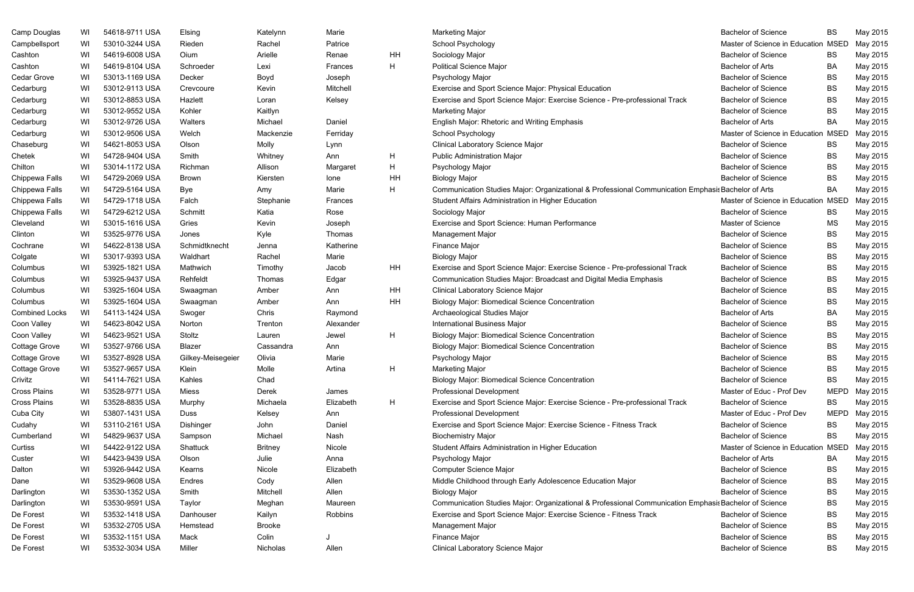| Camp Douglas | WI | 54618-9711 USA | Elsing | Katelynn | Marie | | Marketing Major | Bachelor of Science | BS | May 2015 |
|---|---|---|---|---|---|---|---|---|---|---|
| Campbellsport | WI | 53010-3244 USA | Rieden | Rachel | Patrice | | School Psychology | Master of Science in Education | MSED | May 2015 |
| Cashton | WI | 54619-6008 USA | Oium | Arielle | Renae | HH | Sociology Major | Bachelor of Science | BS | May 2015 |
| Cashton | WI | 54619-8104 USA | Schroeder | Lexi | Frances | H | Political Science Major | Bachelor of Arts | BA | May 2015 |
| Cedar Grove | WI | 53013-1169 USA | Decker | Boyd | Joseph | | Psychology Major | Bachelor of Science | BS | May 2015 |
| Cedarburg | WI | 53012-9113 USA | Crevcoure | Kevin | Mitchell | | Exercise and Sport Science Major: Physical Education | Bachelor of Science | BS | May 2015 |
| Cedarburg | WI | 53012-8853 USA | Hazlett | Loran | Kelsey | | Exercise and Sport Science Major: Exercise Science - Pre-professional Track | Bachelor of Science | BS | May 2015 |
| Cedarburg | WI | 53012-9552 USA | Kohler | Kaitlyn | | | Marketing Major | Bachelor of Science | BS | May 2015 |
| Cedarburg | WI | 53012-9726 USA | Walters | Michael | Daniel | | English Major: Rhetoric and Writing Emphasis | Bachelor of Arts | BA | May 2015 |
| Cedarburg | WI | 53012-9506 USA | Welch | Mackenzie | Ferriday | | School Psychology | Master of Science in Education | MSED | May 2015 |
| Chaseburg | WI | 54621-8053 USA | Olson | Molly | Lynn | | Clinical Laboratory Science Major | Bachelor of Science | BS | May 2015 |
| Chetek | WI | 54728-9404 USA | Smith | Whitney | Ann | H | Public Administration Major | Bachelor of Science | BS | May 2015 |
| Chilton | WI | 53014-1172 USA | Richman | Allison | Margaret | H | Psychology Major | Bachelor of Science | BS | May 2015 |
| Chippewa Falls | WI | 54729-2069 USA | Brown | Kiersten | Ione | HH | Biology Major | Bachelor of Science | BS | May 2015 |
| Chippewa Falls | WI | 54729-5164 USA | Bye | Amy | Marie | H | Communication Studies Major: Organizational & Professional Communication Emphasis | Bachelor of Arts | BA | May 2015 |
| Chippewa Falls | WI | 54729-1718 USA | Falch | Stephanie | Frances | | Student Affairs Administration in Higher Education | Master of Science in Education | MSED | May 2015 |
| Chippewa Falls | WI | 54729-6212 USA | Schmitt | Katia | Rose | | Sociology Major | Bachelor of Science | BS | May 2015 |
| Cleveland | WI | 53015-1616 USA | Gries | Kevin | Joseph | | Exercise and Sport Science: Human Performance | Master of Science | MS | May 2015 |
| Clinton | WI | 53525-9776 USA | Jones | Kyle | Thomas | | Management Major | Bachelor of Science | BS | May 2015 |
| Cochrane | WI | 54622-8138 USA | Schmidtknecht | Jenna | Katherine | | Finance Major | Bachelor of Science | BS | May 2015 |
| Colgate | WI | 53017-9393 USA | Waldhart | Rachel | Marie | | Biology Major | Bachelor of Science | BS | May 2015 |
| Columbus | WI | 53925-1821 USA | Mathwich | Timothy | Jacob | HH | Exercise and Sport Science Major: Exercise Science - Pre-professional Track | Bachelor of Science | BS | May 2015 |
| Columbus | WI | 53925-9437 USA | Rehfeldt | Thomas | Edgar | | Communication Studies Major: Broadcast and Digital Media Emphasis | Bachelor of Science | BS | May 2015 |
| Columbus | WI | 53925-1604 USA | Swaagman | Amber | Ann | HH | Clinical Laboratory Science Major | Bachelor of Science | BS | May 2015 |
| Columbus | WI | 53925-1604 USA | Swaagman | Amber | Ann | HH | Biology Major: Biomedical Science Concentration | Bachelor of Science | BS | May 2015 |
| Combined Locks | WI | 54113-1424 USA | Swoger | Chris | Raymond | | Archaeological Studies Major | Bachelor of Arts | BA | May 2015 |
| Coon Valley | WI | 54623-8042 USA | Norton | Trenton | Alexander | | International Business Major | Bachelor of Science | BS | May 2015 |
| Coon Valley | WI | 54623-9521 USA | Stoltz | Lauren | Jewel | H | Biology Major: Biomedical Science Concentration | Bachelor of Science | BS | May 2015 |
| Cottage Grove | WI | 53527-9766 USA | Blazer | Cassandra | Ann | | Biology Major: Biomedical Science Concentration | Bachelor of Science | BS | May 2015 |
| Cottage Grove | WI | 53527-8928 USA | Gilkey-Meisegeier | Olivia | Marie | | Psychology Major | Bachelor of Science | BS | May 2015 |
| Cottage Grove | WI | 53527-9657 USA | Klein | Molle | Artina | H | Marketing Major | Bachelor of Science | BS | May 2015 |
| Crivitz | WI | 54114-7621 USA | Kahles | Chad | | | Biology Major: Biomedical Science Concentration | Bachelor of Science | BS | May 2015 |
| Cross Plains | WI | 53528-9771 USA | Miess | Derek | James | | Professional Development | Master of Educ - Prof Dev | MEPD | May 2015 |
| Cross Plains | WI | 53528-8835 USA | Murphy | Michaela | Elizabeth | H | Exercise and Sport Science Major: Exercise Science - Pre-professional Track | Bachelor of Science | BS | May 2015 |
| Cuba City | WI | 53807-1431 USA | Duss | Kelsey | Ann | | Professional Development | Master of Educ - Prof Dev | MEPD | May 2015 |
| Cudahy | WI | 53110-2161 USA | Dishinger | John | Daniel | | Exercise and Sport Science Major: Exercise Science - Fitness Track | Bachelor of Science | BS | May 2015 |
| Cumberland | WI | 54829-9637 USA | Sampson | Michael | Nash | | Biochemistry Major | Bachelor of Science | BS | May 2015 |
| Curtiss | WI | 54422-9122 USA | Shattuck | Britney | Nicole | | Student Affairs Administration in Higher Education | Master of Science in Education | MSED | May 2015 |
| Custer | WI | 54423-9439 USA | Olson | Julie | Anna | | Psychology Major | Bachelor of Arts | BA | May 2015 |
| Dalton | WI | 53926-9442 USA | Kearns | Nicole | Elizabeth | | Computer Science Major | Bachelor of Science | BS | May 2015 |
| Dane | WI | 53529-9608 USA | Endres | Cody | Allen | | Middle Childhood through Early Adolescence Education Major | Bachelor of Science | BS | May 2015 |
| Darlington | WI | 53530-1352 USA | Smith | Mitchell | Allen | | Biology Major | Bachelor of Science | BS | May 2015 |
| Darlington | WI | 53530-9591 USA | Taylor | Meghan | Maureen | | Communication Studies Major: Organizational & Professional Communication Emphasis | Bachelor of Science | BS | May 2015 |
| De Forest | WI | 53532-1418 USA | Danhouser | Kailyn | Robbins | | Exercise and Sport Science Major: Exercise Science - Fitness Track | Bachelor of Science | BS | May 2015 |
| De Forest | WI | 53532-2705 USA | Hemstead | Brooke | | | Management Major | Bachelor of Science | BS | May 2015 |
| De Forest | WI | 53532-1151 USA | Mack | Colin | J | | Finance Major | Bachelor of Science | BS | May 2015 |
| De Forest | WI | 53532-3034 USA | Miller | Nicholas | Allen | | Clinical Laboratory Science Major | Bachelor of Science | BS | May 2015 |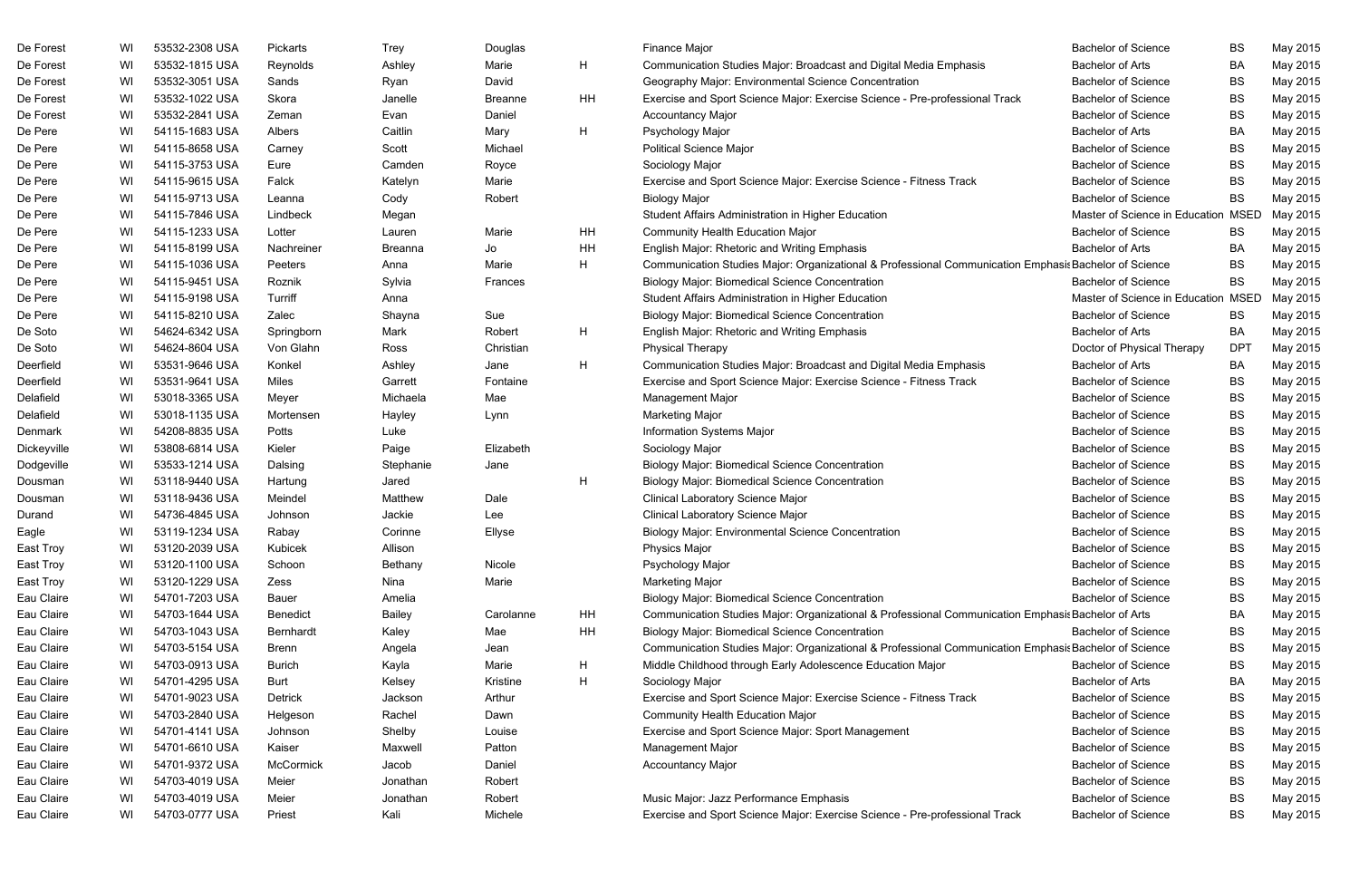| | | | | | | | | | | |
|---|---|---|---|---|---|---|---|---|---|---|
| De Forest | WI | 53532-2308 USA | Pickarts | Trey | Douglas | | Finance Major | Bachelor of Science | BS | May 2015 |
| De Forest | WI | 53532-1815 USA | Reynolds | Ashley | Marie | H | Communication Studies Major: Broadcast and Digital Media Emphasis | Bachelor of Arts | BA | May 2015 |
| De Forest | WI | 53532-3051 USA | Sands | Ryan | David | | Geography Major: Environmental Science Concentration | Bachelor of Science | BS | May 2015 |
| De Forest | WI | 53532-1022 USA | Skora | Janelle | Breanne | HH | Exercise and Sport Science Major: Exercise Science - Pre-professional Track | Bachelor of Science | BS | May 2015 |
| De Forest | WI | 53532-2841 USA | Zeman | Evan | Daniel | | Accountancy Major | Bachelor of Science | BS | May 2015 |
| De Pere | WI | 54115-1683 USA | Albers | Caitlin | Mary | H | Psychology Major | Bachelor of Arts | BA | May 2015 |
| De Pere | WI | 54115-8658 USA | Carney | Scott | Michael | | Political Science Major | Bachelor of Science | BS | May 2015 |
| De Pere | WI | 54115-3753 USA | Eure | Camden | Royce | | Sociology Major | Bachelor of Science | BS | May 2015 |
| De Pere | WI | 54115-9615 USA | Falck | Katelyn | Marie | | Exercise and Sport Science Major: Exercise Science - Fitness Track | Bachelor of Science | BS | May 2015 |
| De Pere | WI | 54115-9713 USA | Leanna | Cody | Robert | | Biology Major | Bachelor of Science | BS | May 2015 |
| De Pere | WI | 54115-7846 USA | Lindbeck | Megan | | | Student Affairs Administration in Higher Education | Master of Science in Education | MSED | May 2015 |
| De Pere | WI | 54115-1233 USA | Lotter | Lauren | Marie | HH | Community Health Education Major | Bachelor of Science | BS | May 2015 |
| De Pere | WI | 54115-8199 USA | Nachreiner | Breanna | Jo | HH | English Major: Rhetoric and Writing Emphasis | Bachelor of Arts | BA | May 2015 |
| De Pere | WI | 54115-1036 USA | Peeters | Anna | Marie | H | Communication Studies Major: Organizational & Professional Communication Emphasis | Bachelor of Science | BS | May 2015 |
| De Pere | WI | 54115-9451 USA | Roznik | Sylvia | Frances | | Biology Major: Biomedical Science Concentration | Bachelor of Science | BS | May 2015 |
| De Pere | WI | 54115-9198 USA | Turriff | Anna | | | Student Affairs Administration in Higher Education | Master of Science in Education | MSED | May 2015 |
| De Pere | WI | 54115-8210 USA | Zalec | Shayna | Sue | | Biology Major: Biomedical Science Concentration | Bachelor of Science | BS | May 2015 |
| De Soto | WI | 54624-6342 USA | Springborn | Mark | Robert | H | English Major: Rhetoric and Writing Emphasis | Bachelor of Arts | BA | May 2015 |
| De Soto | WI | 54624-8604 USA | Von Glahn | Ross | Christian | | Physical Therapy | Doctor of Physical Therapy | DPT | May 2015 |
| Deerfield | WI | 53531-9646 USA | Konkel | Ashley | Jane | H | Communication Studies Major: Broadcast and Digital Media Emphasis | Bachelor of Arts | BA | May 2015 |
| Deerfield | WI | 53531-9641 USA | Miles | Garrett | Fontaine | | Exercise and Sport Science Major: Exercise Science - Fitness Track | Bachelor of Science | BS | May 2015 |
| Delafield | WI | 53018-3365 USA | Meyer | Michaela | Mae | | Management Major | Bachelor of Science | BS | May 2015 |
| Delafield | WI | 53018-1135 USA | Mortensen | Hayley | Lynn | | Marketing Major | Bachelor of Science | BS | May 2015 |
| Denmark | WI | 54208-8835 USA | Potts | Luke | | | Information Systems Major | Bachelor of Science | BS | May 2015 |
| Dickeyville | WI | 53808-6814 USA | Kieler | Paige | Elizabeth | | Sociology Major | Bachelor of Science | BS | May 2015 |
| Dodgeville | WI | 53533-1214 USA | Dalsing | Stephanie | Jane | | Biology Major: Biomedical Science Concentration | Bachelor of Science | BS | May 2015 |
| Dousman | WI | 53118-9440 USA | Hartung | Jared | | H | Biology Major: Biomedical Science Concentration | Bachelor of Science | BS | May 2015 |
| Dousman | WI | 53118-9436 USA | Meindel | Matthew | Dale | | Clinical Laboratory Science Major | Bachelor of Science | BS | May 2015 |
| Durand | WI | 54736-4845 USA | Johnson | Jackie | Lee | | Clinical Laboratory Science Major | Bachelor of Science | BS | May 2015 |
| Eagle | WI | 53119-1234 USA | Rabay | Corinne | Ellyse | | Biology Major: Environmental Science Concentration | Bachelor of Science | BS | May 2015 |
| East Troy | WI | 53120-2039 USA | Kubicek | Allison | | | Physics Major | Bachelor of Science | BS | May 2015 |
| East Troy | WI | 53120-1100 USA | Schoon | Bethany | Nicole | | Psychology Major | Bachelor of Science | BS | May 2015 |
| East Troy | WI | 53120-1229 USA | Zess | Nina | Marie | | Marketing Major | Bachelor of Science | BS | May 2015 |
| Eau Claire | WI | 54701-7203 USA | Bauer | Amelia | | | Biology Major: Biomedical Science Concentration | Bachelor of Science | BS | May 2015 |
| Eau Claire | WI | 54703-1644 USA | Benedict | Bailey | Carolanne | HH | Communication Studies Major: Organizational & Professional Communication Emphasis | Bachelor of Arts | BA | May 2015 |
| Eau Claire | WI | 54703-1043 USA | Bernhardt | Kaley | Mae | HH | Biology Major: Biomedical Science Concentration | Bachelor of Science | BS | May 2015 |
| Eau Claire | WI | 54703-5154 USA | Brenn | Angela | Jean | | Communication Studies Major: Organizational & Professional Communication Emphasis | Bachelor of Science | BS | May 2015 |
| Eau Claire | WI | 54703-0913 USA | Burich | Kayla | Marie | H | Middle Childhood through Early Adolescence Education Major | Bachelor of Science | BS | May 2015 |
| Eau Claire | WI | 54701-4295 USA | Burt | Kelsey | Kristine | H | Sociology Major | Bachelor of Arts | BA | May 2015 |
| Eau Claire | WI | 54701-9023 USA | Detrick | Jackson | Arthur | | Exercise and Sport Science Major: Exercise Science - Fitness Track | Bachelor of Science | BS | May 2015 |
| Eau Claire | WI | 54703-2840 USA | Helgeson | Rachel | Dawn | | Community Health Education Major | Bachelor of Science | BS | May 2015 |
| Eau Claire | WI | 54701-4141 USA | Johnson | Shelby | Louise | | Exercise and Sport Science Major: Sport Management | Bachelor of Science | BS | May 2015 |
| Eau Claire | WI | 54701-6610 USA | Kaiser | Maxwell | Patton | | Management Major | Bachelor of Science | BS | May 2015 |
| Eau Claire | WI | 54701-9372 USA | McCormick | Jacob | Daniel | | Accountancy Major | Bachelor of Science | BS | May 2015 |
| Eau Claire | WI | 54703-4019 USA | Meier | Jonathan | Robert | | | Bachelor of Science | BS | May 2015 |
| Eau Claire | WI | 54703-4019 USA | Meier | Jonathan | Robert | | Music Major: Jazz Performance Emphasis | Bachelor of Science | BS | May 2015 |
| Eau Claire | WI | 54703-0777 USA | Priest | Kali | Michele | | Exercise and Sport Science Major: Exercise Science - Pre-professional Track | Bachelor of Science | BS | May 2015 |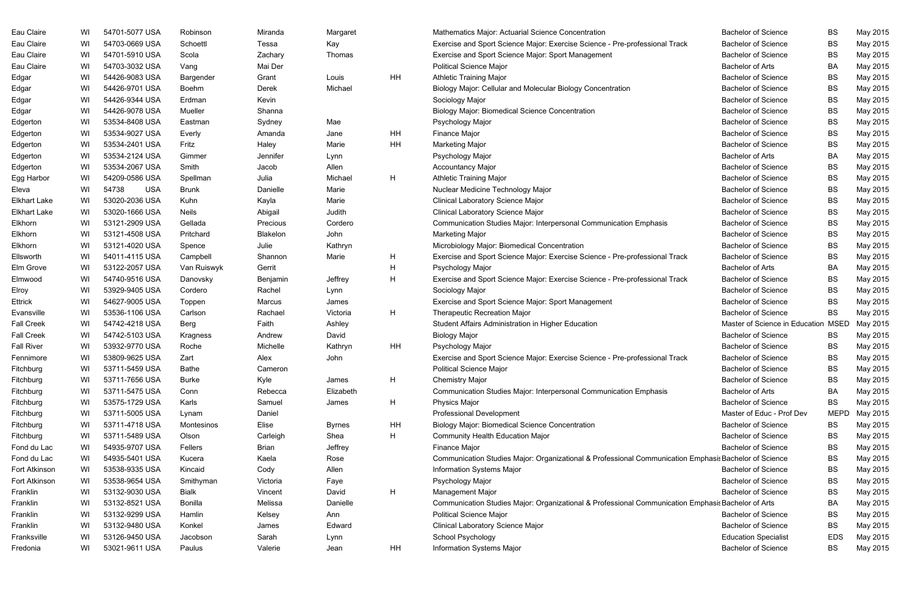| | | | | | | | | | | |
|---|---|---|---|---|---|---|---|---|---|---|
| Eau Claire | WI | 54701-5077 USA | Robinson | Miranda | Margaret | | Mathematics Major: Actuarial Science Concentration | Bachelor of Science | BS | May 2015 |
| Eau Claire | WI | 54703-0669 USA | Schoettl | Tessa | Kay | | Exercise and Sport Science Major: Exercise Science - Pre-professional Track | Bachelor of Science | BS | May 2015 |
| Eau Claire | WI | 54701-5910 USA | Scola | Zachary | Thomas | | Exercise and Sport Science Major: Sport Management | Bachelor of Science | BS | May 2015 |
| Eau Claire | WI | 54703-3032 USA | Vang | Mai Der | | | Political Science Major | Bachelor of Arts | BA | May 2015 |
| Edgar | WI | 54426-9083 USA | Bargender | Grant | Louis | HH | Athletic Training Major | Bachelor of Science | BS | May 2015 |
| Edgar | WI | 54426-9701 USA | Boehm | Derek | Michael | | Biology Major: Cellular and Molecular Biology Concentration | Bachelor of Science | BS | May 2015 |
| Edgar | WI | 54426-9344 USA | Erdman | Kevin | | | Sociology Major | Bachelor of Science | BS | May 2015 |
| Edgar | WI | 54426-9078 USA | Mueller | Shanna | | | Biology Major: Biomedical Science Concentration | Bachelor of Science | BS | May 2015 |
| Edgerton | WI | 53534-8408 USA | Eastman | Sydney | Mae | | Psychology Major | Bachelor of Science | BS | May 2015 |
| Edgerton | WI | 53534-9027 USA | Everly | Amanda | Jane | HH | Finance Major | Bachelor of Science | BS | May 2015 |
| Edgerton | WI | 53534-2401 USA | Fritz | Haley | Marie | HH | Marketing Major | Bachelor of Science | BS | May 2015 |
| Edgerton | WI | 53534-2124 USA | Gimmer | Jennifer | Lynn | | Psychology Major | Bachelor of Arts | BA | May 2015 |
| Edgerton | WI | 53534-2067 USA | Smith | Jacob | Allen | | Accountancy Major | Bachelor of Science | BS | May 2015 |
| Egg Harbor | WI | 54209-0586 USA | Spellman | Julia | Michael | H | Athletic Training Major | Bachelor of Science | BS | May 2015 |
| Eleva | WI | 54738 USA | Brunk | Danielle | Marie | | Nuclear Medicine Technology Major | Bachelor of Science | BS | May 2015 |
| Elkhart Lake | WI | 53020-2036 USA | Kuhn | Kayla | Marie | | Clinical Laboratory Science Major | Bachelor of Science | BS | May 2015 |
| Elkhart Lake | WI | 53020-1666 USA | Neils | Abigail | Judith | | Clinical Laboratory Science Major | Bachelor of Science | BS | May 2015 |
| Elkhorn | WI | 53121-2909 USA | Gellada | Precious | Cordero | | Communication Studies Major: Interpersonal Communication Emphasis | Bachelor of Science | BS | May 2015 |
| Elkhorn | WI | 53121-4508 USA | Pritchard | Blakelon | John | | Marketing Major | Bachelor of Science | BS | May 2015 |
| Elkhorn | WI | 53121-4020 USA | Spence | Julie | Kathryn | | Microbiology Major: Biomedical Concentration | Bachelor of Science | BS | May 2015 |
| Ellsworth | WI | 54011-4115 USA | Campbell | Shannon | Marie | H | Exercise and Sport Science Major: Exercise Science - Pre-professional Track | Bachelor of Science | BS | May 2015 |
| Elm Grove | WI | 53122-2057 USA | Van Ruiswyk | Gerrit | | H | Psychology Major | Bachelor of Arts | BA | May 2015 |
| Elmwood | WI | 54740-9516 USA | Danovsky | Benjamin | Jeffrey | H | Exercise and Sport Science Major: Exercise Science - Pre-professional Track | Bachelor of Science | BS | May 2015 |
| Elroy | WI | 53929-9405 USA | Cordero | Rachel | Lynn | | Sociology Major | Bachelor of Science | BS | May 2015 |
| Ettrick | WI | 54627-9005 USA | Toppen | Marcus | James | | Exercise and Sport Science Major: Sport Management | Bachelor of Science | BS | May 2015 |
| Evansville | WI | 53536-1106 USA | Carlson | Rachael | Victoria | H | Therapeutic Recreation Major | Bachelor of Science | BS | May 2015 |
| Fall Creek | WI | 54742-4218 USA | Berg | Faith | Ashley | | Student Affairs Administration in Higher Education | Master of Science in Education | MSED | May 2015 |
| Fall Creek | WI | 54742-5103 USA | Kragness | Andrew | David | | Biology Major | Bachelor of Science | BS | May 2015 |
| Fall River | WI | 53932-9770 USA | Roche | Michelle | Kathryn | HH | Psychology Major | Bachelor of Science | BS | May 2015 |
| Fennimore | WI | 53809-9625 USA | Zart | Alex | John | | Exercise and Sport Science Major: Exercise Science - Pre-professional Track | Bachelor of Science | BS | May 2015 |
| Fitchburg | WI | 53711-5459 USA | Bathe | Cameron | | | Political Science Major | Bachelor of Science | BS | May 2015 |
| Fitchburg | WI | 53711-7656 USA | Burke | Kyle | James | H | Chemistry Major | Bachelor of Science | BS | May 2015 |
| Fitchburg | WI | 53711-5475 USA | Conn | Rebecca | Elizabeth | | Communication Studies Major: Interpersonal Communication Emphasis | Bachelor of Arts | BA | May 2015 |
| Fitchburg | WI | 53575-1729 USA | Karls | Samuel | James | H | Physics Major | Bachelor of Science | BS | May 2015 |
| Fitchburg | WI | 53711-5005 USA | Lynam | Daniel | | | Professional Development | Master of Educ - Prof Dev | MEPD | May 2015 |
| Fitchburg | WI | 53711-4718 USA | Montesinos | Elise | Byrnes | HH | Biology Major: Biomedical Science Concentration | Bachelor of Science | BS | May 2015 |
| Fitchburg | WI | 53711-5489 USA | Olson | Carleigh | Shea | H | Community Health Education Major | Bachelor of Science | BS | May 2015 |
| Fond du Lac | WI | 54935-9707 USA | Fellers | Brian | Jeffrey | | Finance Major | Bachelor of Science | BS | May 2015 |
| Fond du Lac | WI | 54935-5401 USA | Kucera | Kaela | Rose | | Communication Studies Major: Organizational & Professional Communication Emphasis | Bachelor of Science | BS | May 2015 |
| Fort Atkinson | WI | 53538-9335 USA | Kincaid | Cody | Allen | | Information Systems Major | Bachelor of Science | BS | May 2015 |
| Fort Atkinson | WI | 53538-9654 USA | Smithyman | Victoria | Faye | | Psychology Major | Bachelor of Science | BS | May 2015 |
| Franklin | WI | 53132-9030 USA | Bialk | Vincent | David | H | Management Major | Bachelor of Science | BS | May 2015 |
| Franklin | WI | 53132-8521 USA | Bonilla | Melissa | Danielle | | Communication Studies Major: Organizational & Professional Communication Emphasis | Bachelor of Arts | BA | May 2015 |
| Franklin | WI | 53132-9299 USA | Hamlin | Kelsey | Ann | | Political Science Major | Bachelor of Science | BS | May 2015 |
| Franklin | WI | 53132-9480 USA | Konkel | James | Edward | | Clinical Laboratory Science Major | Bachelor of Science | BS | May 2015 |
| Franksville | WI | 53126-9450 USA | Jacobson | Sarah | Lynn | | School Psychology | Education Specialist | EDS | May 2015 |
| Fredonia | WI | 53021-9611 USA | Paulus | Valerie | Jean | HH | Information Systems Major | Bachelor of Science | BS | May 2015 |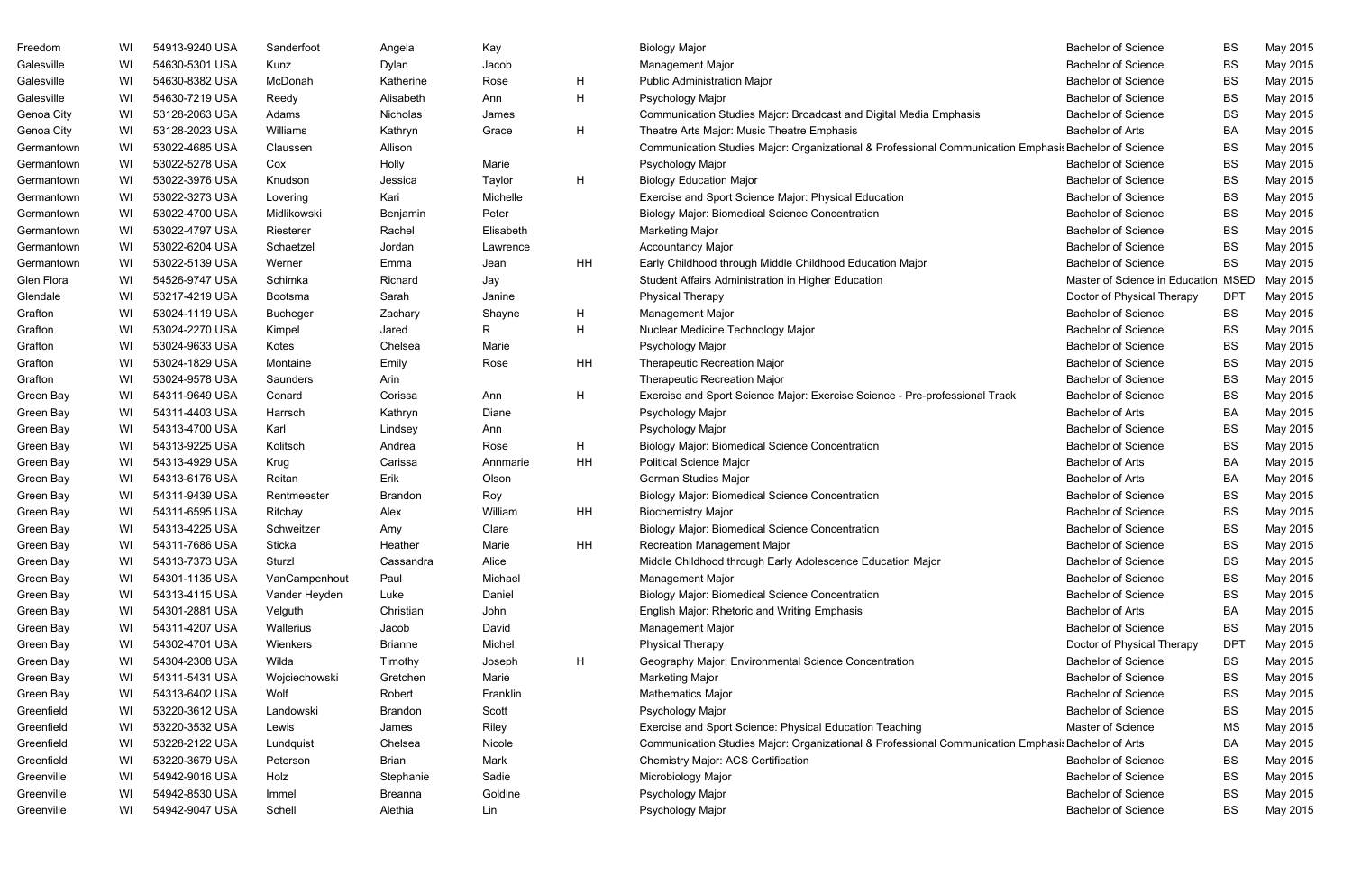| | | | | | | | | | | |
|---|---|---|---|---|---|---|---|---|---|---|
| Freedom | WI | 54913-9240 USA | Sanderfoot | Angela | Kay | | Biology Major | Bachelor of Science | BS | May 2015 |
| Galesville | WI | 54630-5301 USA | Kunz | Dylan | Jacob | | Management Major | Bachelor of Science | BS | May 2015 |
| Galesville | WI | 54630-8382 USA | McDonah | Katherine | Rose | H | Public Administration Major | Bachelor of Science | BS | May 2015 |
| Galesville | WI | 54630-7219 USA | Reedy | Alisabeth | Ann | H | Psychology Major | Bachelor of Science | BS | May 2015 |
| Genoa City | WI | 53128-2063 USA | Adams | Nicholas | James | | Communication Studies Major: Broadcast and Digital Media Emphasis | Bachelor of Science | BS | May 2015 |
| Genoa City | WI | 53128-2023 USA | Williams | Kathryn | Grace | H | Theatre Arts Major: Music Theatre Emphasis | Bachelor of Arts | BA | May 2015 |
| Germantown | WI | 53022-4685 USA | Claussen | Allison | | | Communication Studies Major: Organizational & Professional Communication Emphasis | Bachelor of Science | BS | May 2015 |
| Germantown | WI | 53022-5278 USA | Cox | Holly | Marie | | Psychology Major | Bachelor of Science | BS | May 2015 |
| Germantown | WI | 53022-3976 USA | Knudson | Jessica | Taylor | H | Biology Education Major | Bachelor of Science | BS | May 2015 |
| Germantown | WI | 53022-3273 USA | Lovering | Kari | Michelle | | Exercise and Sport Science Major: Physical Education | Bachelor of Science | BS | May 2015 |
| Germantown | WI | 53022-4700 USA | Midlikowski | Benjamin | Peter | | Biology Major: Biomedical Science Concentration | Bachelor of Science | BS | May 2015 |
| Germantown | WI | 53022-4797 USA | Riesterer | Rachel | Elisabeth | | Marketing Major | Bachelor of Science | BS | May 2015 |
| Germantown | WI | 53022-6204 USA | Schaetzel | Jordan | Lawrence | | Accountancy Major | Bachelor of Science | BS | May 2015 |
| Germantown | WI | 53022-5139 USA | Werner | Emma | Jean | HH | Early Childhood through Middle Childhood Education Major | Bachelor of Science | BS | May 2015 |
| Glen Flora | WI | 54526-9747 USA | Schimka | Richard | Jay | | Student Affairs Administration in Higher Education | Master of Science in Education | MSED | May 2015 |
| Glendale | WI | 53217-4219 USA | Bootsma | Sarah | Janine | | Physical Therapy | Doctor of Physical Therapy | DPT | May 2015 |
| Grafton | WI | 53024-1119 USA | Bucheger | Zachary | Shayne | H | Management Major | Bachelor of Science | BS | May 2015 |
| Grafton | WI | 53024-2270 USA | Kimpel | Jared | R | H | Nuclear Medicine Technology Major | Bachelor of Science | BS | May 2015 |
| Grafton | WI | 53024-9633 USA | Kotes | Chelsea | Marie | | Psychology Major | Bachelor of Science | BS | May 2015 |
| Grafton | WI | 53024-1829 USA | Montaine | Emily | Rose | HH | Therapeutic Recreation Major | Bachelor of Science | BS | May 2015 |
| Grafton | WI | 53024-9578 USA | Saunders | Arin | | | Therapeutic Recreation Major | Bachelor of Science | BS | May 2015 |
| Green Bay | WI | 54311-9649 USA | Conard | Corissa | Ann | H | Exercise and Sport Science Major: Exercise Science - Pre-professional Track | Bachelor of Science | BS | May 2015 |
| Green Bay | WI | 54311-4403 USA | Harrsch | Kathryn | Diane | | Psychology Major | Bachelor of Arts | BA | May 2015 |
| Green Bay | WI | 54313-4700 USA | Karl | Lindsey | Ann | | Psychology Major | Bachelor of Science | BS | May 2015 |
| Green Bay | WI | 54313-9225 USA | Kolitsch | Andrea | Rose | H | Biology Major: Biomedical Science Concentration | Bachelor of Science | BS | May 2015 |
| Green Bay | WI | 54313-4929 USA | Krug | Carissa | Annmarie | HH | Political Science Major | Bachelor of Arts | BA | May 2015 |
| Green Bay | WI | 54313-6176 USA | Reitan | Erik | Olson | | German Studies Major | Bachelor of Arts | BA | May 2015 |
| Green Bay | WI | 54311-9439 USA | Rentmeester | Brandon | Roy | | Biology Major: Biomedical Science Concentration | Bachelor of Science | BS | May 2015 |
| Green Bay | WI | 54311-6595 USA | Ritchay | Alex | William | HH | Biochemistry Major | Bachelor of Science | BS | May 2015 |
| Green Bay | WI | 54313-4225 USA | Schweitzer | Amy | Clare | | Biology Major: Biomedical Science Concentration | Bachelor of Science | BS | May 2015 |
| Green Bay | WI | 54311-7686 USA | Sticka | Heather | Marie | HH | Recreation Management Major | Bachelor of Science | BS | May 2015 |
| Green Bay | WI | 54313-7373 USA | Sturzl | Cassandra | Alice | | Middle Childhood through Early Adolescence Education Major | Bachelor of Science | BS | May 2015 |
| Green Bay | WI | 54301-1135 USA | VanCampenhout | Paul | Michael | | Management Major | Bachelor of Science | BS | May 2015 |
| Green Bay | WI | 54313-4115 USA | Vander Heyden | Luke | Daniel | | Biology Major: Biomedical Science Concentration | Bachelor of Science | BS | May 2015 |
| Green Bay | WI | 54301-2881 USA | Velguth | Christian | John | | English Major: Rhetoric and Writing Emphasis | Bachelor of Arts | BA | May 2015 |
| Green Bay | WI | 54311-4207 USA | Wallerius | Jacob | David | | Management Major | Bachelor of Science | BS | May 2015 |
| Green Bay | WI | 54302-4701 USA | Wienkers | Brianne | Michel | | Physical Therapy | Doctor of Physical Therapy | DPT | May 2015 |
| Green Bay | WI | 54304-2308 USA | Wilda | Timothy | Joseph | H | Geography Major: Environmental Science Concentration | Bachelor of Science | BS | May 2015 |
| Green Bay | WI | 54311-5431 USA | Wojciechowski | Gretchen | Marie | | Marketing Major | Bachelor of Science | BS | May 2015 |
| Green Bay | WI | 54313-6402 USA | Wolf | Robert | Franklin | | Mathematics Major | Bachelor of Science | BS | May 2015 |
| Greenfield | WI | 53220-3612 USA | Landowski | Brandon | Scott | | Psychology Major | Bachelor of Science | BS | May 2015 |
| Greenfield | WI | 53220-3532 USA | Lewis | James | Riley | | Exercise and Sport Science: Physical Education Teaching | Master of Science | MS | May 2015 |
| Greenfield | WI | 53228-2122 USA | Lundquist | Chelsea | Nicole | | Communication Studies Major: Organizational & Professional Communication Emphasis | Bachelor of Arts | BA | May 2015 |
| Greenfield | WI | 53220-3679 USA | Peterson | Brian | Mark | | Chemistry Major: ACS Certification | Bachelor of Science | BS | May 2015 |
| Greenville | WI | 54942-9016 USA | Holz | Stephanie | Sadie | | Microbiology Major | Bachelor of Science | BS | May 2015 |
| Greenville | WI | 54942-8530 USA | Immel | Breanna | Goldine | | Psychology Major | Bachelor of Science | BS | May 2015 |
| Greenville | WI | 54942-9047 USA | Schell | Alethia | Lin | | Psychology Major | Bachelor of Science | BS | May 2015 |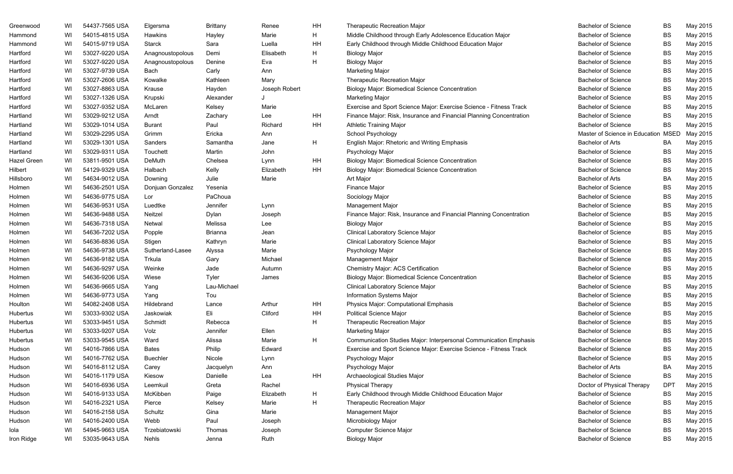| | | | | | | | | | | |
|---|---|---|---|---|---|---|---|---|---|---|
| Greenwood | WI | 54437-7565 USA | Elgersma | Brittany | Renee | HH | Therapeutic Recreation Major | Bachelor of Science | BS | May 2015 |
| Hammond | WI | 54015-4815 USA | Hawkins | Hayley | Marie | H | Middle Childhood through Early Adolescence Education Major | Bachelor of Science | BS | May 2015 |
| Hammond | WI | 54015-9719 USA | Starck | Sara | Luella | HH | Early Childhood through Middle Childhood Education Major | Bachelor of Science | BS | May 2015 |
| Hartford | WI | 53027-9220 USA | Anagnoustopolous | Demi | Elisabeth | H | Biology Major | Bachelor of Science | BS | May 2015 |
| Hartford | WI | 53027-9220 USA | Anagnoustopolous | Denine | Eva | H | Biology Major | Bachelor of Science | BS | May 2015 |
| Hartford | WI | 53027-9739 USA | Bach | Carly | Ann | | Marketing Major | Bachelor of Science | BS | May 2015 |
| Hartford | WI | 53027-2606 USA | Kowalke | Kathleen | Mary | | Therapeutic Recreation Major | Bachelor of Science | BS | May 2015 |
| Hartford | WI | 53027-8863 USA | Krause | Hayden | Joseph Robert | | Biology Major: Biomedical Science Concentration | Bachelor of Science | BS | May 2015 |
| Hartford | WI | 53027-1326 USA | Krupski | Alexander | J | | Marketing Major | Bachelor of Science | BS | May 2015 |
| Hartford | WI | 53027-9352 USA | McLaren | Kelsey | Marie | | Exercise and Sport Science Major: Exercise Science - Fitness Track | Bachelor of Science | BS | May 2015 |
| Hartland | WI | 53029-9212 USA | Arndt | Zachary | Lee | HH | Finance Major: Risk, Insurance and Financial Planning Concentration | Bachelor of Science | BS | May 2015 |
| Hartland | WI | 53029-1014 USA | Burant | Paul | Richard | HH | Athletic Training Major | Bachelor of Science | BS | May 2015 |
| Hartland | WI | 53029-2295 USA | Grimm | Ericka | Ann | | School Psychology | Master of Science in Education | MSED | May 2015 |
| Hartland | WI | 53029-1301 USA | Sanders | Samantha | Jane | H | English Major: Rhetoric and Writing Emphasis | Bachelor of Arts | BA | May 2015 |
| Hartland | WI | 53029-9311 USA | Touchett | Martin | John | | Psychology Major | Bachelor of Science | BS | May 2015 |
| Hazel Green | WI | 53811-9501 USA | DeMuth | Chelsea | Lynn | HH | Biology Major: Biomedical Science Concentration | Bachelor of Science | BS | May 2015 |
| Hilbert | WI | 54129-9329 USA | Halbach | Kelly | Elizabeth | HH | Biology Major: Biomedical Science Concentration | Bachelor of Science | BS | May 2015 |
| Hillsboro | WI | 54634-9012 USA | Downing | Julie | Marie | | Art Major | Bachelor of Arts | BA | May 2015 |
| Holmen | WI | 54636-2501 USA | Donjuan Gonzalez | Yesenia | | | Finance Major | Bachelor of Science | BS | May 2015 |
| Holmen | WI | 54636-9775 USA | Lor | PaChoua | | | Sociology Major | Bachelor of Science | BS | May 2015 |
| Holmen | WI | 54636-9531 USA | Luedtke | Jennifer | Lynn | | Management Major | Bachelor of Science | BS | May 2015 |
| Holmen | WI | 54636-9488 USA | Neitzel | Dylan | Joseph | | Finance Major: Risk, Insurance and Financial Planning Concentration | Bachelor of Science | BS | May 2015 |
| Holmen | WI | 54636-7318 USA | Netwal | Melissa | Lee | | Biology Major | Bachelor of Science | BS | May 2015 |
| Holmen | WI | 54636-7202 USA | Popple | Brianna | Jean | | Clinical Laboratory Science Major | Bachelor of Science | BS | May 2015 |
| Holmen | WI | 54636-8836 USA | Stigen | Kathryn | Marie | | Clinical Laboratory Science Major | Bachelor of Science | BS | May 2015 |
| Holmen | WI | 54636-9738 USA | Sutherland-Lasee | Alyssa | Marie | | Psychology Major | Bachelor of Science | BS | May 2015 |
| Holmen | WI | 54636-9182 USA | Trkula | Gary | Michael | | Management Major | Bachelor of Science | BS | May 2015 |
| Holmen | WI | 54636-9297 USA | Weinke | Jade | Autumn | | Chemistry Major: ACS Certification | Bachelor of Science | BS | May 2015 |
| Holmen | WI | 54636-9206 USA | Wiese | Tyler | James | | Biology Major: Biomedical Science Concentration | Bachelor of Science | BS | May 2015 |
| Holmen | WI | 54636-9665 USA | Yang | Lau-Michael | | | Clinical Laboratory Science Major | Bachelor of Science | BS | May 2015 |
| Holmen | WI | 54636-9773 USA | Yang | Tou | | | Information Systems Major | Bachelor of Science | BS | May 2015 |
| Houlton | WI | 54082-2408 USA | Hildebrand | Lance | Arthur | HH | Physics Major: Computational Emphasis | Bachelor of Science | BS | May 2015 |
| Hubertus | WI | 53033-9302 USA | Jaskowiak | Eli | Cliford | HH | Political Science Major | Bachelor of Science | BS | May 2015 |
| Hubertus | WI | 53033-9451 USA | Schmidt | Rebecca | | H | Therapeutic Recreation Major | Bachelor of Science | BS | May 2015 |
| Hubertus | WI | 53033-9207 USA | Volz | Jennifer | Ellen | | Marketing Major | Bachelor of Science | BS | May 2015 |
| Hubertus | WI | 53033-9545 USA | Ward | Alissa | Marie | H | Communication Studies Major: Interpersonal Communication Emphasis | Bachelor of Science | BS | May 2015 |
| Hudson | WI | 54016-7866 USA | Bates | Philip | Edward | | Exercise and Sport Science Major: Exercise Science - Fitness Track | Bachelor of Science | BS | May 2015 |
| Hudson | WI | 54016-7762 USA | Buechler | Nicole | Lynn | | Psychology Major | Bachelor of Science | BS | May 2015 |
| Hudson | WI | 54016-8112 USA | Carey | Jacquelyn | Ann | | Psychology Major | Bachelor of Arts | BA | May 2015 |
| Hudson | WI | 54016-1179 USA | Kiesow | Danielle | Lea | HH | Archaeological Studies Major | Bachelor of Science | BS | May 2015 |
| Hudson | WI | 54016-6936 USA | Leemkuil | Greta | Rachel | | Physical Therapy | Doctor of Physical Therapy | DPT | May 2015 |
| Hudson | WI | 54016-9133 USA | McKibben | Paige | Elizabeth | H | Early Childhood through Middle Childhood Education Major | Bachelor of Science | BS | May 2015 |
| Hudson | WI | 54016-2321 USA | Pierce | Kelsey | Marie | H | Therapeutic Recreation Major | Bachelor of Science | BS | May 2015 |
| Hudson | WI | 54016-2158 USA | Schultz | Gina | Marie | | Management Major | Bachelor of Science | BS | May 2015 |
| Hudson | WI | 54016-2400 USA | Webb | Paul | Joseph | | Microbiology Major | Bachelor of Science | BS | May 2015 |
| Iola | WI | 54945-9663 USA | Trzebiatowski | Thomas | Joseph | | Computer Science Major | Bachelor of Science | BS | May 2015 |
| Iron Ridge | WI | 53035-9643 USA | Nehls | Jenna | Ruth | | Biology Major | Bachelor of Science | BS | May 2015 |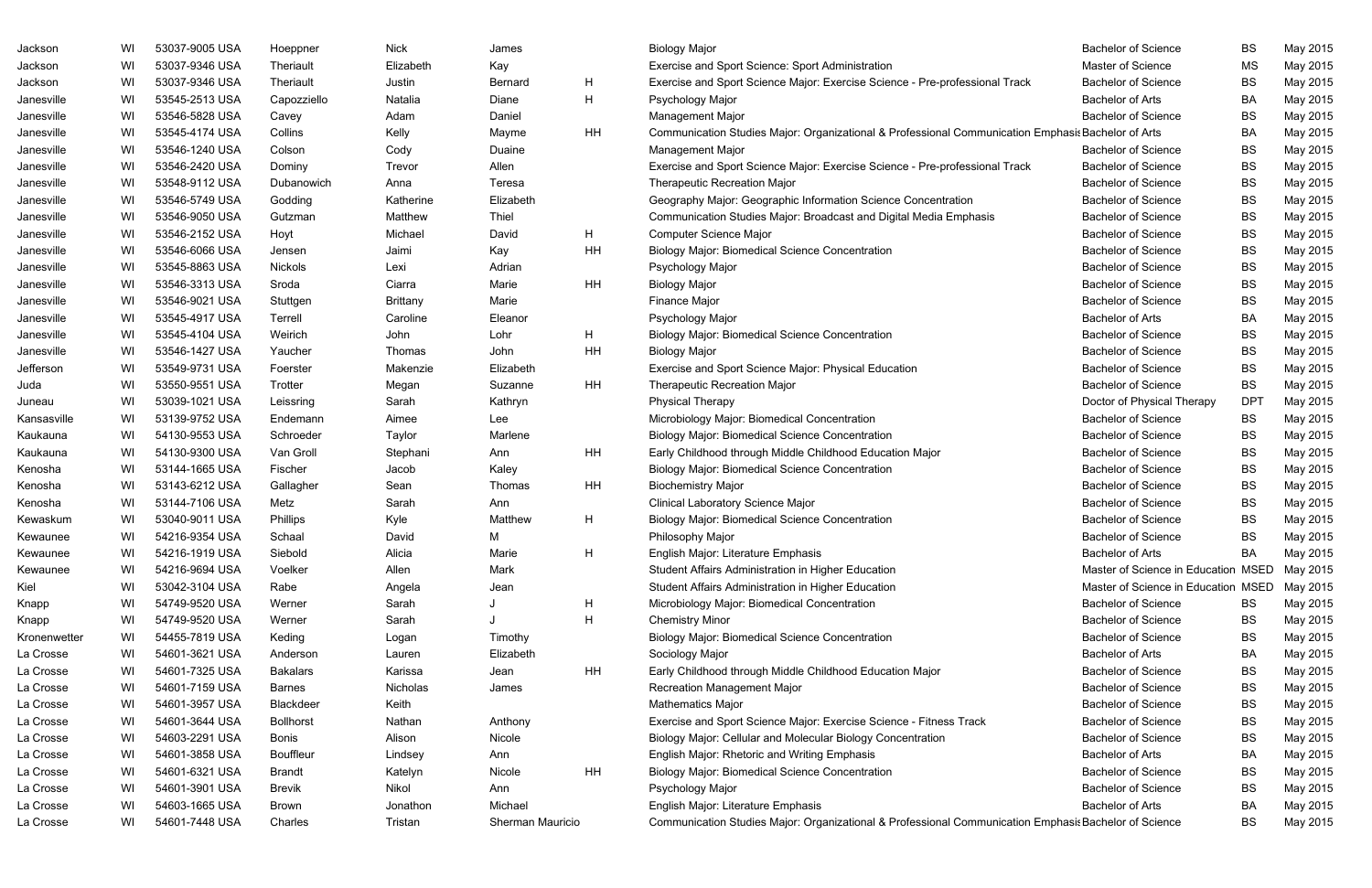| | | | | | | | | | | |
|---|---|---|---|---|---|---|---|---|---|---|
| Jackson | WI | 53037-9005 USA | Hoeppner | Nick | James | | Biology Major | Bachelor of Science | BS | May 2015 |
| Jackson | WI | 53037-9346 USA | Theriault | Elizabeth | Kay | | Exercise and Sport Science: Sport Administration | Master of Science | MS | May 2015 |
| Jackson | WI | 53037-9346 USA | Theriault | Justin | Bernard | H | Exercise and Sport Science Major: Exercise Science - Pre-professional Track | Bachelor of Science | BS | May 2015 |
| Janesville | WI | 53545-2513 USA | Capozziello | Natalia | Diane | H | Psychology Major | Bachelor of Arts | BA | May 2015 |
| Janesville | WI | 53546-5828 USA | Cavey | Adam | Daniel | | Management Major | Bachelor of Science | BS | May 2015 |
| Janesville | WI | 53545-4174 USA | Collins | Kelly | Mayme | HH | Communication Studies Major: Organizational & Professional Communication Emphasis | Bachelor of Arts | BA | May 2015 |
| Janesville | WI | 53546-1240 USA | Colson | Cody | Duaine | | Management Major | Bachelor of Science | BS | May 2015 |
| Janesville | WI | 53546-2420 USA | Dominy | Trevor | Allen | | Exercise and Sport Science Major: Exercise Science - Pre-professional Track | Bachelor of Science | BS | May 2015 |
| Janesville | WI | 53548-9112 USA | Dubanowich | Anna | Teresa | | Therapeutic Recreation Major | Bachelor of Science | BS | May 2015 |
| Janesville | WI | 53546-5749 USA | Godding | Katherine | Elizabeth | | Geography Major: Geographic Information Science Concentration | Bachelor of Science | BS | May 2015 |
| Janesville | WI | 53546-9050 USA | Gutzman | Matthew | Thiel | | Communication Studies Major: Broadcast and Digital Media Emphasis | Bachelor of Science | BS | May 2015 |
| Janesville | WI | 53546-2152 USA | Hoyt | Michael | David | H | Computer Science Major | Bachelor of Science | BS | May 2015 |
| Janesville | WI | 53546-6066 USA | Jensen | Jaimi | Kay | HH | Biology Major: Biomedical Science Concentration | Bachelor of Science | BS | May 2015 |
| Janesville | WI | 53545-8863 USA | Nickols | Lexi | Adrian | | Psychology Major | Bachelor of Science | BS | May 2015 |
| Janesville | WI | 53546-3313 USA | Sroda | Ciarra | Marie | HH | Biology Major | Bachelor of Science | BS | May 2015 |
| Janesville | WI | 53546-9021 USA | Stuttgen | Brittany | Marie | | Finance Major | Bachelor of Science | BS | May 2015 |
| Janesville | WI | 53545-4917 USA | Terrell | Caroline | Eleanor | | Psychology Major | Bachelor of Arts | BA | May 2015 |
| Janesville | WI | 53545-4104 USA | Weirich | John | Lohr | H | Biology Major: Biomedical Science Concentration | Bachelor of Science | BS | May 2015 |
| Janesville | WI | 53546-1427 USA | Yaucher | Thomas | John | HH | Biology Major | Bachelor of Science | BS | May 2015 |
| Jefferson | WI | 53549-9731 USA | Foerster | Makenzie | Elizabeth | | Exercise and Sport Science Major: Physical Education | Bachelor of Science | BS | May 2015 |
| Juda | WI | 53550-9551 USA | Trotter | Megan | Suzanne | HH | Therapeutic Recreation Major | Bachelor of Science | BS | May 2015 |
| Juneau | WI | 53039-1021 USA | Leissring | Sarah | Kathryn | | Physical Therapy | Doctor of Physical Therapy | DPT | May 2015 |
| Kansasville | WI | 53139-9752 USA | Endemann | Aimee | Lee | | Microbiology Major: Biomedical Concentration | Bachelor of Science | BS | May 2015 |
| Kaukauna | WI | 54130-9553 USA | Schroeder | Taylor | Marlene | | Biology Major: Biomedical Science Concentration | Bachelor of Science | BS | May 2015 |
| Kaukauna | WI | 54130-9300 USA | Van Groll | Stephani | Ann | HH | Early Childhood through Middle Childhood Education Major | Bachelor of Science | BS | May 2015 |
| Kenosha | WI | 53144-1665 USA | Fischer | Jacob | Kaley | | Biology Major: Biomedical Science Concentration | Bachelor of Science | BS | May 2015 |
| Kenosha | WI | 53143-6212 USA | Gallagher | Sean | Thomas | HH | Biochemistry Major | Bachelor of Science | BS | May 2015 |
| Kenosha | WI | 53144-7106 USA | Metz | Sarah | Ann | | Clinical Laboratory Science Major | Bachelor of Science | BS | May 2015 |
| Kewaskum | WI | 53040-9011 USA | Phillips | Kyle | Matthew | H | Biology Major: Biomedical Science Concentration | Bachelor of Science | BS | May 2015 |
| Kewaunee | WI | 54216-9354 USA | Schaal | David | M | | Philosophy Major | Bachelor of Science | BS | May 2015 |
| Kewaunee | WI | 54216-1919 USA | Siebold | Alicia | Marie | H | English Major: Literature Emphasis | Bachelor of Arts | BA | May 2015 |
| Kewaunee | WI | 54216-9694 USA | Voelker | Allen | Mark | | Student Affairs Administration in Higher Education | Master of Science in Education | MSED | May 2015 |
| Kiel | WI | 53042-3104 USA | Rabe | Angela | Jean | | Student Affairs Administration in Higher Education | Master of Science in Education | MSED | May 2015 |
| Knapp | WI | 54749-9520 USA | Werner | Sarah | J | H | Microbiology Major: Biomedical Concentration | Bachelor of Science | BS | May 2015 |
| Knapp | WI | 54749-9520 USA | Werner | Sarah | J | H | Chemistry Minor | Bachelor of Science | BS | May 2015 |
| Kronenwetter | WI | 54455-7819 USA | Keding | Logan | Timothy | | Biology Major: Biomedical Science Concentration | Bachelor of Science | BS | May 2015 |
| La Crosse | WI | 54601-3621 USA | Anderson | Lauren | Elizabeth | | Sociology Major | Bachelor of Arts | BA | May 2015 |
| La Crosse | WI | 54601-7325 USA | Bakalars | Karissa | Jean | HH | Early Childhood through Middle Childhood Education Major | Bachelor of Science | BS | May 2015 |
| La Crosse | WI | 54601-7159 USA | Barnes | Nicholas | James | | Recreation Management Major | Bachelor of Science | BS | May 2015 |
| La Crosse | WI | 54601-3957 USA | Blackdeer | Keith | | | Mathematics Major | Bachelor of Science | BS | May 2015 |
| La Crosse | WI | 54601-3644 USA | Bollhorst | Nathan | Anthony | | Exercise and Sport Science Major: Exercise Science - Fitness Track | Bachelor of Science | BS | May 2015 |
| La Crosse | WI | 54603-2291 USA | Bonis | Alison | Nicole | | Biology Major: Cellular and Molecular Biology Concentration | Bachelor of Science | BS | May 2015 |
| La Crosse | WI | 54601-3858 USA | Bouffleur | Lindsey | Ann | | English Major: Rhetoric and Writing Emphasis | Bachelor of Arts | BA | May 2015 |
| La Crosse | WI | 54601-6321 USA | Brandt | Katelyn | Nicole | HH | Biology Major: Biomedical Science Concentration | Bachelor of Science | BS | May 2015 |
| La Crosse | WI | 54601-3901 USA | Brevik | Nikol | Ann | | Psychology Major | Bachelor of Science | BS | May 2015 |
| La Crosse | WI | 54603-1665 USA | Brown | Jonathon | Michael | | English Major: Literature Emphasis | Bachelor of Arts | BA | May 2015 |
| La Crosse | WI | 54601-7448 USA | Charles | Tristan | Sherman Mauricio | | Communication Studies Major: Organizational & Professional Communication Emphasis | Bachelor of Science | BS | May 2015 |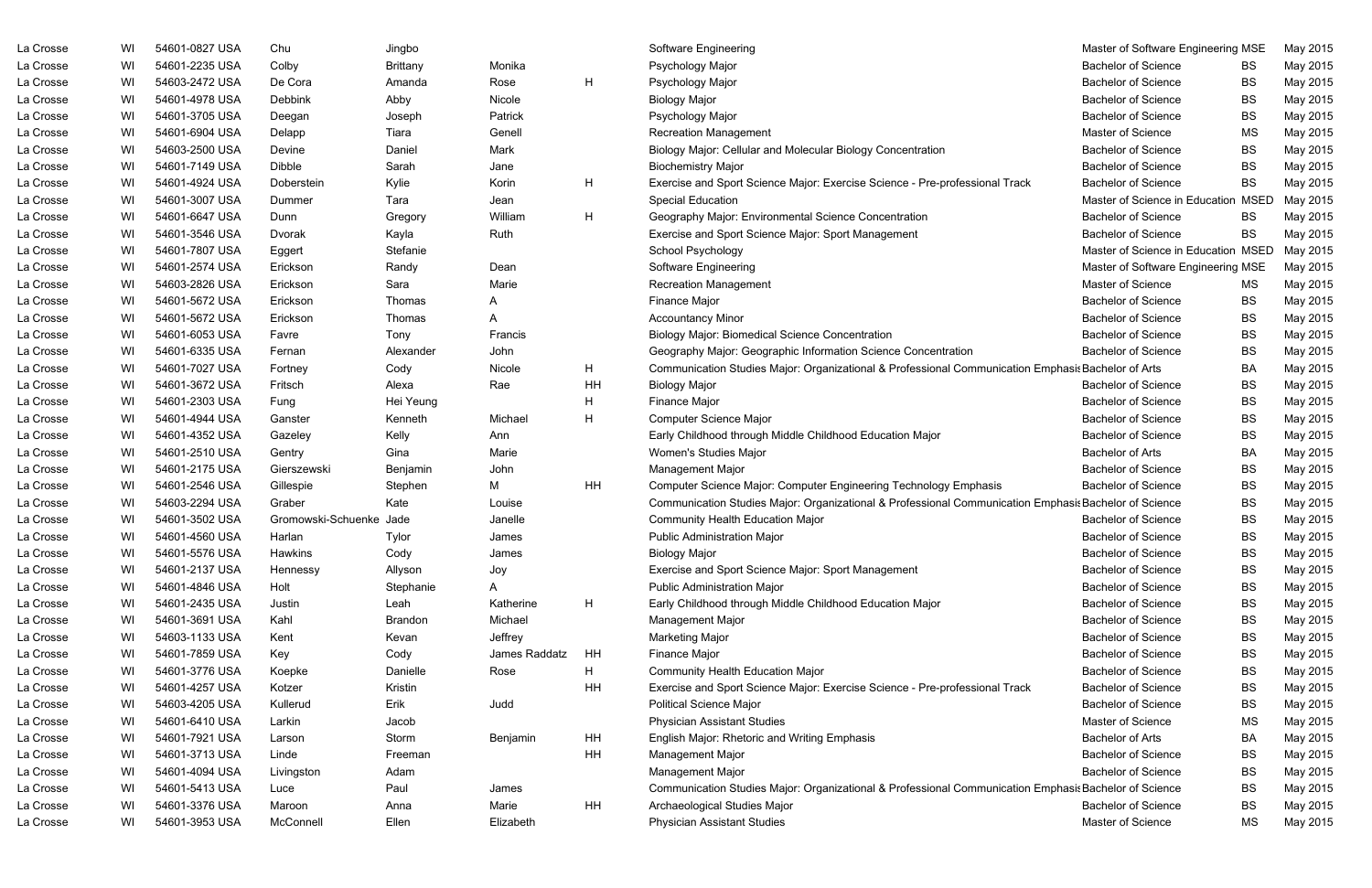| | | | | | | | | | | |
|---|---|---|---|---|---|---|---|---|---|---|
| La Crosse | WI | 54601-0827 USA | Chu | Jingbo | | | Software Engineering | Master of Software Engineering | MSE | May 2015 |
| La Crosse | WI | 54601-2235 USA | Colby | Brittany | Monika | | Psychology Major | Bachelor of Science | BS | May 2015 |
| La Crosse | WI | 54603-2472 USA | De Cora | Amanda | Rose | H | Psychology Major | Bachelor of Science | BS | May 2015 |
| La Crosse | WI | 54601-4978 USA | Debbink | Abby | Nicole | | Biology Major | Bachelor of Science | BS | May 2015 |
| La Crosse | WI | 54601-3705 USA | Deegan | Joseph | Patrick | | Psychology Major | Bachelor of Science | BS | May 2015 |
| La Crosse | WI | 54601-6904 USA | Delapp | Tiara | Genell | | Recreation Management | Master of Science | MS | May 2015 |
| La Crosse | WI | 54603-2500 USA | Devine | Daniel | Mark | | Biology Major: Cellular and Molecular Biology Concentration | Bachelor of Science | BS | May 2015 |
| La Crosse | WI | 54601-7149 USA | Dibble | Sarah | Jane | | Biochemistry Major | Bachelor of Science | BS | May 2015 |
| La Crosse | WI | 54601-4924 USA | Doberstein | Kylie | Korin | H | Exercise and Sport Science Major: Exercise Science - Pre-professional Track | Bachelor of Science | BS | May 2015 |
| La Crosse | WI | 54601-3007 USA | Dummer | Tara | Jean | | Special Education | Master of Science in Education | MSED | May 2015 |
| La Crosse | WI | 54601-6647 USA | Dunn | Gregory | William | H | Geography Major: Environmental Science Concentration | Bachelor of Science | BS | May 2015 |
| La Crosse | WI | 54601-3546 USA | Dvorak | Kayla | Ruth | | Exercise and Sport Science Major: Sport Management | Bachelor of Science | BS | May 2015 |
| La Crosse | WI | 54601-7807 USA | Eggert | Stefanie | | | School Psychology | Master of Science in Education | MSED | May 2015 |
| La Crosse | WI | 54601-2574 USA | Erickson | Randy | Dean | | Software Engineering | Master of Software Engineering | MSE | May 2015 |
| La Crosse | WI | 54603-2826 USA | Erickson | Sara | Marie | | Recreation Management | Master of Science | MS | May 2015 |
| La Crosse | WI | 54601-5672 USA | Erickson | Thomas | A | | Finance Major | Bachelor of Science | BS | May 2015 |
| La Crosse | WI | 54601-5672 USA | Erickson | Thomas | A | | Accountancy Minor | Bachelor of Science | BS | May 2015 |
| La Crosse | WI | 54601-6053 USA | Favre | Tony | Francis | | Biology Major: Biomedical Science Concentration | Bachelor of Science | BS | May 2015 |
| La Crosse | WI | 54601-6335 USA | Fernan | Alexander | John | | Geography Major: Geographic Information Science Concentration | Bachelor of Science | BS | May 2015 |
| La Crosse | WI | 54601-7027 USA | Fortney | Cody | Nicole | H | Communication Studies Major: Organizational & Professional Communication Emphasis | Bachelor of Arts | BA | May 2015 |
| La Crosse | WI | 54601-3672 USA | Fritsch | Alexa | Rae | HH | Biology Major | Bachelor of Science | BS | May 2015 |
| La Crosse | WI | 54601-2303 USA | Fung | Hei Yeung | | H | Finance Major | Bachelor of Science | BS | May 2015 |
| La Crosse | WI | 54601-4944 USA | Ganster | Kenneth | Michael | H | Computer Science Major | Bachelor of Science | BS | May 2015 |
| La Crosse | WI | 54601-4352 USA | Gazeley | Kelly | Ann | | Early Childhood through Middle Childhood Education Major | Bachelor of Science | BS | May 2015 |
| La Crosse | WI | 54601-2510 USA | Gentry | Gina | Marie | | Women's Studies Major | Bachelor of Arts | BA | May 2015 |
| La Crosse | WI | 54601-2175 USA | Gierszewski | Benjamin | John | | Management Major | Bachelor of Science | BS | May 2015 |
| La Crosse | WI | 54601-2546 USA | Gillespie | Stephen | M | HH | Computer Science Major: Computer Engineering Technology Emphasis | Bachelor of Science | BS | May 2015 |
| La Crosse | WI | 54603-2294 USA | Graber | Kate | Louise | | Communication Studies Major: Organizational & Professional Communication Emphasis | Bachelor of Science | BS | May 2015 |
| La Crosse | WI | 54601-3502 USA | Gromowski-Schuenke | Jade | Janelle | | Community Health Education Major | Bachelor of Science | BS | May 2015 |
| La Crosse | WI | 54601-4560 USA | Harlan | Tylor | James | | Public Administration Major | Bachelor of Science | BS | May 2015 |
| La Crosse | WI | 54601-5576 USA | Hawkins | Cody | James | | Biology Major | Bachelor of Science | BS | May 2015 |
| La Crosse | WI | 54601-2137 USA | Hennessy | Allyson | Joy | | Exercise and Sport Science Major: Sport Management | Bachelor of Science | BS | May 2015 |
| La Crosse | WI | 54601-4846 USA | Holt | Stephanie | A | | Public Administration Major | Bachelor of Science | BS | May 2015 |
| La Crosse | WI | 54601-2435 USA | Justin | Leah | Katherine | H | Early Childhood through Middle Childhood Education Major | Bachelor of Science | BS | May 2015 |
| La Crosse | WI | 54601-3691 USA | Kahl | Brandon | Michael | | Management Major | Bachelor of Science | BS | May 2015 |
| La Crosse | WI | 54603-1133 USA | Kent | Kevan | Jeffrey | | Marketing Major | Bachelor of Science | BS | May 2015 |
| La Crosse | WI | 54601-7859 USA | Key | Cody | James Raddatz | HH | Finance Major | Bachelor of Science | BS | May 2015 |
| La Crosse | WI | 54601-3776 USA | Koepke | Danielle | Rose | H | Community Health Education Major | Bachelor of Science | BS | May 2015 |
| La Crosse | WI | 54601-4257 USA | Kotzer | Kristin | | HH | Exercise and Sport Science Major: Exercise Science - Pre-professional Track | Bachelor of Science | BS | May 2015 |
| La Crosse | WI | 54603-4205 USA | Kullerud | Erik | Judd | | Political Science Major | Bachelor of Science | BS | May 2015 |
| La Crosse | WI | 54601-6410 USA | Larkin | Jacob | | | Physician Assistant Studies | Master of Science | MS | May 2015 |
| La Crosse | WI | 54601-7921 USA | Larson | Storm | Benjamin | HH | English Major: Rhetoric and Writing Emphasis | Bachelor of Arts | BA | May 2015 |
| La Crosse | WI | 54601-3713 USA | Linde | Freeman | | HH | Management Major | Bachelor of Science | BS | May 2015 |
| La Crosse | WI | 54601-4094 USA | Livingston | Adam | | | Management Major | Bachelor of Science | BS | May 2015 |
| La Crosse | WI | 54601-5413 USA | Luce | Paul | James | | Communication Studies Major: Organizational & Professional Communication Emphasis | Bachelor of Science | BS | May 2015 |
| La Crosse | WI | 54601-3376 USA | Maroon | Anna | Marie | HH | Archaeological Studies Major | Bachelor of Science | BS | May 2015 |
| La Crosse | WI | 54601-3953 USA | McConnell | Ellen | Elizabeth | | Physician Assistant Studies | Master of Science | MS | May 2015 |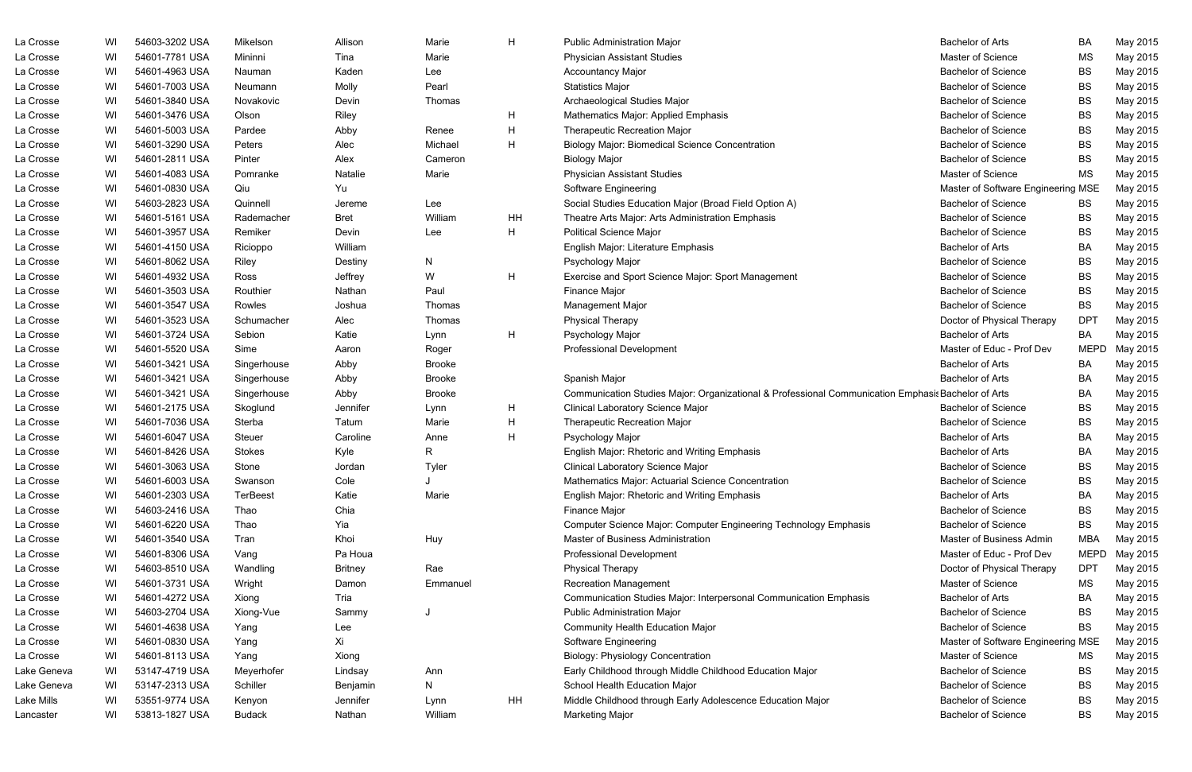| | | | | | | | | | | |
|---|---|---|---|---|---|---|---|---|---|---|
| La Crosse | WI | 54603-3202 USA | Mikelson | Allison | Marie | H | Public Administration Major | Bachelor of Arts | BA | May 2015 |
| La Crosse | WI | 54601-7781 USA | Mininni | Tina | Marie | | Physician Assistant Studies | Master of Science | MS | May 2015 |
| La Crosse | WI | 54601-4963 USA | Nauman | Kaden | Lee | | Accountancy Major | Bachelor of Science | BS | May 2015 |
| La Crosse | WI | 54601-7003 USA | Neumann | Molly | Pearl | | Statistics Major | Bachelor of Science | BS | May 2015 |
| La Crosse | WI | 54601-3840 USA | Novakovic | Devin | Thomas | | Archaeological Studies Major | Bachelor of Science | BS | May 2015 |
| La Crosse | WI | 54601-3476 USA | Olson | Riley | | H | Mathematics Major: Applied Emphasis | Bachelor of Science | BS | May 2015 |
| La Crosse | WI | 54601-5003 USA | Pardee | Abby | Renee | H | Therapeutic Recreation Major | Bachelor of Science | BS | May 2015 |
| La Crosse | WI | 54601-3290 USA | Peters | Alec | Michael | H | Biology Major: Biomedical Science Concentration | Bachelor of Science | BS | May 2015 |
| La Crosse | WI | 54601-2811 USA | Pinter | Alex | Cameron | | Biology Major | Bachelor of Science | BS | May 2015 |
| La Crosse | WI | 54601-4083 USA | Pomranke | Natalie | Marie | | Physician Assistant Studies | Master of Science | MS | May 2015 |
| La Crosse | WI | 54601-0830 USA | Qiu | Yu | | | Software Engineering | Master of Software Engineering | MSE | May 2015 |
| La Crosse | WI | 54603-2823 USA | Quinnell | Jereme | Lee | | Social Studies Education Major (Broad Field Option A) | Bachelor of Science | BS | May 2015 |
| La Crosse | WI | 54601-5161 USA | Rademacher | Bret | William | HH | Theatre Arts Major: Arts Administration Emphasis | Bachelor of Science | BS | May 2015 |
| La Crosse | WI | 54601-3957 USA | Remiker | Devin | Lee | H | Political Science Major | Bachelor of Science | BS | May 2015 |
| La Crosse | WI | 54601-4150 USA | Ricioppo | William | | | English Major: Literature Emphasis | Bachelor of Arts | BA | May 2015 |
| La Crosse | WI | 54601-8062 USA | Riley | Destiny | N | | Psychology Major | Bachelor of Science | BS | May 2015 |
| La Crosse | WI | 54601-4932 USA | Ross | Jeffrey | W | H | Exercise and Sport Science Major: Sport Management | Bachelor of Science | BS | May 2015 |
| La Crosse | WI | 54601-3503 USA | Routhier | Nathan | Paul | | Finance Major | Bachelor of Science | BS | May 2015 |
| La Crosse | WI | 54601-3547 USA | Rowles | Joshua | Thomas | | Management Major | Bachelor of Science | BS | May 2015 |
| La Crosse | WI | 54601-3523 USA | Schumacher | Alec | Thomas | | Physical Therapy | Doctor of Physical Therapy | DPT | May 2015 |
| La Crosse | WI | 54601-3724 USA | Sebion | Katie | Lynn | H | Psychology Major | Bachelor of Arts | BA | May 2015 |
| La Crosse | WI | 54601-5520 USA | Sime | Aaron | Roger | | Professional Development | Master of Educ - Prof Dev | MEPD | May 2015 |
| La Crosse | WI | 54601-3421 USA | Singerhouse | Abby | Brooke | | | Bachelor of Arts | BA | May 2015 |
| La Crosse | WI | 54601-3421 USA | Singerhouse | Abby | Brooke | | Spanish Major | Bachelor of Arts | BA | May 2015 |
| La Crosse | WI | 54601-3421 USA | Singerhouse | Abby | Brooke | | Communication Studies Major: Organizational & Professional Communication Emphasis | Bachelor of Arts | BA | May 2015 |
| La Crosse | WI | 54601-2175 USA | Skoglund | Jennifer | Lynn | H | Clinical Laboratory Science Major | Bachelor of Science | BS | May 2015 |
| La Crosse | WI | 54601-7036 USA | Sterba | Tatum | Marie | H | Therapeutic Recreation Major | Bachelor of Science | BS | May 2015 |
| La Crosse | WI | 54601-6047 USA | Steuer | Caroline | Anne | H | Psychology Major | Bachelor of Arts | BA | May 2015 |
| La Crosse | WI | 54601-8426 USA | Stokes | Kyle | R | | English Major: Rhetoric and Writing Emphasis | Bachelor of Arts | BA | May 2015 |
| La Crosse | WI | 54601-3063 USA | Stone | Jordan | Tyler | | Clinical Laboratory Science Major | Bachelor of Science | BS | May 2015 |
| La Crosse | WI | 54601-6003 USA | Swanson | Cole | J | | Mathematics Major: Actuarial Science Concentration | Bachelor of Science | BS | May 2015 |
| La Crosse | WI | 54601-2303 USA | TerBeest | Katie | Marie | | English Major: Rhetoric and Writing Emphasis | Bachelor of Arts | BA | May 2015 |
| La Crosse | WI | 54603-2416 USA | Thao | Chia | | | Finance Major | Bachelor of Science | BS | May 2015 |
| La Crosse | WI | 54601-6220 USA | Thao | Yia | | | Computer Science Major: Computer Engineering Technology Emphasis | Bachelor of Science | BS | May 2015 |
| La Crosse | WI | 54601-3540 USA | Tran | Khoi | Huy | | Master of Business Administration | Master of Business Admin | MBA | May 2015 |
| La Crosse | WI | 54601-8306 USA | Vang | Pa Houa | | | Professional Development | Master of Educ - Prof Dev | MEPD | May 2015 |
| La Crosse | WI | 54603-8510 USA | Wandling | Britney | Rae | | Physical Therapy | Doctor of Physical Therapy | DPT | May 2015 |
| La Crosse | WI | 54601-3731 USA | Wright | Damon | Emmanuel | | Recreation Management | Master of Science | MS | May 2015 |
| La Crosse | WI | 54601-4272 USA | Xiong | Tria | | | Communication Studies Major: Interpersonal Communication Emphasis | Bachelor of Arts | BA | May 2015 |
| La Crosse | WI | 54603-2704 USA | Xiong-Vue | Sammy | J | | Public Administration Major | Bachelor of Science | BS | May 2015 |
| La Crosse | WI | 54601-4638 USA | Yang | Lee | | | Community Health Education Major | Bachelor of Science | BS | May 2015 |
| La Crosse | WI | 54601-0830 USA | Yang | Xi | | | Software Engineering | Master of Software Engineering | MSE | May 2015 |
| La Crosse | WI | 54601-8113 USA | Yang | Xiong | | | Biology: Physiology Concentration | Master of Science | MS | May 2015 |
| Lake Geneva | WI | 53147-4719 USA | Meyerhofer | Lindsay | Ann | | Early Childhood through Middle Childhood Education Major | Bachelor of Science | BS | May 2015 |
| Lake Geneva | WI | 53147-2313 USA | Schiller | Benjamin | N | | School Health Education Major | Bachelor of Science | BS | May 2015 |
| Lake Mills | WI | 53551-9774 USA | Kenyon | Jennifer | Lynn | HH | Middle Childhood through Early Adolescence Education Major | Bachelor of Science | BS | May 2015 |
| Lancaster | WI | 53813-1827 USA | Budack | Nathan | William | | Marketing Major | Bachelor of Science | BS | May 2015 |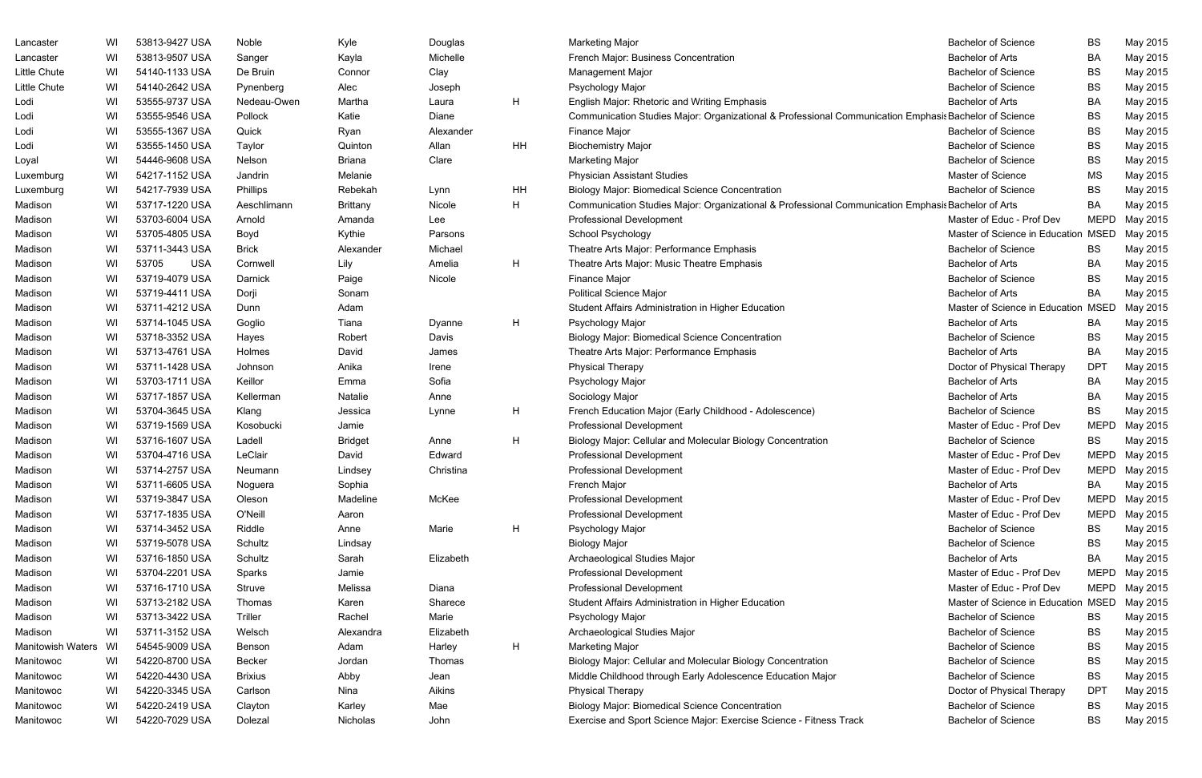| | | | | | | | | | | |
|---|---|---|---|---|---|---|---|---|---|---|
| Lancaster | WI | 53813-9427 USA | Noble | Kyle | Douglas | | Marketing Major | Bachelor of Science | BS | May 2015 |
| Lancaster | WI | 53813-9507 USA | Sanger | Kayla | Michelle | | French Major: Business Concentration | Bachelor of Arts | BA | May 2015 |
| Little Chute | WI | 54140-1133 USA | De Bruin | Connor | Clay | | Management Major | Bachelor of Science | BS | May 2015 |
| Little Chute | WI | 54140-2642 USA | Pynenberg | Alec | Joseph | | Psychology Major | Bachelor of Science | BS | May 2015 |
| Lodi | WI | 53555-9737 USA | Nedeau-Owen | Martha | Laura | H | English Major: Rhetoric and Writing Emphasis | Bachelor of Arts | BA | May 2015 |
| Lodi | WI | 53555-9546 USA | Pollock | Katie | Diane | | Communication Studies Major: Organizational & Professional Communication Emphasis | Bachelor of Science | BS | May 2015 |
| Lodi | WI | 53555-1367 USA | Quick | Ryan | Alexander | | Finance Major | Bachelor of Science | BS | May 2015 |
| Lodi | WI | 53555-1450 USA | Taylor | Quinton | Allan | HH | Biochemistry Major | Bachelor of Science | BS | May 2015 |
| Loyal | WI | 54446-9608 USA | Nelson | Briana | Clare | | Marketing Major | Bachelor of Science | BS | May 2015 |
| Luxemburg | WI | 54217-1152 USA | Jandrin | Melanie | | | Physician Assistant Studies | Master of Science | MS | May 2015 |
| Luxemburg | WI | 54217-7939 USA | Phillips | Rebekah | Lynn | HH | Biology Major: Biomedical Science Concentration | Bachelor of Science | BS | May 2015 |
| Madison | WI | 53717-1220 USA | Aeschlimann | Brittany | Nicole | H | Communication Studies Major: Organizational & Professional Communication Emphasis | Bachelor of Arts | BA | May 2015 |
| Madison | WI | 53703-6004 USA | Arnold | Amanda | Lee | | Professional Development | Master of Educ - Prof Dev | MEPD | May 2015 |
| Madison | WI | 53705-4805 USA | Boyd | Kythie | Parsons | | School Psychology | Master of Science in Education | MSED | May 2015 |
| Madison | WI | 53711-3443 USA | Brick | Alexander | Michael | | Theatre Arts Major: Performance Emphasis | Bachelor of Science | BS | May 2015 |
| Madison | WI | 53705 USA | Cornwell | Lily | Amelia | H | Theatre Arts Major: Music Theatre Emphasis | Bachelor of Arts | BA | May 2015 |
| Madison | WI | 53719-4079 USA | Darnick | Paige | Nicole | | Finance Major | Bachelor of Science | BS | May 2015 |
| Madison | WI | 53719-4411 USA | Dorji | Sonam | | | Political Science Major | Bachelor of Arts | BA | May 2015 |
| Madison | WI | 53711-4212 USA | Dunn | Adam | | | Student Affairs Administration in Higher Education | Master of Science in Education | MSED | May 2015 |
| Madison | WI | 53714-1045 USA | Goglio | Tiana | Dyanne | H | Psychology Major | Bachelor of Arts | BA | May 2015 |
| Madison | WI | 53718-3352 USA | Hayes | Robert | Davis | | Biology Major: Biomedical Science Concentration | Bachelor of Science | BS | May 2015 |
| Madison | WI | 53713-4761 USA | Holmes | David | James | | Theatre Arts Major: Performance Emphasis | Bachelor of Arts | BA | May 2015 |
| Madison | WI | 53711-1428 USA | Johnson | Anika | Irene | | Physical Therapy | Doctor of Physical Therapy | DPT | May 2015 |
| Madison | WI | 53703-1711 USA | Keillor | Emma | Sofia | | Psychology Major | Bachelor of Arts | BA | May 2015 |
| Madison | WI | 53717-1857 USA | Kellerman | Natalie | Anne | | Sociology Major | Bachelor of Arts | BA | May 2015 |
| Madison | WI | 53704-3645 USA | Klang | Jessica | Lynne | H | French Education Major (Early Childhood - Adolescence) | Bachelor of Science | BS | May 2015 |
| Madison | WI | 53719-1569 USA | Kosobucki | Jamie | | | Professional Development | Master of Educ - Prof Dev | MEPD | May 2015 |
| Madison | WI | 53716-1607 USA | Ladell | Bridget | Anne | H | Biology Major: Cellular and Molecular Biology Concentration | Bachelor of Science | BS | May 2015 |
| Madison | WI | 53704-4716 USA | LeClair | David | Edward | | Professional Development | Master of Educ - Prof Dev | MEPD | May 2015 |
| Madison | WI | 53714-2757 USA | Neumann | Lindsey | Christina | | Professional Development | Master of Educ - Prof Dev | MEPD | May 2015 |
| Madison | WI | 53711-6605 USA | Noguera | Sophia | | | French Major | Bachelor of Arts | BA | May 2015 |
| Madison | WI | 53719-3847 USA | Oleson | Madeline | McKee | | Professional Development | Master of Educ - Prof Dev | MEPD | May 2015 |
| Madison | WI | 53717-1835 USA | O'Neill | Aaron | | | Professional Development | Master of Educ - Prof Dev | MEPD | May 2015 |
| Madison | WI | 53714-3452 USA | Riddle | Anne | Marie | H | Psychology Major | Bachelor of Science | BS | May 2015 |
| Madison | WI | 53719-5078 USA | Schultz | Lindsay | | | Biology Major | Bachelor of Science | BS | May 2015 |
| Madison | WI | 53716-1850 USA | Schultz | Sarah | Elizabeth | | Archaeological Studies Major | Bachelor of Arts | BA | May 2015 |
| Madison | WI | 53704-2201 USA | Sparks | Jamie | | | Professional Development | Master of Educ - Prof Dev | MEPD | May 2015 |
| Madison | WI | 53716-1710 USA | Struve | Melissa | Diana | | Professional Development | Master of Educ - Prof Dev | MEPD | May 2015 |
| Madison | WI | 53713-2182 USA | Thomas | Karen | Sharece | | Student Affairs Administration in Higher Education | Master of Science in Education | MSED | May 2015 |
| Madison | WI | 53713-3422 USA | Triller | Rachel | Marie | | Psychology Major | Bachelor of Science | BS | May 2015 |
| Madison | WI | 53711-3152 USA | Welsch | Alexandra | Elizabeth | | Archaeological Studies Major | Bachelor of Science | BS | May 2015 |
| Manitowish Waters | WI | 54545-9009 USA | Benson | Adam | Harley | H | Marketing Major | Bachelor of Science | BS | May 2015 |
| Manitowoc | WI | 54220-8700 USA | Becker | Jordan | Thomas | | Biology Major: Cellular and Molecular Biology Concentration | Bachelor of Science | BS | May 2015 |
| Manitowoc | WI | 54220-4430 USA | Brixius | Abby | Jean | | Middle Childhood through Early Adolescence Education Major | Bachelor of Science | BS | May 2015 |
| Manitowoc | WI | 54220-3345 USA | Carlson | Nina | Aikins | | Physical Therapy | Doctor of Physical Therapy | DPT | May 2015 |
| Manitowoc | WI | 54220-2419 USA | Clayton | Karley | Mae | | Biology Major: Biomedical Science Concentration | Bachelor of Science | BS | May 2015 |
| Manitowoc | WI | 54220-7029 USA | Dolezal | Nicholas | John | | Exercise and Sport Science Major: Exercise Science - Fitness Track | Bachelor of Science | BS | May 2015 |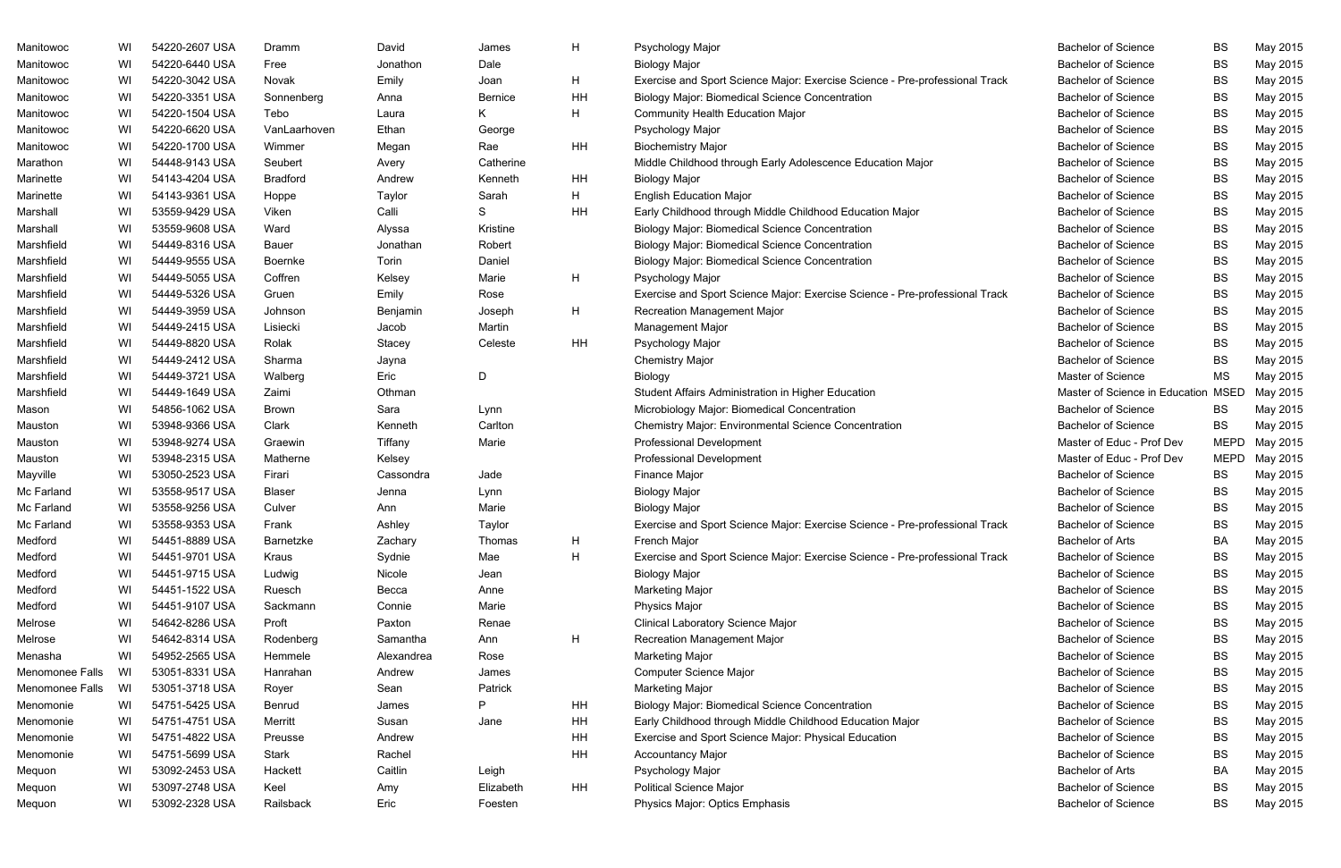| | | | | | | | | | | |
|---|---|---|---|---|---|---|---|---|---|---|
| Manitowoc | WI | 54220-2607 USA | Dramm | David | James | H | Psychology Major | Bachelor of Science | BS | May 2015 |
| Manitowoc | WI | 54220-6440 USA | Free | Jonathon | Dale | | Biology Major | Bachelor of Science | BS | May 2015 |
| Manitowoc | WI | 54220-3042 USA | Novak | Emily | Joan | H | Exercise and Sport Science Major: Exercise Science - Pre-professional Track | Bachelor of Science | BS | May 2015 |
| Manitowoc | WI | 54220-3351 USA | Sonnenberg | Anna | Bernice | HH | Biology Major: Biomedical Science Concentration | Bachelor of Science | BS | May 2015 |
| Manitowoc | WI | 54220-1504 USA | Tebo | Laura | K | H | Community Health Education Major | Bachelor of Science | BS | May 2015 |
| Manitowoc | WI | 54220-6620 USA | VanLaarhoven | Ethan | George | | Psychology Major | Bachelor of Science | BS | May 2015 |
| Manitowoc | WI | 54220-1700 USA | Wimmer | Megan | Rae | HH | Biochemistry Major | Bachelor of Science | BS | May 2015 |
| Marathon | WI | 54448-9143 USA | Seubert | Avery | Catherine | | Middle Childhood through Early Adolescence Education Major | Bachelor of Science | BS | May 2015 |
| Marinette | WI | 54143-4204 USA | Bradford | Andrew | Kenneth | HH | Biology Major | Bachelor of Science | BS | May 2015 |
| Marinette | WI | 54143-9361 USA | Hoppe | Taylor | Sarah | H | English Education Major | Bachelor of Science | BS | May 2015 |
| Marshall | WI | 53559-9429 USA | Viken | Calli | S | HH | Early Childhood through Middle Childhood Education Major | Bachelor of Science | BS | May 2015 |
| Marshall | WI | 53559-9608 USA | Ward | Alyssa | Kristine | | Biology Major: Biomedical Science Concentration | Bachelor of Science | BS | May 2015 |
| Marshfield | WI | 54449-8316 USA | Bauer | Jonathan | Robert | | Biology Major: Biomedical Science Concentration | Bachelor of Science | BS | May 2015 |
| Marshfield | WI | 54449-9555 USA | Boernke | Torin | Daniel | | Biology Major: Biomedical Science Concentration | Bachelor of Science | BS | May 2015 |
| Marshfield | WI | 54449-5055 USA | Coffren | Kelsey | Marie | H | Psychology Major | Bachelor of Science | BS | May 2015 |
| Marshfield | WI | 54449-5326 USA | Gruen | Emily | Rose | | Exercise and Sport Science Major: Exercise Science - Pre-professional Track | Bachelor of Science | BS | May 2015 |
| Marshfield | WI | 54449-3959 USA | Johnson | Benjamin | Joseph | H | Recreation Management Major | Bachelor of Science | BS | May 2015 |
| Marshfield | WI | 54449-2415 USA | Lisiecki | Jacob | Martin | | Management Major | Bachelor of Science | BS | May 2015 |
| Marshfield | WI | 54449-8820 USA | Rolak | Stacey | Celeste | HH | Psychology Major | Bachelor of Science | BS | May 2015 |
| Marshfield | WI | 54449-2412 USA | Sharma | Jayna | | | Chemistry Major | Bachelor of Science | BS | May 2015 |
| Marshfield | WI | 54449-3721 USA | Walberg | Eric | D | | Biology | Master of Science | MS | May 2015 |
| Marshfield | WI | 54449-1649 USA | Zaimi | Othman | | | Student Affairs Administration in Higher Education | Master of Science in Education | MSED | May 2015 |
| Mason | WI | 54856-1062 USA | Brown | Sara | Lynn | | Microbiology Major: Biomedical Concentration | Bachelor of Science | BS | May 2015 |
| Mauston | WI | 53948-9366 USA | Clark | Kenneth | Carlton | | Chemistry Major: Environmental Science Concentration | Bachelor of Science | BS | May 2015 |
| Mauston | WI | 53948-9274 USA | Graewin | Tiffany | Marie | | Professional Development | Master of Educ - Prof Dev | MEPD | May 2015 |
| Mauston | WI | 53948-2315 USA | Matherne | Kelsey | | | Professional Development | Master of Educ - Prof Dev | MEPD | May 2015 |
| Mayville | WI | 53050-2523 USA | Firari | Cassondra | Jade | | Finance Major | Bachelor of Science | BS | May 2015 |
| Mc Farland | WI | 53558-9517 USA | Blaser | Jenna | Lynn | | Biology Major | Bachelor of Science | BS | May 2015 |
| Mc Farland | WI | 53558-9256 USA | Culver | Ann | Marie | | Biology Major | Bachelor of Science | BS | May 2015 |
| Mc Farland | WI | 53558-9353 USA | Frank | Ashley | Taylor | | Exercise and Sport Science Major: Exercise Science - Pre-professional Track | Bachelor of Science | BS | May 2015 |
| Medford | WI | 54451-8889 USA | Barnetzke | Zachary | Thomas | H | French Major | Bachelor of Arts | BA | May 2015 |
| Medford | WI | 54451-9701 USA | Kraus | Sydnie | Mae | H | Exercise and Sport Science Major: Exercise Science - Pre-professional Track | Bachelor of Science | BS | May 2015 |
| Medford | WI | 54451-9715 USA | Ludwig | Nicole | Jean | | Biology Major | Bachelor of Science | BS | May 2015 |
| Medford | WI | 54451-1522 USA | Ruesch | Becca | Anne | | Marketing Major | Bachelor of Science | BS | May 2015 |
| Medford | WI | 54451-9107 USA | Sackmann | Connie | Marie | | Physics Major | Bachelor of Science | BS | May 2015 |
| Melrose | WI | 54642-8286 USA | Proft | Paxton | Renae | | Clinical Laboratory Science Major | Bachelor of Science | BS | May 2015 |
| Melrose | WI | 54642-8314 USA | Rodenberg | Samantha | Ann | H | Recreation Management Major | Bachelor of Science | BS | May 2015 |
| Menasha | WI | 54952-2565 USA | Hemmele | Alexandrea | Rose | | Marketing Major | Bachelor of Science | BS | May 2015 |
| Menomonee Falls | WI | 53051-8331 USA | Hanrahan | Andrew | James | | Computer Science Major | Bachelor of Science | BS | May 2015 |
| Menomonee Falls | WI | 53051-3718 USA | Royer | Sean | Patrick | | Marketing Major | Bachelor of Science | BS | May 2015 |
| Menomonie | WI | 54751-5425 USA | Benrud | James | P | HH | Biology Major: Biomedical Science Concentration | Bachelor of Science | BS | May 2015 |
| Menomonie | WI | 54751-4751 USA | Merritt | Susan | Jane | HH | Early Childhood through Middle Childhood Education Major | Bachelor of Science | BS | May 2015 |
| Menomonie | WI | 54751-4822 USA | Preusse | Andrew | | HH | Exercise and Sport Science Major: Physical Education | Bachelor of Science | BS | May 2015 |
| Menomonie | WI | 54751-5699 USA | Stark | Rachel | | HH | Accountancy Major | Bachelor of Science | BS | May 2015 |
| Mequon | WI | 53092-2453 USA | Hackett | Caitlin | Leigh | | Psychology Major | Bachelor of Arts | BA | May 2015 |
| Mequon | WI | 53097-2748 USA | Keel | Amy | Elizabeth | HH | Political Science Major | Bachelor of Science | BS | May 2015 |
| Mequon | WI | 53092-2328 USA | Railsback | Eric | Foesten | | Physics Major: Optics Emphasis | Bachelor of Science | BS | May 2015 |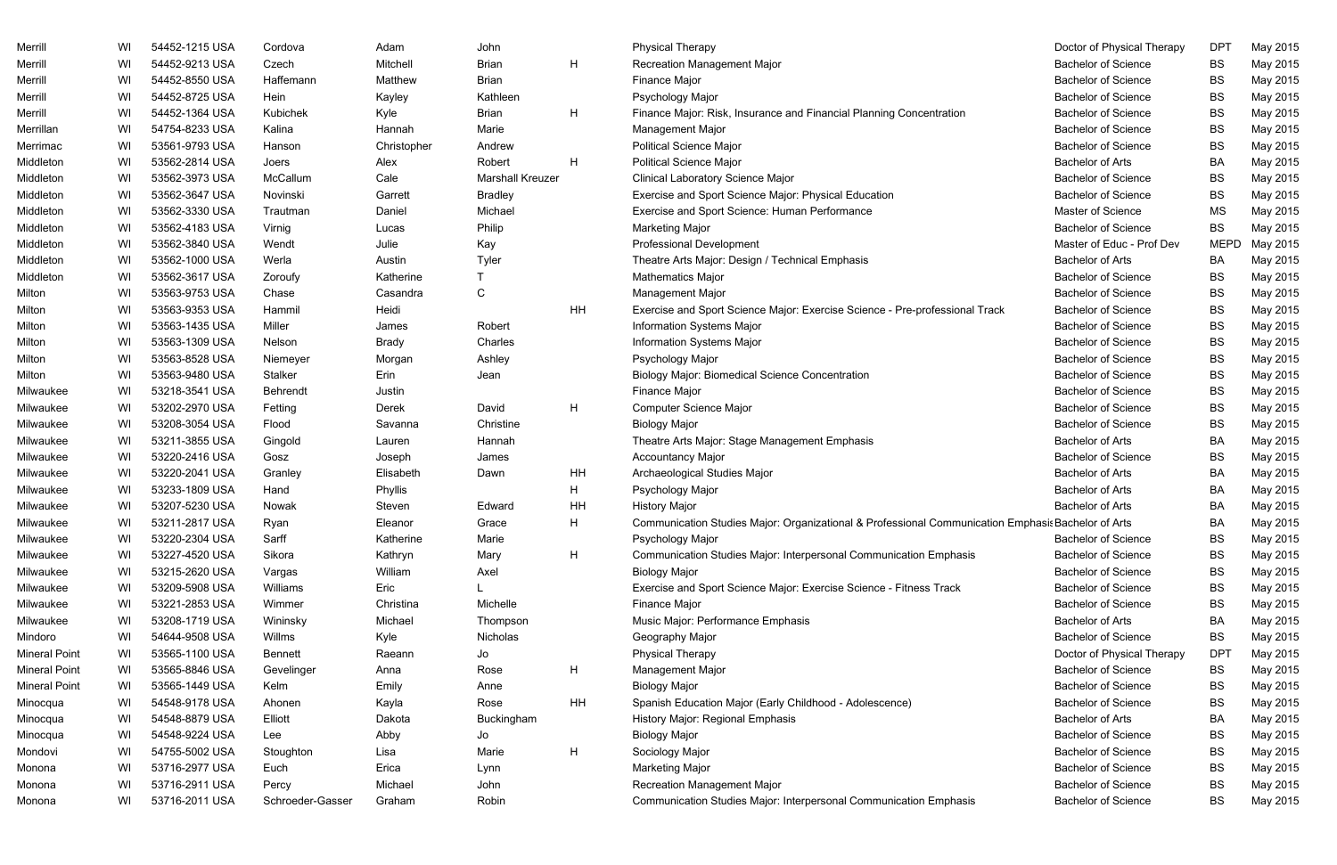| | | | | | | | | | | |
|---|---|---|---|---|---|---|---|---|---|---|
| Merrill | WI | 54452-1215 USA | Cordova | Adam | John | | Physical Therapy | Doctor of Physical Therapy | DPT | May 2015 |
| Merrill | WI | 54452-9213 USA | Czech | Mitchell | Brian | H | Recreation Management Major | Bachelor of Science | BS | May 2015 |
| Merrill | WI | 54452-8550 USA | Haffemann | Matthew | Brian | | Finance Major | Bachelor of Science | BS | May 2015 |
| Merrill | WI | 54452-8725 USA | Hein | Kayley | Kathleen | | Psychology Major | Bachelor of Science | BS | May 2015 |
| Merrill | WI | 54452-1364 USA | Kubichek | Kyle | Brian | H | Finance Major: Risk, Insurance and Financial Planning Concentration | Bachelor of Science | BS | May 2015 |
| Merrillan | WI | 54754-8233 USA | Kalina | Hannah | Marie | | Management Major | Bachelor of Science | BS | May 2015 |
| Merrimac | WI | 53561-9793 USA | Hanson | Christopher | Andrew | | Political Science Major | Bachelor of Science | BS | May 2015 |
| Middleton | WI | 53562-2814 USA | Joers | Alex | Robert | H | Political Science Major | Bachelor of Arts | BA | May 2015 |
| Middleton | WI | 53562-3973 USA | McCallum | Cale | Marshall Kreuzer | | Clinical Laboratory Science Major | Bachelor of Science | BS | May 2015 |
| Middleton | WI | 53562-3647 USA | Novinski | Garrett | Bradley | | Exercise and Sport Science Major: Physical Education | Bachelor of Science | BS | May 2015 |
| Middleton | WI | 53562-3330 USA | Trautman | Daniel | Michael | | Exercise and Sport Science: Human Performance | Master of Science | MS | May 2015 |
| Middleton | WI | 53562-4183 USA | Virnig | Lucas | Philip | | Marketing Major | Bachelor of Science | BS | May 2015 |
| Middleton | WI | 53562-3840 USA | Wendt | Julie | Kay | | Professional Development | Master of Educ - Prof Dev | MEPD | May 2015 |
| Middleton | WI | 53562-1000 USA | Werla | Austin | Tyler | | Theatre Arts Major: Design / Technical Emphasis | Bachelor of Arts | BA | May 2015 |
| Middleton | WI | 53562-3617 USA | Zoroufy | Katherine | T | | Mathematics Major | Bachelor of Science | BS | May 2015 |
| Milton | WI | 53563-9753 USA | Chase | Casandra | C | | Management Major | Bachelor of Science | BS | May 2015 |
| Milton | WI | 53563-9353 USA | Hammil | Heidi | | HH | Exercise and Sport Science Major: Exercise Science - Pre-professional Track | Bachelor of Science | BS | May 2015 |
| Milton | WI | 53563-1435 USA | Miller | James | Robert | | Information Systems Major | Bachelor of Science | BS | May 2015 |
| Milton | WI | 53563-1309 USA | Nelson | Brady | Charles | | Information Systems Major | Bachelor of Science | BS | May 2015 |
| Milton | WI | 53563-8528 USA | Niemeyer | Morgan | Ashley | | Psychology Major | Bachelor of Science | BS | May 2015 |
| Milton | WI | 53563-9480 USA | Stalker | Erin | Jean | | Biology Major: Biomedical Science Concentration | Bachelor of Science | BS | May 2015 |
| Milwaukee | WI | 53218-3541 USA | Behrendt | Justin | | | Finance Major | Bachelor of Science | BS | May 2015 |
| Milwaukee | WI | 53202-2970 USA | Fetting | Derek | David | H | Computer Science Major | Bachelor of Science | BS | May 2015 |
| Milwaukee | WI | 53208-3054 USA | Flood | Savanna | Christine | | Biology Major | Bachelor of Science | BS | May 2015 |
| Milwaukee | WI | 53211-3855 USA | Gingold | Lauren | Hannah | | Theatre Arts Major: Stage Management Emphasis | Bachelor of Arts | BA | May 2015 |
| Milwaukee | WI | 53220-2416 USA | Gosz | Joseph | James | | Accountancy Major | Bachelor of Science | BS | May 2015 |
| Milwaukee | WI | 53220-2041 USA | Granley | Elisabeth | Dawn | HH | Archaeological Studies Major | Bachelor of Arts | BA | May 2015 |
| Milwaukee | WI | 53233-1809 USA | Hand | Phyllis | | H | Psychology Major | Bachelor of Arts | BA | May 2015 |
| Milwaukee | WI | 53207-5230 USA | Nowak | Steven | Edward | HH | History Major | Bachelor of Arts | BA | May 2015 |
| Milwaukee | WI | 53211-2817 USA | Ryan | Eleanor | Grace | H | Communication Studies Major: Organizational & Professional Communication Emphasis | Bachelor of Arts | BA | May 2015 |
| Milwaukee | WI | 53220-2304 USA | Sarff | Katherine | Marie | | Psychology Major | Bachelor of Science | BS | May 2015 |
| Milwaukee | WI | 53227-4520 USA | Sikora | Kathryn | Mary | H | Communication Studies Major: Interpersonal Communication Emphasis | Bachelor of Science | BS | May 2015 |
| Milwaukee | WI | 53215-2620 USA | Vargas | William | Axel | | Biology Major | Bachelor of Science | BS | May 2015 |
| Milwaukee | WI | 53209-5908 USA | Williams | Eric | L | | Exercise and Sport Science Major: Exercise Science - Fitness Track | Bachelor of Science | BS | May 2015 |
| Milwaukee | WI | 53221-2853 USA | Wimmer | Christina | Michelle | | Finance Major | Bachelor of Science | BS | May 2015 |
| Milwaukee | WI | 53208-1719 USA | Wininsky | Michael | Thompson | | Music Major: Performance Emphasis | Bachelor of Arts | BA | May 2015 |
| Mindoro | WI | 54644-9508 USA | Willms | Kyle | Nicholas | | Geography Major | Bachelor of Science | BS | May 2015 |
| Mineral Point | WI | 53565-1100 USA | Bennett | Raeann | Jo | | Physical Therapy | Doctor of Physical Therapy | DPT | May 2015 |
| Mineral Point | WI | 53565-8846 USA | Gevelinger | Anna | Rose | H | Management Major | Bachelor of Science | BS | May 2015 |
| Mineral Point | WI | 53565-1449 USA | Kelm | Emily | Anne | | Biology Major | Bachelor of Science | BS | May 2015 |
| Minocqua | WI | 54548-9178 USA | Ahonen | Kayla | Rose | HH | Spanish Education Major (Early Childhood - Adolescence) | Bachelor of Science | BS | May 2015 |
| Minocqua | WI | 54548-8879 USA | Elliott | Dakota | Buckingham | | History Major: Regional Emphasis | Bachelor of Arts | BA | May 2015 |
| Minocqua | WI | 54548-9224 USA | Lee | Abby | Jo | | Biology Major | Bachelor of Science | BS | May 2015 |
| Mondovi | WI | 54755-5002 USA | Stoughton | Lisa | Marie | H | Sociology Major | Bachelor of Science | BS | May 2015 |
| Monona | WI | 53716-2977 USA | Euch | Erica | Lynn | | Marketing Major | Bachelor of Science | BS | May 2015 |
| Monona | WI | 53716-2911 USA | Percy | Michael | John | | Recreation Management Major | Bachelor of Science | BS | May 2015 |
| Monona | WI | 53716-2011 USA | Schroeder-Gasser | Graham | Robin | | Communication Studies Major: Interpersonal Communication Emphasis | Bachelor of Science | BS | May 2015 |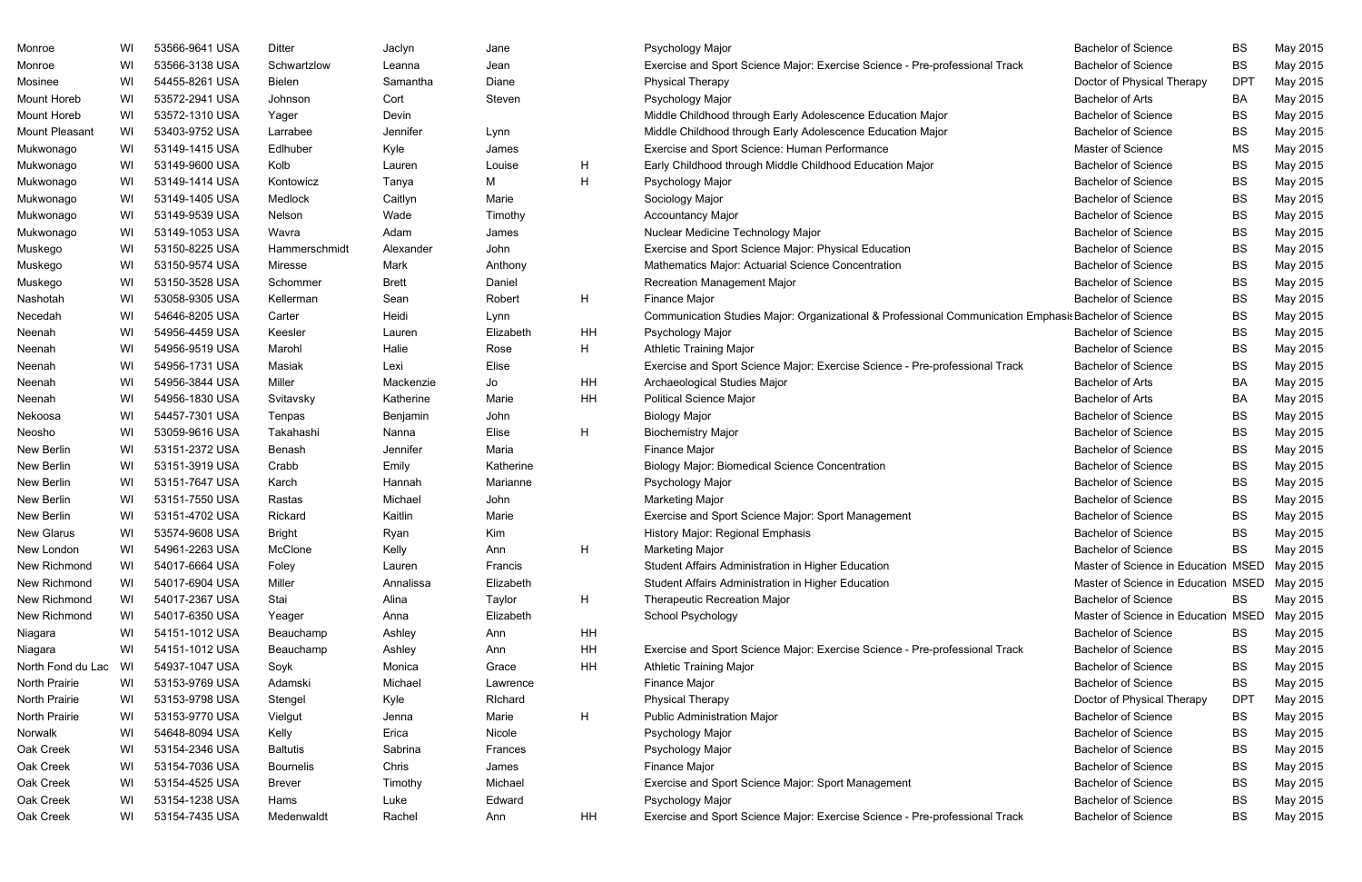| | | | | | | | | | | |
|---|---|---|---|---|---|---|---|---|---|---|
| Monroe | WI | 53566-9641 USA | Ditter | Jaclyn | Jane | | Psychology Major | Bachelor of Science | BS | May 2015 |
| Monroe | WI | 53566-3138 USA | Schwartzlow | Leanna | Jean | | Exercise and Sport Science Major: Exercise Science - Pre-professional Track | Bachelor of Science | BS | May 2015 |
| Mosinee | WI | 54455-8261 USA | Bielen | Samantha | Diane | | Physical Therapy | Doctor of Physical Therapy | DPT | May 2015 |
| Mount Horeb | WI | 53572-2941 USA | Johnson | Cort | Steven | | Psychology Major | Bachelor of Arts | BA | May 2015 |
| Mount Horeb | WI | 53572-1310 USA | Yager | Devin | | | Middle Childhood through Early Adolescence Education Major | Bachelor of Science | BS | May 2015 |
| Mount Pleasant | WI | 53403-9752 USA | Larrabee | Jennifer | Lynn | | Middle Childhood through Early Adolescence Education Major | Bachelor of Science | BS | May 2015 |
| Mukwonago | WI | 53149-1415 USA | Edlhuber | Kyle | James | | Exercise and Sport Science: Human Performance | Master of Science | MS | May 2015 |
| Mukwonago | WI | 53149-9600 USA | Kolb | Lauren | Louise | H | Early Childhood through Middle Childhood Education Major | Bachelor of Science | BS | May 2015 |
| Mukwonago | WI | 53149-1414 USA | Kontowicz | Tanya | M | H | Psychology Major | Bachelor of Science | BS | May 2015 |
| Mukwonago | WI | 53149-1405 USA | Medlock | Caitlyn | Marie | | Sociology Major | Bachelor of Science | BS | May 2015 |
| Mukwonago | WI | 53149-9539 USA | Nelson | Wade | Timothy | | Accountancy Major | Bachelor of Science | BS | May 2015 |
| Mukwonago | WI | 53149-1053 USA | Wavra | Adam | James | | Nuclear Medicine Technology Major | Bachelor of Science | BS | May 2015 |
| Muskego | WI | 53150-8225 USA | Hammerschmidt | Alexander | John | | Exercise and Sport Science Major: Physical Education | Bachelor of Science | BS | May 2015 |
| Muskego | WI | 53150-9574 USA | Miresse | Mark | Anthony | | Mathematics Major: Actuarial Science Concentration | Bachelor of Science | BS | May 2015 |
| Muskego | WI | 53150-3528 USA | Schommer | Brett | Daniel | | Recreation Management Major | Bachelor of Science | BS | May 2015 |
| Nashotah | WI | 53058-9305 USA | Kellerman | Sean | Robert | H | Finance Major | Bachelor of Science | BS | May 2015 |
| Necedah | WI | 54646-8205 USA | Carter | Heidi | Lynn | | Communication Studies Major: Organizational & Professional Communication Emphasis | Bachelor of Science | BS | May 2015 |
| Neenah | WI | 54956-4459 USA | Keesler | Lauren | Elizabeth | HH | Psychology Major | Bachelor of Science | BS | May 2015 |
| Neenah | WI | 54956-9519 USA | Marohl | Halie | Rose | H | Athletic Training Major | Bachelor of Science | BS | May 2015 |
| Neenah | WI | 54956-1731 USA | Masiak | Lexi | Elise | | Exercise and Sport Science Major: Exercise Science - Pre-professional Track | Bachelor of Science | BS | May 2015 |
| Neenah | WI | 54956-3844 USA | Miller | Mackenzie | Jo | HH | Archaeological Studies Major | Bachelor of Arts | BA | May 2015 |
| Neenah | WI | 54956-1830 USA | Svitavsky | Katherine | Marie | HH | Political Science Major | Bachelor of Arts | BA | May 2015 |
| Nekoosa | WI | 54457-7301 USA | Tenpas | Benjamin | John | | Biology Major | Bachelor of Science | BS | May 2015 |
| Neosho | WI | 53059-9616 USA | Takahashi | Nanna | Elise | H | Biochemistry Major | Bachelor of Science | BS | May 2015 |
| New Berlin | WI | 53151-2372 USA | Benash | Jennifer | Maria | | Finance Major | Bachelor of Science | BS | May 2015 |
| New Berlin | WI | 53151-3919 USA | Crabb | Emily | Katherine | | Biology Major: Biomedical Science Concentration | Bachelor of Science | BS | May 2015 |
| New Berlin | WI | 53151-7647 USA | Karch | Hannah | Marianne | | Psychology Major | Bachelor of Science | BS | May 2015 |
| New Berlin | WI | 53151-7550 USA | Rastas | Michael | John | | Marketing Major | Bachelor of Science | BS | May 2015 |
| New Berlin | WI | 53151-4702 USA | Rickard | Kaitlin | Marie | | Exercise and Sport Science Major: Sport Management | Bachelor of Science | BS | May 2015 |
| New Glarus | WI | 53574-9608 USA | Bright | Ryan | Kim | | History Major: Regional Emphasis | Bachelor of Science | BS | May 2015 |
| New London | WI | 54961-2263 USA | McClone | Kelly | Ann | H | Marketing Major | Bachelor of Science | BS | May 2015 |
| New Richmond | WI | 54017-6664 USA | Foley | Lauren | Francis | | Student Affairs Administration in Higher Education | Master of Science in Education | MSED | May 2015 |
| New Richmond | WI | 54017-6904 USA | Miller | Annalissa | Elizabeth | | Student Affairs Administration in Higher Education | Master of Science in Education | MSED | May 2015 |
| New Richmond | WI | 54017-2367 USA | Stai | Alina | Taylor | H | Therapeutic Recreation Major | Bachelor of Science | BS | May 2015 |
| New Richmond | WI | 54017-6350 USA | Yeager | Anna | Elizabeth | | School Psychology | Master of Science in Education | MSED | May 2015 |
| Niagara | WI | 54151-1012 USA | Beauchamp | Ashley | Ann | HH | | Bachelor of Science | BS | May 2015 |
| Niagara | WI | 54151-1012 USA | Beauchamp | Ashley | Ann | HH | Exercise and Sport Science Major: Exercise Science - Pre-professional Track | Bachelor of Science | BS | May 2015 |
| North Fond du Lac | WI | 54937-1047 USA | Soyk | Monica | Grace | HH | Athletic Training Major | Bachelor of Science | BS | May 2015 |
| North Prairie | WI | 53153-9769 USA | Adamski | Michael | Lawrence | | Finance Major | Bachelor of Science | BS | May 2015 |
| North Prairie | WI | 53153-9798 USA | Stengel | Kyle | RIchard | | Physical Therapy | Doctor of Physical Therapy | DPT | May 2015 |
| North Prairie | WI | 53153-9770 USA | Vielgut | Jenna | Marie | H | Public Administration Major | Bachelor of Science | BS | May 2015 |
| Norwalk | WI | 54648-8094 USA | Kelly | Erica | Nicole | | Psychology Major | Bachelor of Science | BS | May 2015 |
| Oak Creek | WI | 53154-2346 USA | Baltutis | Sabrina | Frances | | Psychology Major | Bachelor of Science | BS | May 2015 |
| Oak Creek | WI | 53154-7036 USA | Bournelis | Chris | James | | Finance Major | Bachelor of Science | BS | May 2015 |
| Oak Creek | WI | 53154-4525 USA | Brever | Timothy | Michael | | Exercise and Sport Science Major: Sport Management | Bachelor of Science | BS | May 2015 |
| Oak Creek | WI | 53154-1238 USA | Hams | Luke | Edward | | Psychology Major | Bachelor of Science | BS | May 2015 |
| Oak Creek | WI | 53154-7435 USA | Medenwaldt | Rachel | Ann | HH | Exercise and Sport Science Major: Exercise Science - Pre-professional Track | Bachelor of Science | BS | May 2015 |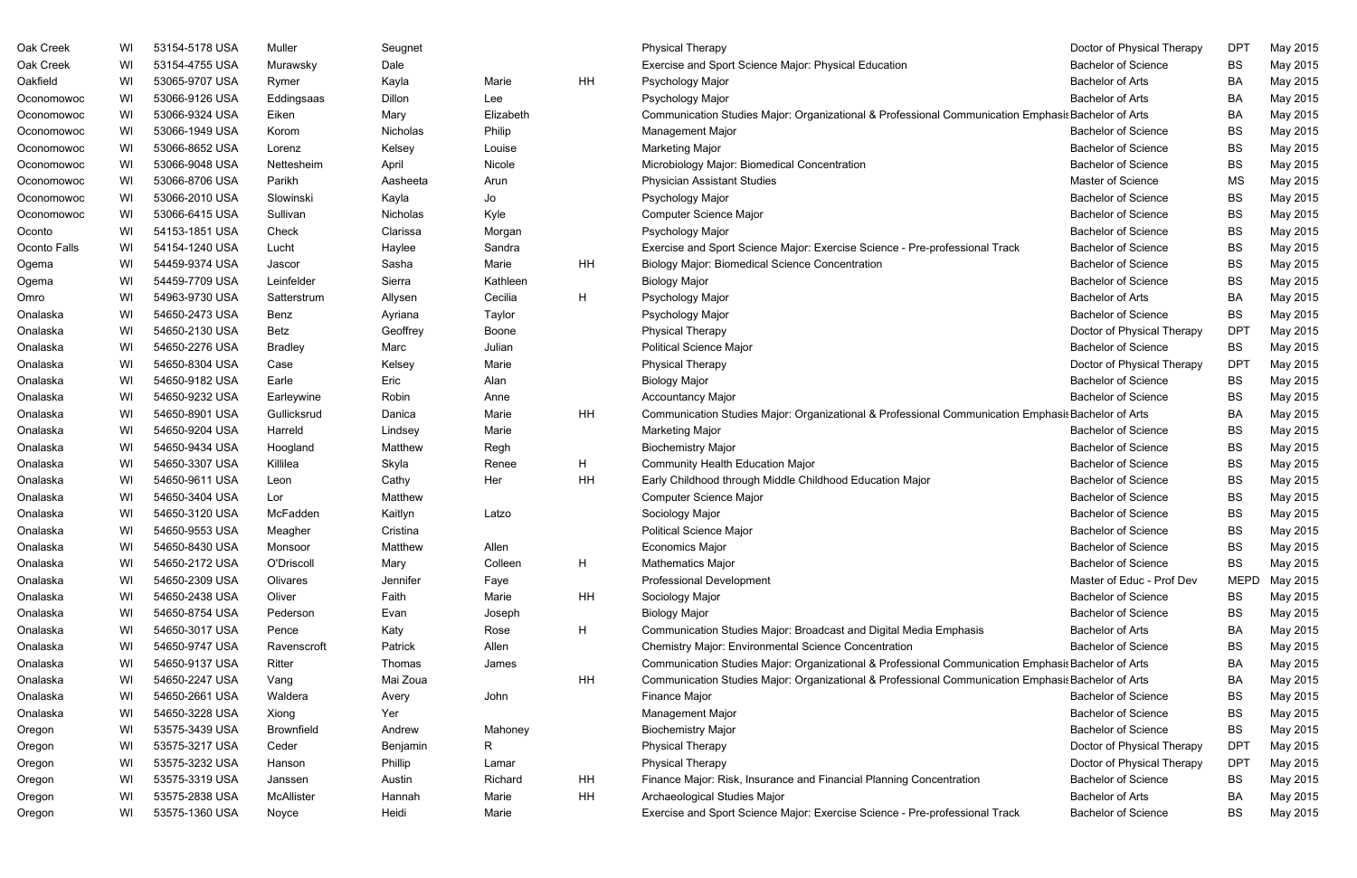| | | | | | | | | | | |
|---|---|---|---|---|---|---|---|---|---|---|
| Oak Creek | WI | 53154-5178 USA | Muller | Seugnet | | | Physical Therapy | Doctor of Physical Therapy | DPT | May 2015 |
| Oak Creek | WI | 53154-4755 USA | Murawsky | Dale | | | Exercise and Sport Science Major: Physical Education | Bachelor of Science | BS | May 2015 |
| Oakfield | WI | 53065-9707 USA | Rymer | Kayla | Marie | HH | Psychology Major | Bachelor of Arts | BA | May 2015 |
| Oconomowoc | WI | 53066-9126 USA | Eddingsaas | Dillon | Lee | | Psychology Major | Bachelor of Arts | BA | May 2015 |
| Oconomowoc | WI | 53066-9324 USA | Eiken | Mary | Elizabeth | | Communication Studies Major: Organizational & Professional Communication Emphasis | Bachelor of Arts | BA | May 2015 |
| Oconomowoc | WI | 53066-1949 USA | Korom | Nicholas | Philip | | Management Major | Bachelor of Science | BS | May 2015 |
| Oconomowoc | WI | 53066-8652 USA | Lorenz | Kelsey | Louise | | Marketing Major | Bachelor of Science | BS | May 2015 |
| Oconomowoc | WI | 53066-9048 USA | Nettesheim | April | Nicole | | Microbiology Major: Biomedical Concentration | Bachelor of Science | BS | May 2015 |
| Oconomowoc | WI | 53066-8706 USA | Parikh | Aasheeta | Arun | | Physician Assistant Studies | Master of Science | MS | May 2015 |
| Oconomowoc | WI | 53066-2010 USA | Slowinski | Kayla | Jo | | Psychology Major | Bachelor of Science | BS | May 2015 |
| Oconomowoc | WI | 53066-6415 USA | Sullivan | Nicholas | Kyle | | Computer Science Major | Bachelor of Science | BS | May 2015 |
| Oconto | WI | 54153-1851 USA | Check | Clarissa | Morgan | | Psychology Major | Bachelor of Science | BS | May 2015 |
| Oconto Falls | WI | 54154-1240 USA | Lucht | Haylee | Sandra | | Exercise and Sport Science Major: Exercise Science - Pre-professional Track | Bachelor of Science | BS | May 2015 |
| Ogema | WI | 54459-9374 USA | Jascor | Sasha | Marie | HH | Biology Major: Biomedical Science Concentration | Bachelor of Science | BS | May 2015 |
| Ogema | WI | 54459-7709 USA | Leinfelder | Sierra | Kathleen | | Biology Major | Bachelor of Science | BS | May 2015 |
| Omro | WI | 54963-9730 USA | Satterstrum | Allysen | Cecilia | H | Psychology Major | Bachelor of Arts | BA | May 2015 |
| Onalaska | WI | 54650-2473 USA | Benz | Ayriana | Taylor | | Psychology Major | Bachelor of Science | BS | May 2015 |
| Onalaska | WI | 54650-2130 USA | Betz | Geoffrey | Boone | | Physical Therapy | Doctor of Physical Therapy | DPT | May 2015 |
| Onalaska | WI | 54650-2276 USA | Bradley | Marc | Julian | | Political Science Major | Bachelor of Science | BS | May 2015 |
| Onalaska | WI | 54650-8304 USA | Case | Kelsey | Marie | | Physical Therapy | Doctor of Physical Therapy | DPT | May 2015 |
| Onalaska | WI | 54650-9182 USA | Earle | Eric | Alan | | Biology Major | Bachelor of Science | BS | May 2015 |
| Onalaska | WI | 54650-9232 USA | Earleywine | Robin | Anne | | Accountancy Major | Bachelor of Science | BS | May 2015 |
| Onalaska | WI | 54650-8901 USA | Gullicksrud | Danica | Marie | HH | Communication Studies Major: Organizational & Professional Communication Emphasis | Bachelor of Arts | BA | May 2015 |
| Onalaska | WI | 54650-9204 USA | Harreld | Lindsey | Marie | | Marketing Major | Bachelor of Science | BS | May 2015 |
| Onalaska | WI | 54650-9434 USA | Hoogland | Matthew | Regh | | Biochemistry Major | Bachelor of Science | BS | May 2015 |
| Onalaska | WI | 54650-3307 USA | Killilea | Skyla | Renee | H | Community Health Education Major | Bachelor of Science | BS | May 2015 |
| Onalaska | WI | 54650-9611 USA | Leon | Cathy | Her | HH | Early Childhood through Middle Childhood Education Major | Bachelor of Science | BS | May 2015 |
| Onalaska | WI | 54650-3404 USA | Lor | Matthew | | | Computer Science Major | Bachelor of Science | BS | May 2015 |
| Onalaska | WI | 54650-3120 USA | McFadden | Kaitlyn | Latzo | | Sociology Major | Bachelor of Science | BS | May 2015 |
| Onalaska | WI | 54650-9553 USA | Meagher | Cristina | | | Political Science Major | Bachelor of Science | BS | May 2015 |
| Onalaska | WI | 54650-8430 USA | Monsoor | Matthew | Allen | | Economics Major | Bachelor of Science | BS | May 2015 |
| Onalaska | WI | 54650-2172 USA | O'Driscoll | Mary | Colleen | H | Mathematics Major | Bachelor of Science | BS | May 2015 |
| Onalaska | WI | 54650-2309 USA | Olivares | Jennifer | Faye | | Professional Development | Master of Educ - Prof Dev | MEPD | May 2015 |
| Onalaska | WI | 54650-2438 USA | Oliver | Faith | Marie | HH | Sociology Major | Bachelor of Science | BS | May 2015 |
| Onalaska | WI | 54650-8754 USA | Pederson | Evan | Joseph | | Biology Major | Bachelor of Science | BS | May 2015 |
| Onalaska | WI | 54650-3017 USA | Pence | Katy | Rose | H | Communication Studies Major: Broadcast and Digital Media Emphasis | Bachelor of Arts | BA | May 2015 |
| Onalaska | WI | 54650-9747 USA | Ravenscroft | Patrick | Allen | | Chemistry Major: Environmental Science Concentration | Bachelor of Science | BS | May 2015 |
| Onalaska | WI | 54650-9137 USA | Ritter | Thomas | James | | Communication Studies Major: Organizational & Professional Communication Emphasis | Bachelor of Arts | BA | May 2015 |
| Onalaska | WI | 54650-2247 USA | Vang | Mai Zoua | | HH | Communication Studies Major: Organizational & Professional Communication Emphasis | Bachelor of Arts | BA | May 2015 |
| Onalaska | WI | 54650-2661 USA | Waldera | Avery | John | | Finance Major | Bachelor of Science | BS | May 2015 |
| Onalaska | WI | 54650-3228 USA | Xiong | Yer | | | Management Major | Bachelor of Science | BS | May 2015 |
| Oregon | WI | 53575-3439 USA | Brownfield | Andrew | Mahoney | | Biochemistry Major | Bachelor of Science | BS | May 2015 |
| Oregon | WI | 53575-3217 USA | Ceder | Benjamin | R | | Physical Therapy | Doctor of Physical Therapy | DPT | May 2015 |
| Oregon | WI | 53575-3232 USA | Hanson | Phillip | Lamar | | Physical Therapy | Doctor of Physical Therapy | DPT | May 2015 |
| Oregon | WI | 53575-3319 USA | Janssen | Austin | Richard | HH | Finance Major: Risk, Insurance and Financial Planning Concentration | Bachelor of Science | BS | May 2015 |
| Oregon | WI | 53575-2838 USA | McAllister | Hannah | Marie | HH | Archaeological Studies Major | Bachelor of Arts | BA | May 2015 |
| Oregon | WI | 53575-1360 USA | Noyce | Heidi | Marie | | Exercise and Sport Science Major: Exercise Science - Pre-professional Track | Bachelor of Science | BS | May 2015 |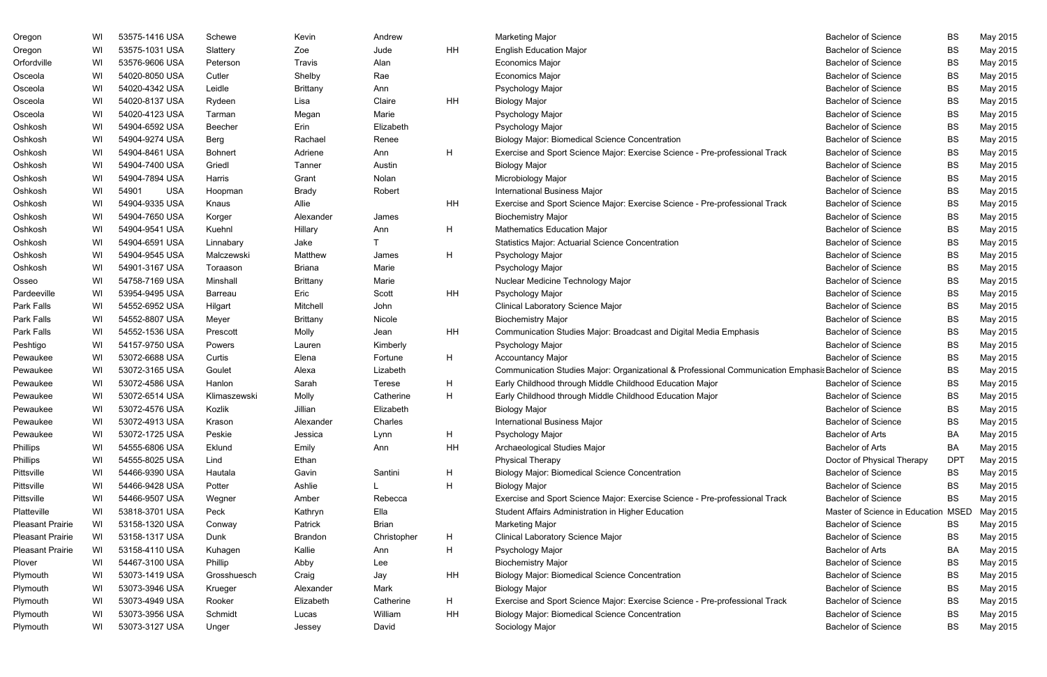| | | | | | | | | | | |
|---|---|---|---|---|---|---|---|---|---|---|
| Oregon | WI | 53575-1416 USA | Schewe | Kevin | Andrew | | Marketing Major | Bachelor of Science | BS | May 2015 |
| Oregon | WI | 53575-1031 USA | Slattery | Zoe | Jude | HH | English Education Major | Bachelor of Science | BS | May 2015 |
| Orfordville | WI | 53576-9606 USA | Peterson | Travis | Alan | | Economics Major | Bachelor of Science | BS | May 2015 |
| Osceola | WI | 54020-8050 USA | Cutler | Shelby | Rae | | Economics Major | Bachelor of Science | BS | May 2015 |
| Osceola | WI | 54020-4342 USA | Leidle | Brittany | Ann | | Psychology Major | Bachelor of Science | BS | May 2015 |
| Osceola | WI | 54020-8137 USA | Rydeen | Lisa | Claire | HH | Biology Major | Bachelor of Science | BS | May 2015 |
| Osceola | WI | 54020-4123 USA | Tarman | Megan | Marie | | Psychology Major | Bachelor of Science | BS | May 2015 |
| Oshkosh | WI | 54904-6592 USA | Beecher | Erin | Elizabeth | | Psychology Major | Bachelor of Science | BS | May 2015 |
| Oshkosh | WI | 54904-9274 USA | Berg | Rachael | Renee | | Biology Major: Biomedical Science Concentration | Bachelor of Science | BS | May 2015 |
| Oshkosh | WI | 54904-8461 USA | Bohnert | Adriene | Ann | H | Exercise and Sport Science Major: Exercise Science - Pre-professional Track | Bachelor of Science | BS | May 2015 |
| Oshkosh | WI | 54904-7400 USA | Griedl | Tanner | Austin | | Biology Major | Bachelor of Science | BS | May 2015 |
| Oshkosh | WI | 54904-7894 USA | Harris | Grant | Nolan | | Microbiology Major | Bachelor of Science | BS | May 2015 |
| Oshkosh | WI | 54901 USA | Hoopman | Brady | Robert | | International Business Major | Bachelor of Science | BS | May 2015 |
| Oshkosh | WI | 54904-9335 USA | Knaus | Allie | | HH | Exercise and Sport Science Major: Exercise Science - Pre-professional Track | Bachelor of Science | BS | May 2015 |
| Oshkosh | WI | 54904-7650 USA | Korger | Alexander | James | | Biochemistry Major | Bachelor of Science | BS | May 2015 |
| Oshkosh | WI | 54904-9541 USA | Kuehnl | Hillary | Ann | H | Mathematics Education Major | Bachelor of Science | BS | May 2015 |
| Oshkosh | WI | 54904-6591 USA | Linnabary | Jake | T | | Statistics Major: Actuarial Science Concentration | Bachelor of Science | BS | May 2015 |
| Oshkosh | WI | 54904-9545 USA | Malczewski | Matthew | James | H | Psychology Major | Bachelor of Science | BS | May 2015 |
| Oshkosh | WI | 54901-3167 USA | Toraason | Briana | Marie | | Psychology Major | Bachelor of Science | BS | May 2015 |
| Osseo | WI | 54758-7169 USA | Minshall | Brittany | Marie | | Nuclear Medicine Technology Major | Bachelor of Science | BS | May 2015 |
| Pardeeville | WI | 53954-9495 USA | Barreau | Eric | Scott | HH | Psychology Major | Bachelor of Science | BS | May 2015 |
| Park Falls | WI | 54552-6952 USA | Hilgart | Mitchell | John | | Clinical Laboratory Science Major | Bachelor of Science | BS | May 2015 |
| Park Falls | WI | 54552-8807 USA | Meyer | Brittany | Nicole | | Biochemistry Major | Bachelor of Science | BS | May 2015 |
| Park Falls | WI | 54552-1536 USA | Prescott | Molly | Jean | HH | Communication Studies Major: Broadcast and Digital Media Emphasis | Bachelor of Science | BS | May 2015 |
| Peshtigo | WI | 54157-9750 USA | Powers | Lauren | Kimberly | | Psychology Major | Bachelor of Science | BS | May 2015 |
| Pewaukee | WI | 53072-6688 USA | Curtis | Elena | Fortune | H | Accountancy Major | Bachelor of Science | BS | May 2015 |
| Pewaukee | WI | 53072-3165 USA | Goulet | Alexa | Lizabeth | | Communication Studies Major: Organizational & Professional Communication Emphasis | Bachelor of Science | BS | May 2015 |
| Pewaukee | WI | 53072-4586 USA | Hanlon | Sarah | Terese | H | Early Childhood through Middle Childhood Education Major | Bachelor of Science | BS | May 2015 |
| Pewaukee | WI | 53072-6514 USA | Klimaszewski | Molly | Catherine | H | Early Childhood through Middle Childhood Education Major | Bachelor of Science | BS | May 2015 |
| Pewaukee | WI | 53072-4576 USA | Kozlik | Jillian | Elizabeth | | Biology Major | Bachelor of Science | BS | May 2015 |
| Pewaukee | WI | 53072-4913 USA | Krason | Alexander | Charles | | International Business Major | Bachelor of Science | BS | May 2015 |
| Pewaukee | WI | 53072-1725 USA | Peskie | Jessica | Lynn | H | Psychology Major | Bachelor of Arts | BA | May 2015 |
| Phillips | WI | 54555-6806 USA | Eklund | Emily | Ann | HH | Archaeological Studies Major | Bachelor of Arts | BA | May 2015 |
| Phillips | WI | 54555-8025 USA | Lind | Ethan | | | Physical Therapy | Doctor of Physical Therapy | DPT | May 2015 |
| Pittsville | WI | 54466-9390 USA | Hautala | Gavin | Santini | H | Biology Major: Biomedical Science Concentration | Bachelor of Science | BS | May 2015 |
| Pittsville | WI | 54466-9428 USA | Potter | Ashlie | L | H | Biology Major | Bachelor of Science | BS | May 2015 |
| Pittsville | WI | 54466-9507 USA | Wegner | Amber | Rebecca | | Exercise and Sport Science Major: Exercise Science - Pre-professional Track | Bachelor of Science | BS | May 2015 |
| Platteville | WI | 53818-3701 USA | Peck | Kathryn | Ella | | Student Affairs Administration in Higher Education | Master of Science in Education | MSED | May 2015 |
| Pleasant Prairie | WI | 53158-1320 USA | Conway | Patrick | Brian | | Marketing Major | Bachelor of Science | BS | May 2015 |
| Pleasant Prairie | WI | 53158-1317 USA | Dunk | Brandon | Christopher | H | Clinical Laboratory Science Major | Bachelor of Science | BS | May 2015 |
| Pleasant Prairie | WI | 53158-4110 USA | Kuhagen | Kallie | Ann | H | Psychology Major | Bachelor of Arts | BA | May 2015 |
| Plover | WI | 54467-3100 USA | Phillip | Abby | Lee | | Biochemistry Major | Bachelor of Science | BS | May 2015 |
| Plymouth | WI | 53073-1419 USA | Grosshuesch | Craig | Jay | HH | Biology Major: Biomedical Science Concentration | Bachelor of Science | BS | May 2015 |
| Plymouth | WI | 53073-3946 USA | Krueger | Alexander | Mark | | Biology Major | Bachelor of Science | BS | May 2015 |
| Plymouth | WI | 53073-4949 USA | Rooker | Elizabeth | Catherine | H | Exercise and Sport Science Major: Exercise Science - Pre-professional Track | Bachelor of Science | BS | May 2015 |
| Plymouth | WI | 53073-3956 USA | Schmidt | Lucas | William | HH | Biology Major: Biomedical Science Concentration | Bachelor of Science | BS | May 2015 |
| Plymouth | WI | 53073-3127 USA | Unger | Jessey | David | | Sociology Major | Bachelor of Science | BS | May 2015 |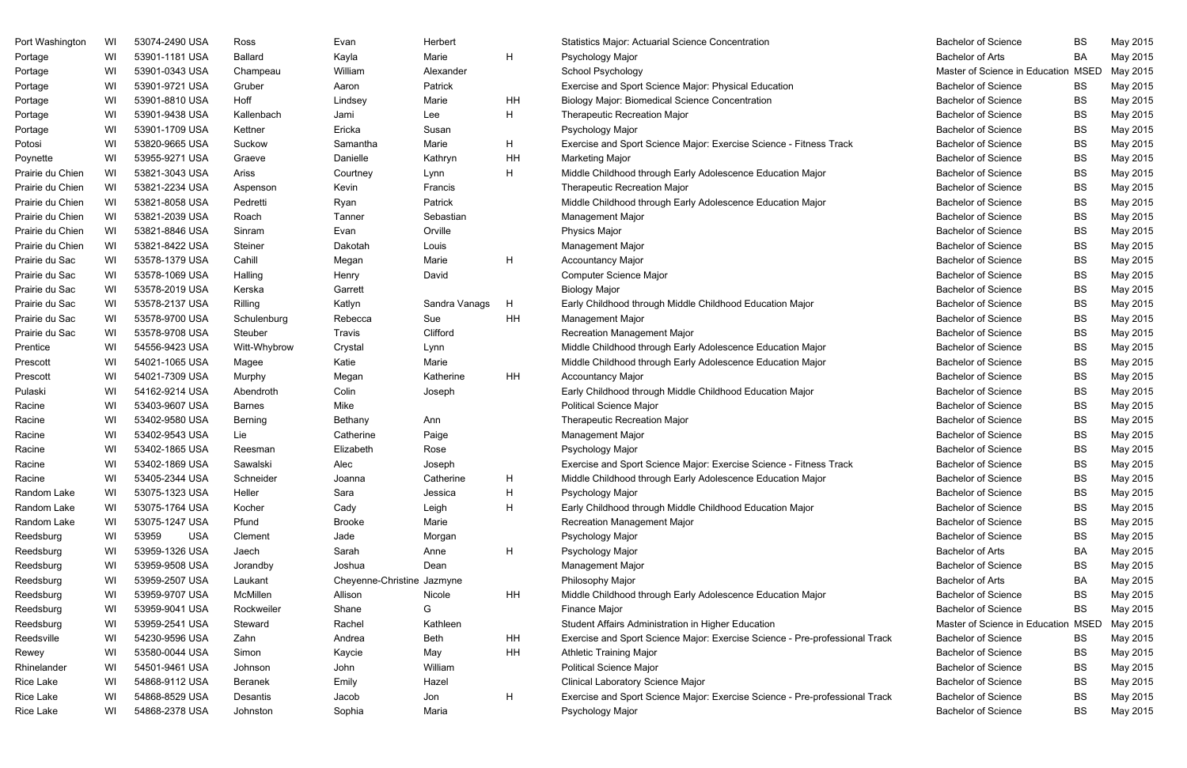| | | | | | | | | | | |
|---|---|---|---|---|---|---|---|---|---|---|
| Port Washington | WI | 53074-2490 USA | Ross | Evan | Herbert | | Statistics Major: Actuarial Science Concentration | Bachelor of Science | BS | May 2015 |
| Portage | WI | 53901-1181 USA | Ballard | Kayla | Marie | H | Psychology Major | Bachelor of Arts | BA | May 2015 |
| Portage | WI | 53901-0343 USA | Champeau | William | Alexander | | School Psychology | Master of Science in Education | MSED | May 2015 |
| Portage | WI | 53901-9721 USA | Gruber | Aaron | Patrick | | Exercise and Sport Science Major: Physical Education | Bachelor of Science | BS | May 2015 |
| Portage | WI | 53901-8810 USA | Hoff | Lindsey | Marie | HH | Biology Major: Biomedical Science Concentration | Bachelor of Science | BS | May 2015 |
| Portage | WI | 53901-9438 USA | Kallenbach | Jami | Lee | H | Therapeutic Recreation Major | Bachelor of Science | BS | May 2015 |
| Portage | WI | 53901-1709 USA | Kettner | Ericka | Susan | | Psychology Major | Bachelor of Science | BS | May 2015 |
| Potosi | WI | 53820-9665 USA | Suckow | Samantha | Marie | H | Exercise and Sport Science Major: Exercise Science - Fitness Track | Bachelor of Science | BS | May 2015 |
| Poynette | WI | 53955-9271 USA | Graeve | Danielle | Kathryn | HH | Marketing Major | Bachelor of Science | BS | May 2015 |
| Prairie du Chien | WI | 53821-3043 USA | Ariss | Courtney | Lynn | H | Middle Childhood through Early Adolescence Education Major | Bachelor of Science | BS | May 2015 |
| Prairie du Chien | WI | 53821-2234 USA | Aspenson | Kevin | Francis | | Therapeutic Recreation Major | Bachelor of Science | BS | May 2015 |
| Prairie du Chien | WI | 53821-8058 USA | Pedretti | Ryan | Patrick | | Middle Childhood through Early Adolescence Education Major | Bachelor of Science | BS | May 2015 |
| Prairie du Chien | WI | 53821-2039 USA | Roach | Tanner | Sebastian | | Management Major | Bachelor of Science | BS | May 2015 |
| Prairie du Chien | WI | 53821-8846 USA | Sinram | Evan | Orville | | Physics Major | Bachelor of Science | BS | May 2015 |
| Prairie du Chien | WI | 53821-8422 USA | Steiner | Dakotah | Louis | | Management Major | Bachelor of Science | BS | May 2015 |
| Prairie du Sac | WI | 53578-1379 USA | Cahill | Megan | Marie | H | Accountancy Major | Bachelor of Science | BS | May 2015 |
| Prairie du Sac | WI | 53578-1069 USA | Halling | Henry | David | | Computer Science Major | Bachelor of Science | BS | May 2015 |
| Prairie du Sac | WI | 53578-2019 USA | Kerska | Garrett | | | Biology Major | Bachelor of Science | BS | May 2015 |
| Prairie du Sac | WI | 53578-2137 USA | Rilling | Katlyn | Sandra Vanags | H | Early Childhood through Middle Childhood Education Major | Bachelor of Science | BS | May 2015 |
| Prairie du Sac | WI | 53578-9700 USA | Schulenburg | Rebecca | Sue | HH | Management Major | Bachelor of Science | BS | May 2015 |
| Prairie du Sac | WI | 53578-9708 USA | Steuber | Travis | Clifford | | Recreation Management Major | Bachelor of Science | BS | May 2015 |
| Prentice | WI | 54556-9423 USA | Witt-Whybrow | Crystal | Lynn | | Middle Childhood through Early Adolescence Education Major | Bachelor of Science | BS | May 2015 |
| Prescott | WI | 54021-1065 USA | Magee | Katie | Marie | | Middle Childhood through Early Adolescence Education Major | Bachelor of Science | BS | May 2015 |
| Prescott | WI | 54021-7309 USA | Murphy | Megan | Katherine | HH | Accountancy Major | Bachelor of Science | BS | May 2015 |
| Pulaski | WI | 54162-9214 USA | Abendroth | Colin | Joseph | | Early Childhood through Middle Childhood Education Major | Bachelor of Science | BS | May 2015 |
| Racine | WI | 53403-9607 USA | Barnes | Mike | | | Political Science Major | Bachelor of Science | BS | May 2015 |
| Racine | WI | 53402-9580 USA | Berning | Bethany | Ann | | Therapeutic Recreation Major | Bachelor of Science | BS | May 2015 |
| Racine | WI | 53402-9543 USA | Lie | Catherine | Paige | | Management Major | Bachelor of Science | BS | May 2015 |
| Racine | WI | 53402-1865 USA | Reesman | Elizabeth | Rose | | Psychology Major | Bachelor of Science | BS | May 2015 |
| Racine | WI | 53402-1869 USA | Sawalski | Alec | Joseph | | Exercise and Sport Science Major: Exercise Science - Fitness Track | Bachelor of Science | BS | May 2015 |
| Racine | WI | 53405-2344 USA | Schneider | Joanna | Catherine | H | Middle Childhood through Early Adolescence Education Major | Bachelor of Science | BS | May 2015 |
| Random Lake | WI | 53075-1323 USA | Heller | Sara | Jessica | H | Psychology Major | Bachelor of Science | BS | May 2015 |
| Random Lake | WI | 53075-1764 USA | Kocher | Cady | Leigh | H | Early Childhood through Middle Childhood Education Major | Bachelor of Science | BS | May 2015 |
| Random Lake | WI | 53075-1247 USA | Pfund | Brooke | Marie | | Recreation Management Major | Bachelor of Science | BS | May 2015 |
| Reedsburg | WI | 53959 USA | Clement | Jade | Morgan | | Psychology Major | Bachelor of Science | BS | May 2015 |
| Reedsburg | WI | 53959-1326 USA | Jaech | Sarah | Anne | H | Psychology Major | Bachelor of Arts | BA | May 2015 |
| Reedsburg | WI | 53959-9508 USA | Jorandby | Joshua | Dean | | Management Major | Bachelor of Science | BS | May 2015 |
| Reedsburg | WI | 53959-2507 USA | Laukant | Cheyenne-Christine | Jazmyne | | Philosophy Major | Bachelor of Arts | BA | May 2015 |
| Reedsburg | WI | 53959-9707 USA | McMillen | Allison | Nicole | HH | Middle Childhood through Early Adolescence Education Major | Bachelor of Science | BS | May 2015 |
| Reedsburg | WI | 53959-9041 USA | Rockweiler | Shane | G | | Finance Major | Bachelor of Science | BS | May 2015 |
| Reedsburg | WI | 53959-2541 USA | Steward | Rachel | Kathleen | | Student Affairs Administration in Higher Education | Master of Science in Education | MSED | May 2015 |
| Reedsville | WI | 54230-9596 USA | Zahn | Andrea | Beth | HH | Exercise and Sport Science Major: Exercise Science - Pre-professional Track | Bachelor of Science | BS | May 2015 |
| Rewey | WI | 53580-0044 USA | Simon | Kaycie | May | HH | Athletic Training Major | Bachelor of Science | BS | May 2015 |
| Rhinelander | WI | 54501-9461 USA | Johnson | John | William | | Political Science Major | Bachelor of Science | BS | May 2015 |
| Rice Lake | WI | 54868-9112 USA | Beranek | Emily | Hazel | | Clinical Laboratory Science Major | Bachelor of Science | BS | May 2015 |
| Rice Lake | WI | 54868-8529 USA | Desantis | Jacob | Jon | H | Exercise and Sport Science Major: Exercise Science - Pre-professional Track | Bachelor of Science | BS | May 2015 |
| Rice Lake | WI | 54868-2378 USA | Johnston | Sophia | Maria | | Psychology Major | Bachelor of Science | BS | May 2015 |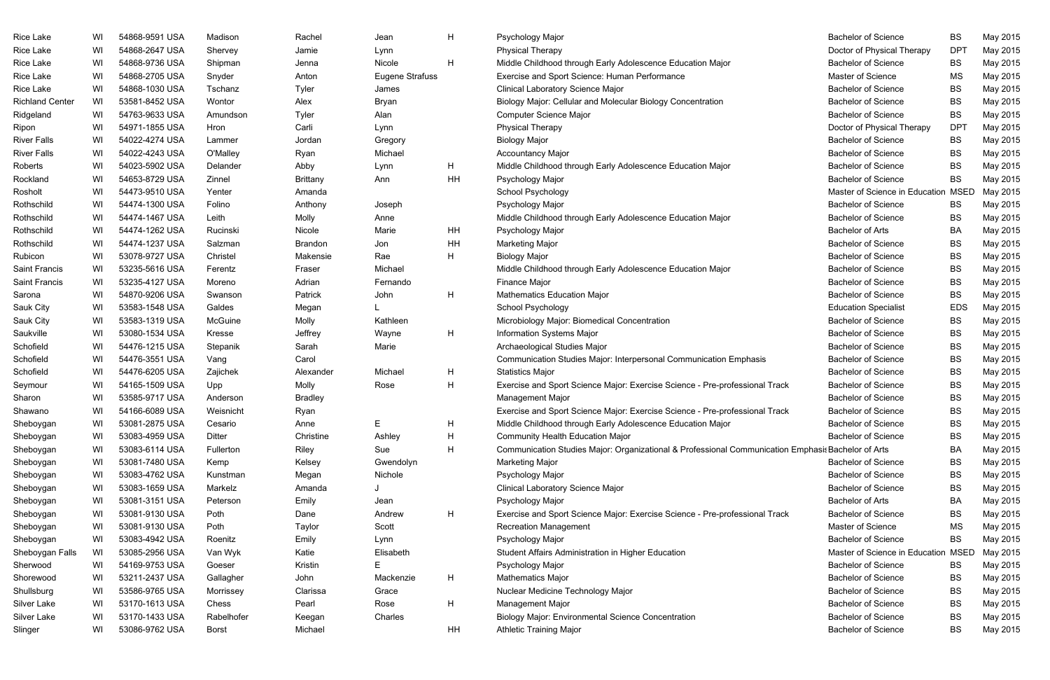| | | | | | | | | | | |
|---|---|---|---|---|---|---|---|---|---|---|
| Rice Lake | WI | 54868-9591 USA | Madison | Rachel | Jean | H | Psychology Major | Bachelor of Science | BS | May 2015 |
| Rice Lake | WI | 54868-2647 USA | Shervey | Jamie | Lynn | | Physical Therapy | Doctor of Physical Therapy | DPT | May 2015 |
| Rice Lake | WI | 54868-9736 USA | Shipman | Jenna | Nicole | H | Middle Childhood through Early Adolescence Education Major | Bachelor of Science | BS | May 2015 |
| Rice Lake | WI | 54868-2705 USA | Snyder | Anton | Eugene Strafuss | | Exercise and Sport Science: Human Performance | Master of Science | MS | May 2015 |
| Rice Lake | WI | 54868-1030 USA | Tschanz | Tyler | James | | Clinical Laboratory Science Major | Bachelor of Science | BS | May 2015 |
| Richland Center | WI | 53581-8452 USA | Wontor | Alex | Bryan | | Biology Major: Cellular and Molecular Biology Concentration | Bachelor of Science | BS | May 2015 |
| Ridgeland | WI | 54763-9633 USA | Amundson | Tyler | Alan | | Computer Science Major | Bachelor of Science | BS | May 2015 |
| Ripon | WI | 54971-1855 USA | Hron | Carli | Lynn | | Physical Therapy | Doctor of Physical Therapy | DPT | May 2015 |
| River Falls | WI | 54022-4274 USA | Lammer | Jordan | Gregory | | Biology Major | Bachelor of Science | BS | May 2015 |
| River Falls | WI | 54022-4243 USA | O'Malley | Ryan | Michael | | Accountancy Major | Bachelor of Science | BS | May 2015 |
| Roberts | WI | 54023-5902 USA | Delander | Abby | Lynn | H | Middle Childhood through Early Adolescence Education Major | Bachelor of Science | BS | May 2015 |
| Rockland | WI | 54653-8729 USA | Zinnel | Brittany | Ann | HH | Psychology Major | Bachelor of Science | BS | May 2015 |
| Rosholt | WI | 54473-9510 USA | Yenter | Amanda | | | School Psychology | Master of Science in Education | MSED | May 2015 |
| Rothschild | WI | 54474-1300 USA | Folino | Anthony | Joseph | | Psychology Major | Bachelor of Science | BS | May 2015 |
| Rothschild | WI | 54474-1467 USA | Leith | Molly | Anne | | Middle Childhood through Early Adolescence Education Major | Bachelor of Science | BS | May 2015 |
| Rothschild | WI | 54474-1262 USA | Rucinski | Nicole | Marie | HH | Psychology Major | Bachelor of Arts | BA | May 2015 |
| Rothschild | WI | 54474-1237 USA | Salzman | Brandon | Jon | HH | Marketing Major | Bachelor of Science | BS | May 2015 |
| Rubicon | WI | 53078-9727 USA | Christel | Makensie | Rae | H | Biology Major | Bachelor of Science | BS | May 2015 |
| Saint Francis | WI | 53235-5616 USA | Ferentz | Fraser | Michael | | Middle Childhood through Early Adolescence Education Major | Bachelor of Science | BS | May 2015 |
| Saint Francis | WI | 53235-4127 USA | Moreno | Adrian | Fernando | | Finance Major | Bachelor of Science | BS | May 2015 |
| Sarona | WI | 54870-9206 USA | Swanson | Patrick | John | H | Mathematics Education Major | Bachelor of Science | BS | May 2015 |
| Sauk City | WI | 53583-1548 USA | Galdes | Megan | L | | School Psychology | Education Specialist | EDS | May 2015 |
| Sauk City | WI | 53583-1319 USA | McGuine | Molly | Kathleen | | Microbiology Major: Biomedical Concentration | Bachelor of Science | BS | May 2015 |
| Saukville | WI | 53080-1534 USA | Kresse | Jeffrey | Wayne | H | Information Systems Major | Bachelor of Science | BS | May 2015 |
| Schofield | WI | 54476-1215 USA | Stepanik | Sarah | Marie | | Archaeological Studies Major | Bachelor of Science | BS | May 2015 |
| Schofield | WI | 54476-3551 USA | Vang | Carol | | | Communication Studies Major: Interpersonal Communication Emphasis | Bachelor of Science | BS | May 2015 |
| Schofield | WI | 54476-6205 USA | Zajichek | Alexander | Michael | H | Statistics Major | Bachelor of Science | BS | May 2015 |
| Seymour | WI | 54165-1509 USA | Upp | Molly | Rose | H | Exercise and Sport Science Major: Exercise Science - Pre-professional Track | Bachelor of Science | BS | May 2015 |
| Sharon | WI | 53585-9717 USA | Anderson | Bradley | | | Management Major | Bachelor of Science | BS | May 2015 |
| Shawano | WI | 54166-6089 USA | Weisnicht | Ryan | | | Exercise and Sport Science Major: Exercise Science - Pre-professional Track | Bachelor of Science | BS | May 2015 |
| Sheboygan | WI | 53081-2875 USA | Cesario | Anne | E | H | Middle Childhood through Early Adolescence Education Major | Bachelor of Science | BS | May 2015 |
| Sheboygan | WI | 53083-4959 USA | Ditter | Christine | Ashley | H | Community Health Education Major | Bachelor of Science | BS | May 2015 |
| Sheboygan | WI | 53083-6114 USA | Fullerton | Riley | Sue | H | Communication Studies Major: Organizational & Professional Communication Emphasis | Bachelor of Arts | BA | May 2015 |
| Sheboygan | WI | 53081-7480 USA | Kemp | Kelsey | Gwendolyn | | Marketing Major | Bachelor of Science | BS | May 2015 |
| Sheboygan | WI | 53083-4762 USA | Kunstman | Megan | Nichole | | Psychology Major | Bachelor of Science | BS | May 2015 |
| Sheboygan | WI | 53083-1659 USA | Markelz | Amanda | J | | Clinical Laboratory Science Major | Bachelor of Science | BS | May 2015 |
| Sheboygan | WI | 53081-3151 USA | Peterson | Emily | Jean | | Psychology Major | Bachelor of Arts | BA | May 2015 |
| Sheboygan | WI | 53081-9130 USA | Poth | Dane | Andrew | H | Exercise and Sport Science Major: Exercise Science - Pre-professional Track | Bachelor of Science | BS | May 2015 |
| Sheboygan | WI | 53081-9130 USA | Poth | Taylor | Scott | | Recreation Management | Master of Science | MS | May 2015 |
| Sheboygan | WI | 53083-4942 USA | Roenitz | Emily | Lynn | | Psychology Major | Bachelor of Science | BS | May 2015 |
| Sheboygan Falls | WI | 53085-2956 USA | Van Wyk | Katie | Elisabeth | | Student Affairs Administration in Higher Education | Master of Science in Education | MSED | May 2015 |
| Sherwood | WI | 54169-9753 USA | Goeser | Kristin | E | | Psychology Major | Bachelor of Science | BS | May 2015 |
| Shorewood | WI | 53211-2437 USA | Gallagher | John | Mackenzie | H | Mathematics Major | Bachelor of Science | BS | May 2015 |
| Shullsburg | WI | 53586-9765 USA | Morrissey | Clarissa | Grace | | Nuclear Medicine Technology Major | Bachelor of Science | BS | May 2015 |
| Silver Lake | WI | 53170-1613 USA | Chess | Pearl | Rose | H | Management Major | Bachelor of Science | BS | May 2015 |
| Silver Lake | WI | 53170-1433 USA | Rabelhofer | Keegan | Charles | | Biology Major: Environmental Science Concentration | Bachelor of Science | BS | May 2015 |
| Slinger | WI | 53086-9762 USA | Borst | Michael | | HH | Athletic Training Major | Bachelor of Science | BS | May 2015 |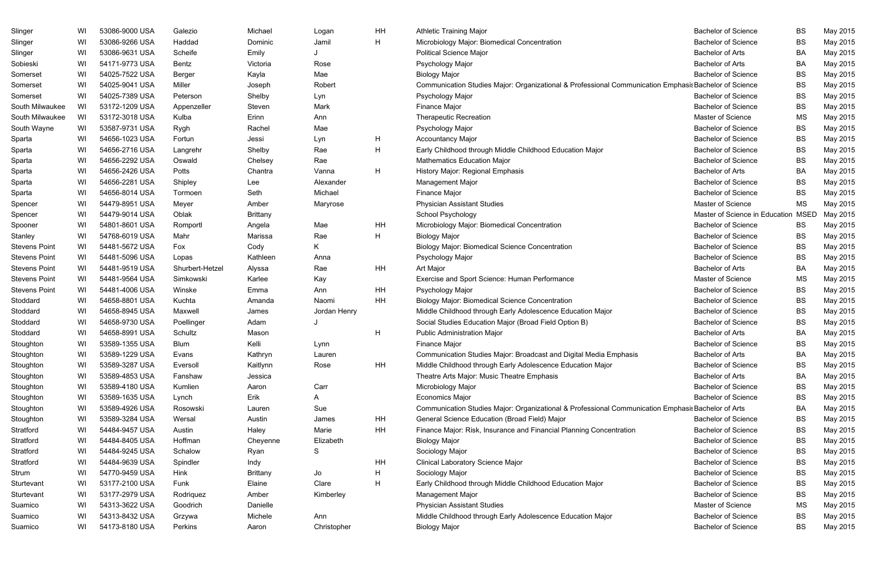| | | | | | | | | | | |
|---|---|---|---|---|---|---|---|---|---|---|
| Slinger | WI | 53086-9000 USA | Galezio | Michael | Logan | HH | Athletic Training Major | Bachelor of Science | BS | May 2015 |
| Slinger | WI | 53086-9266 USA | Haddad | Dominic | Jamil | H | Microbiology Major: Biomedical Concentration | Bachelor of Science | BS | May 2015 |
| Slinger | WI | 53086-9631 USA | Scheife | Emily | J | | Political Science Major | Bachelor of Arts | BA | May 2015 |
| Sobieski | WI | 54171-9773 USA | Bentz | Victoria | Rose | | Psychology Major | Bachelor of Arts | BA | May 2015 |
| Somerset | WI | 54025-7522 USA | Berger | Kayla | Mae | | Biology Major | Bachelor of Science | BS | May 2015 |
| Somerset | WI | 54025-9041 USA | Miller | Joseph | Robert | | Communication Studies Major: Organizational & Professional Communication Emphasis | Bachelor of Science | BS | May 2015 |
| Somerset | WI | 54025-7389 USA | Peterson | Shelby | Lyn | | Psychology Major | Bachelor of Science | BS | May 2015 |
| South Milwaukee | WI | 53172-1209 USA | Appenzeller | Steven | Mark | | Finance Major | Bachelor of Science | BS | May 2015 |
| South Milwaukee | WI | 53172-3018 USA | Kulba | Erinn | Ann | | Therapeutic Recreation | Master of Science | MS | May 2015 |
| South Wayne | WI | 53587-9731 USA | Rygh | Rachel | Mae | | Psychology Major | Bachelor of Science | BS | May 2015 |
| Sparta | WI | 54656-1023 USA | Fortun | Jessi | Lyn | H | Accountancy Major | Bachelor of Science | BS | May 2015 |
| Sparta | WI | 54656-2716 USA | Langrehr | Shelby | Rae | H | Early Childhood through Middle Childhood Education Major | Bachelor of Science | BS | May 2015 |
| Sparta | WI | 54656-2292 USA | Oswald | Chelsey | Rae | | Mathematics Education Major | Bachelor of Science | BS | May 2015 |
| Sparta | WI | 54656-2426 USA | Potts | Chantra | Vanna | H | History Major: Regional Emphasis | Bachelor of Arts | BA | May 2015 |
| Sparta | WI | 54656-2281 USA | Shipley | Lee | Alexander | | Management Major | Bachelor of Science | BS | May 2015 |
| Sparta | WI | 54656-8014 USA | Tormoen | Seth | Michael | | Finance Major | Bachelor of Science | BS | May 2015 |
| Spencer | WI | 54479-8951 USA | Meyer | Amber | Maryrose | | Physician Assistant Studies | Master of Science | MS | May 2015 |
| Spencer | WI | 54479-9014 USA | Oblak | Brittany | | | School Psychology | Master of Science in Education | MSED | May 2015 |
| Spooner | WI | 54801-8601 USA | Romportl | Angela | Mae | HH | Microbiology Major: Biomedical Concentration | Bachelor of Science | BS | May 2015 |
| Stanley | WI | 54768-6019 USA | Mahr | Marissa | Rae | H | Biology Major | Bachelor of Science | BS | May 2015 |
| Stevens Point | WI | 54481-5672 USA | Fox | Cody | K | | Biology Major: Biomedical Science Concentration | Bachelor of Science | BS | May 2015 |
| Stevens Point | WI | 54481-5096 USA | Lopas | Kathleen | Anna | | Psychology Major | Bachelor of Science | BS | May 2015 |
| Stevens Point | WI | 54481-9519 USA | Shurbert-Hetzel | Alyssa | Rae | HH | Art Major | Bachelor of Arts | BA | May 2015 |
| Stevens Point | WI | 54481-9564 USA | Simkowski | Karlee | Kay | | Exercise and Sport Science: Human Performance | Master of Science | MS | May 2015 |
| Stevens Point | WI | 54481-4006 USA | Winske | Emma | Ann | HH | Psychology Major | Bachelor of Science | BS | May 2015 |
| Stoddard | WI | 54658-8801 USA | Kuchta | Amanda | Naomi | HH | Biology Major: Biomedical Science Concentration | Bachelor of Science | BS | May 2015 |
| Stoddard | WI | 54658-8945 USA | Maxwell | James | Jordan Henry | | Middle Childhood through Early Adolescence Education Major | Bachelor of Science | BS | May 2015 |
| Stoddard | WI | 54658-9730 USA | Poellinger | Adam | J | | Social Studies Education Major (Broad Field Option B) | Bachelor of Science | BS | May 2015 |
| Stoddard | WI | 54658-8991 USA | Schultz | Mason | | H | Public Administration Major | Bachelor of Arts | BA | May 2015 |
| Stoughton | WI | 53589-1355 USA | Blum | Kelli | Lynn | | Finance Major | Bachelor of Science | BS | May 2015 |
| Stoughton | WI | 53589-1229 USA | Evans | Kathryn | Lauren | | Communication Studies Major: Broadcast and Digital Media Emphasis | Bachelor of Arts | BA | May 2015 |
| Stoughton | WI | 53589-3287 USA | Eversoll | Kaitlynn | Rose | HH | Middle Childhood through Early Adolescence Education Major | Bachelor of Science | BS | May 2015 |
| Stoughton | WI | 53589-4853 USA | Fanshaw | Jessica | | | Theatre Arts Major: Music Theatre Emphasis | Bachelor of Arts | BA | May 2015 |
| Stoughton | WI | 53589-4180 USA | Kumlien | Aaron | Carr | | Microbiology Major | Bachelor of Science | BS | May 2015 |
| Stoughton | WI | 53589-1635 USA | Lynch | Erik | A | | Economics Major | Bachelor of Science | BS | May 2015 |
| Stoughton | WI | 53589-4926 USA | Rosowski | Lauren | Sue | | Communication Studies Major: Organizational & Professional Communication Emphasis | Bachelor of Arts | BA | May 2015 |
| Stoughton | WI | 53589-3284 USA | Wersal | Austin | James | HH | General Science Education (Broad Field) Major | Bachelor of Science | BS | May 2015 |
| Stratford | WI | 54484-9457 USA | Austin | Haley | Marie | HH | Finance Major: Risk, Insurance and Financial Planning Concentration | Bachelor of Science | BS | May 2015 |
| Stratford | WI | 54484-8405 USA | Hoffman | Cheyenne | Elizabeth | | Biology Major | Bachelor of Science | BS | May 2015 |
| Stratford | WI | 54484-9245 USA | Schalow | Ryan | S | | Sociology Major | Bachelor of Science | BS | May 2015 |
| Stratford | WI | 54484-9639 USA | Spindler | Indy | | HH | Clinical Laboratory Science Major | Bachelor of Science | BS | May 2015 |
| Strum | WI | 54770-9459 USA | Hink | Brittany | Jo | H | Sociology Major | Bachelor of Science | BS | May 2015 |
| Sturtevant | WI | 53177-2100 USA | Funk | Elaine | Clare | H | Early Childhood through Middle Childhood Education Major | Bachelor of Science | BS | May 2015 |
| Sturtevant | WI | 53177-2979 USA | Rodriquez | Amber | Kimberley | | Management Major | Bachelor of Science | BS | May 2015 |
| Suamico | WI | 54313-3622 USA | Goodrich | Danielle | | | Physician Assistant Studies | Master of Science | MS | May 2015 |
| Suamico | WI | 54313-8432 USA | Grzywa | Michele | Ann | | Middle Childhood through Early Adolescence Education Major | Bachelor of Science | BS | May 2015 |
| Suamico | WI | 54173-8180 USA | Perkins | Aaron | Christopher | | Biology Major | Bachelor of Science | BS | May 2015 |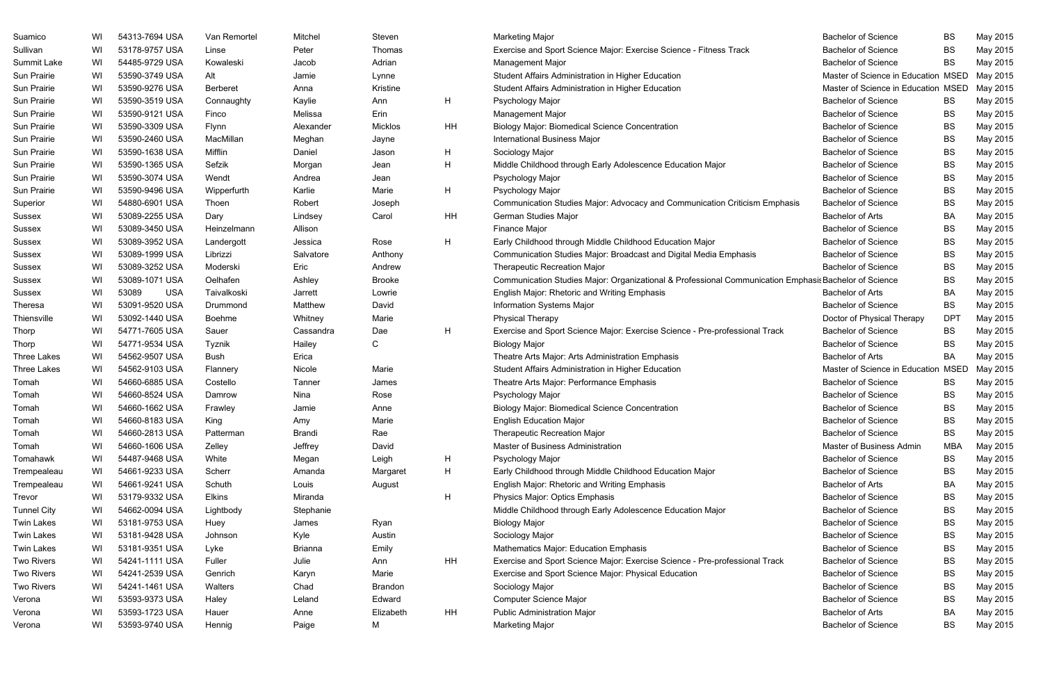| | | | | | | | | | | |
|---|---|---|---|---|---|---|---|---|---|---|
| Suamico | WI | 54313-7694 USA | Van Remortel | Mitchel | Steven | | Marketing Major | Bachelor of Science | BS | May 2015 |
| Sullivan | WI | 53178-9757 USA | Linse | Peter | Thomas | | Exercise and Sport Science Major: Exercise Science - Fitness Track | Bachelor of Science | BS | May 2015 |
| Summit Lake | WI | 54485-9729 USA | Kowaleski | Jacob | Adrian | | Management Major | Bachelor of Science | BS | May 2015 |
| Sun Prairie | WI | 53590-3749 USA | Alt | Jamie | Lynne | | Student Affairs Administration in Higher Education | Master of Science in Education | MSED | May 2015 |
| Sun Prairie | WI | 53590-9276 USA | Berberet | Anna | Kristine | | Student Affairs Administration in Higher Education | Master of Science in Education | MSED | May 2015 |
| Sun Prairie | WI | 53590-3519 USA | Connaughty | Kaylie | Ann | H | Psychology Major | Bachelor of Science | BS | May 2015 |
| Sun Prairie | WI | 53590-9121 USA | Finco | Melissa | Erin | | Management Major | Bachelor of Science | BS | May 2015 |
| Sun Prairie | WI | 53590-3309 USA | Flynn | Alexander | Micklos | HH | Biology Major: Biomedical Science Concentration | Bachelor of Science | BS | May 2015 |
| Sun Prairie | WI | 53590-2460 USA | MacMillan | Meghan | Jayne | | International Business Major | Bachelor of Science | BS | May 2015 |
| Sun Prairie | WI | 53590-1638 USA | Mifflin | Daniel | Jason | H | Sociology Major | Bachelor of Science | BS | May 2015 |
| Sun Prairie | WI | 53590-1365 USA | Sefzik | Morgan | Jean | H | Middle Childhood through Early Adolescence Education Major | Bachelor of Science | BS | May 2015 |
| Sun Prairie | WI | 53590-3074 USA | Wendt | Andrea | Jean | | Psychology Major | Bachelor of Science | BS | May 2015 |
| Sun Prairie | WI | 53590-9496 USA | Wipperfurth | Karlie | Marie | H | Psychology Major | Bachelor of Science | BS | May 2015 |
| Superior | WI | 54880-6901 USA | Thoen | Robert | Joseph | | Communication Studies Major: Advocacy and Communication Criticism Emphasis | Bachelor of Science | BS | May 2015 |
| Sussex | WI | 53089-2255 USA | Dary | Lindsey | Carol | HH | German Studies Major | Bachelor of Arts | BA | May 2015 |
| Sussex | WI | 53089-3450 USA | Heinzelmann | Allison | | | Finance Major | Bachelor of Science | BS | May 2015 |
| Sussex | WI | 53089-3952 USA | Landergott | Jessica | Rose | H | Early Childhood through Middle Childhood Education Major | Bachelor of Science | BS | May 2015 |
| Sussex | WI | 53089-1999 USA | Librizzi | Salvatore | Anthony | | Communication Studies Major: Broadcast and Digital Media Emphasis | Bachelor of Science | BS | May 2015 |
| Sussex | WI | 53089-3252 USA | Moderski | Eric | Andrew | | Therapeutic Recreation Major | Bachelor of Science | BS | May 2015 |
| Sussex | WI | 53089-1071 USA | Oelhafen | Ashley | Brooke | | Communication Studies Major: Organizational & Professional Communication Emphasis | Bachelor of Science | BS | May 2015 |
| Sussex | WI | 53089 USA | Taivalkoski | Jarrett | Lowrie | | English Major: Rhetoric and Writing Emphasis | Bachelor of Arts | BA | May 2015 |
| Theresa | WI | 53091-9520 USA | Drummond | Matthew | David | | Information Systems Major | Bachelor of Science | BS | May 2015 |
| Thiensville | WI | 53092-1440 USA | Boehme | Whitney | Marie | | Physical Therapy | Doctor of Physical Therapy | DPT | May 2015 |
| Thorp | WI | 54771-7605 USA | Sauer | Cassandra | Dae | H | Exercise and Sport Science Major: Exercise Science - Pre-professional Track | Bachelor of Science | BS | May 2015 |
| Thorp | WI | 54771-9534 USA | Tyznik | Hailey | C | | Biology Major | Bachelor of Science | BS | May 2015 |
| Three Lakes | WI | 54562-9507 USA | Bush | Erica | | | Theatre Arts Major: Arts Administration Emphasis | Bachelor of Arts | BA | May 2015 |
| Three Lakes | WI | 54562-9103 USA | Flannery | Nicole | Marie | | Student Affairs Administration in Higher Education | Master of Science in Education | MSED | May 2015 |
| Tomah | WI | 54660-6885 USA | Costello | Tanner | James | | Theatre Arts Major: Performance Emphasis | Bachelor of Science | BS | May 2015 |
| Tomah | WI | 54660-8524 USA | Damrow | Nina | Rose | | Psychology Major | Bachelor of Science | BS | May 2015 |
| Tomah | WI | 54660-1662 USA | Frawley | Jamie | Anne | | Biology Major: Biomedical Science Concentration | Bachelor of Science | BS | May 2015 |
| Tomah | WI | 54660-8183 USA | King | Amy | Marie | | English Education Major | Bachelor of Science | BS | May 2015 |
| Tomah | WI | 54660-2813 USA | Patterman | Brandi | Rae | | Therapeutic Recreation Major | Bachelor of Science | BS | May 2015 |
| Tomah | WI | 54660-1606 USA | Zelley | Jeffrey | David | | Master of Business Administration | Master of Business Admin | MBA | May 2015 |
| Tomahawk | WI | 54487-9468 USA | White | Megan | Leigh | H | Psychology Major | Bachelor of Science | BS | May 2015 |
| Trempealeau | WI | 54661-9233 USA | Scherr | Amanda | Margaret | H | Early Childhood through Middle Childhood Education Major | Bachelor of Science | BS | May 2015 |
| Trempealeau | WI | 54661-9241 USA | Schuth | Louis | August | | English Major: Rhetoric and Writing Emphasis | Bachelor of Arts | BA | May 2015 |
| Trevor | WI | 53179-9332 USA | Elkins | Miranda | | H | Physics Major: Optics Emphasis | Bachelor of Science | BS | May 2015 |
| Tunnel City | WI | 54662-0094 USA | Lightbody | Stephanie | | | Middle Childhood through Early Adolescence Education Major | Bachelor of Science | BS | May 2015 |
| Twin Lakes | WI | 53181-9753 USA | Huey | James | Ryan | | Biology Major | Bachelor of Science | BS | May 2015 |
| Twin Lakes | WI | 53181-9428 USA | Johnson | Kyle | Austin | | Sociology Major | Bachelor of Science | BS | May 2015 |
| Twin Lakes | WI | 53181-9351 USA | Lyke | Brianna | Emily | | Mathematics Major: Education Emphasis | Bachelor of Science | BS | May 2015 |
| Two Rivers | WI | 54241-1111 USA | Fuller | Julie | Ann | HH | Exercise and Sport Science Major: Exercise Science - Pre-professional Track | Bachelor of Science | BS | May 2015 |
| Two Rivers | WI | 54241-2539 USA | Genrich | Karyn | Marie | | Exercise and Sport Science Major: Physical Education | Bachelor of Science | BS | May 2015 |
| Two Rivers | WI | 54241-1461 USA | Walters | Chad | Brandon | | Sociology Major | Bachelor of Science | BS | May 2015 |
| Verona | WI | 53593-9373 USA | Haley | Leland | Edward | | Computer Science Major | Bachelor of Science | BS | May 2015 |
| Verona | WI | 53593-1723 USA | Hauer | Anne | Elizabeth | HH | Public Administration Major | Bachelor of Arts | BA | May 2015 |
| Verona | WI | 53593-9740 USA | Hennig | Paige | M | | Marketing Major | Bachelor of Science | BS | May 2015 |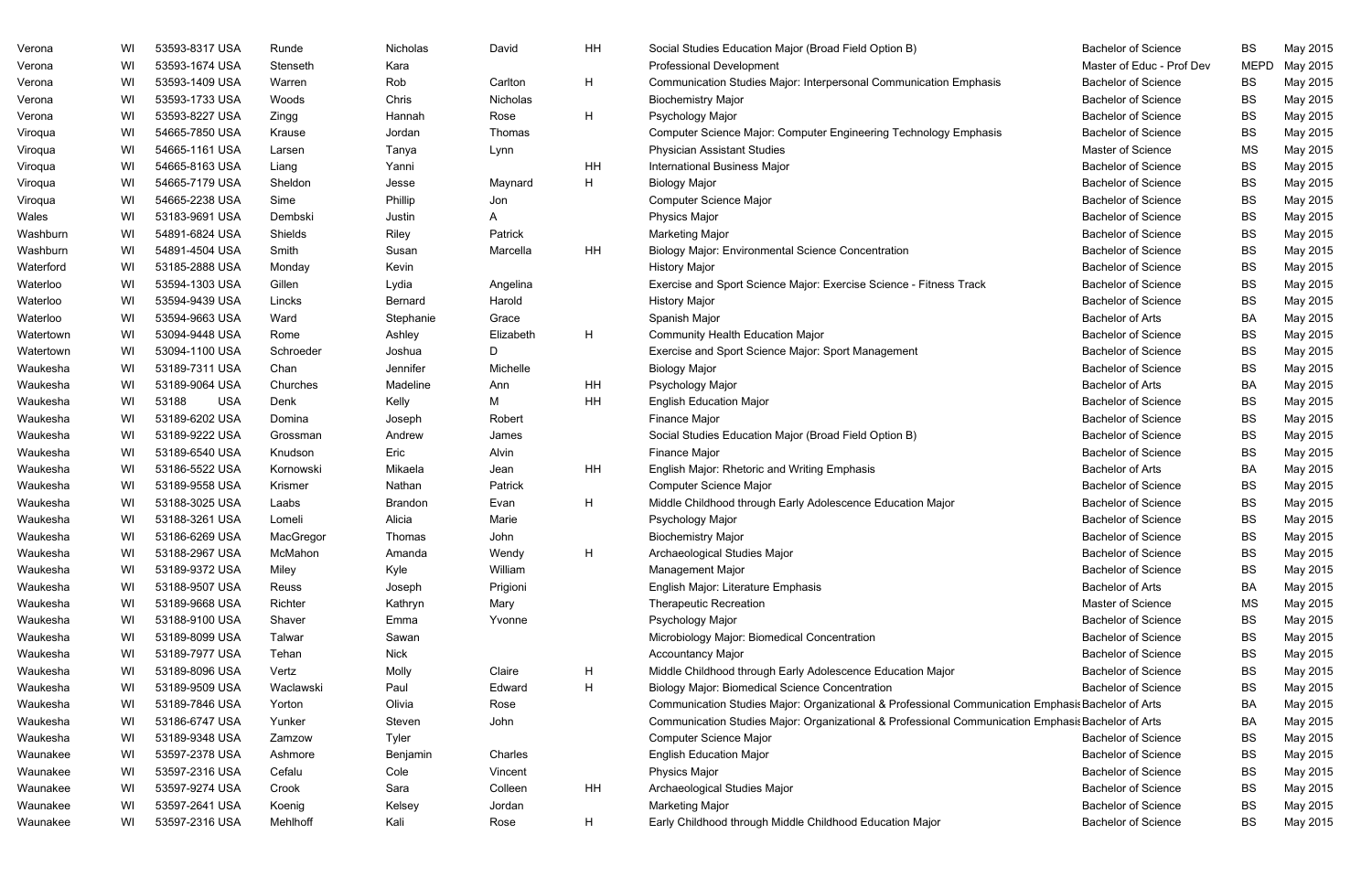| | | | | | | | | | | |
|---|---|---|---|---|---|---|---|---|---|---|
| Verona | WI | 53593-8317 USA | Runde | Nicholas | David | HH | Social Studies Education Major (Broad Field Option B) | Bachelor of Science | BS | May 2015 |
| Verona | WI | 53593-1674 USA | Stenseth | Kara | | | Professional Development | Master of Educ - Prof Dev | MEPD | May 2015 |
| Verona | WI | 53593-1409 USA | Warren | Rob | Carlton | H | Communication Studies Major: Interpersonal Communication Emphasis | Bachelor of Science | BS | May 2015 |
| Verona | WI | 53593-1733 USA | Woods | Chris | Nicholas | | Biochemistry Major | Bachelor of Science | BS | May 2015 |
| Verona | WI | 53593-8227 USA | Zingg | Hannah | Rose | H | Psychology Major | Bachelor of Science | BS | May 2015 |
| Viroqua | WI | 54665-7850 USA | Krause | Jordan | Thomas | | Computer Science Major: Computer Engineering Technology Emphasis | Bachelor of Science | BS | May 2015 |
| Viroqua | WI | 54665-1161 USA | Larsen | Tanya | Lynn | | Physician Assistant Studies | Master of Science | MS | May 2015 |
| Viroqua | WI | 54665-8163 USA | Liang | Yanni | | HH | International Business Major | Bachelor of Science | BS | May 2015 |
| Viroqua | WI | 54665-7179 USA | Sheldon | Jesse | Maynard | H | Biology Major | Bachelor of Science | BS | May 2015 |
| Viroqua | WI | 54665-2238 USA | Sime | Phillip | Jon | | Computer Science Major | Bachelor of Science | BS | May 2015 |
| Wales | WI | 53183-9691 USA | Dembski | Justin | A | | Physics Major | Bachelor of Science | BS | May 2015 |
| Washburn | WI | 54891-6824 USA | Shields | Riley | Patrick | | Marketing Major | Bachelor of Science | BS | May 2015 |
| Washburn | WI | 54891-4504 USA | Smith | Susan | Marcella | HH | Biology Major: Environmental Science Concentration | Bachelor of Science | BS | May 2015 |
| Waterford | WI | 53185-2888 USA | Monday | Kevin | | | History Major | Bachelor of Science | BS | May 2015 |
| Waterloo | WI | 53594-1303 USA | Gillen | Lydia | Angelina | | Exercise and Sport Science Major: Exercise Science - Fitness Track | Bachelor of Science | BS | May 2015 |
| Waterloo | WI | 53594-9439 USA | Lincks | Bernard | Harold | | History Major | Bachelor of Science | BS | May 2015 |
| Waterloo | WI | 53594-9663 USA | Ward | Stephanie | Grace | | Spanish Major | Bachelor of Arts | BA | May 2015 |
| Watertown | WI | 53094-9448 USA | Rome | Ashley | Elizabeth | H | Community Health Education Major | Bachelor of Science | BS | May 2015 |
| Watertown | WI | 53094-1100 USA | Schroeder | Joshua | D | | Exercise and Sport Science Major: Sport Management | Bachelor of Science | BS | May 2015 |
| Waukesha | WI | 53189-7311 USA | Chan | Jennifer | Michelle | | Biology Major | Bachelor of Science | BS | May 2015 |
| Waukesha | WI | 53189-9064 USA | Churches | Madeline | Ann | HH | Psychology Major | Bachelor of Arts | BA | May 2015 |
| Waukesha | WI | 53188 USA | Denk | Kelly | M | HH | English Education Major | Bachelor of Science | BS | May 2015 |
| Waukesha | WI | 53189-6202 USA | Domina | Joseph | Robert | | Finance Major | Bachelor of Science | BS | May 2015 |
| Waukesha | WI | 53189-9222 USA | Grossman | Andrew | James | | Social Studies Education Major (Broad Field Option B) | Bachelor of Science | BS | May 2015 |
| Waukesha | WI | 53189-6540 USA | Knudson | Eric | Alvin | | Finance Major | Bachelor of Science | BS | May 2015 |
| Waukesha | WI | 53186-5522 USA | Kornowski | Mikaela | Jean | HH | English Major: Rhetoric and Writing Emphasis | Bachelor of Arts | BA | May 2015 |
| Waukesha | WI | 53189-9558 USA | Krismer | Nathan | Patrick | | Computer Science Major | Bachelor of Science | BS | May 2015 |
| Waukesha | WI | 53188-3025 USA | Laabs | Brandon | Evan | H | Middle Childhood through Early Adolescence Education Major | Bachelor of Science | BS | May 2015 |
| Waukesha | WI | 53188-3261 USA | Lomeli | Alicia | Marie | | Psychology Major | Bachelor of Science | BS | May 2015 |
| Waukesha | WI | 53186-6269 USA | MacGregor | Thomas | John | | Biochemistry Major | Bachelor of Science | BS | May 2015 |
| Waukesha | WI | 53188-2967 USA | McMahon | Amanda | Wendy | H | Archaeological Studies Major | Bachelor of Science | BS | May 2015 |
| Waukesha | WI | 53189-9372 USA | Miley | Kyle | William | | Management Major | Bachelor of Science | BS | May 2015 |
| Waukesha | WI | 53188-9507 USA | Reuss | Joseph | Prigioni | | English Major: Literature Emphasis | Bachelor of Arts | BA | May 2015 |
| Waukesha | WI | 53189-9668 USA | Richter | Kathryn | Mary | | Therapeutic Recreation | Master of Science | MS | May 2015 |
| Waukesha | WI | 53188-9100 USA | Shaver | Emma | Yvonne | | Psychology Major | Bachelor of Science | BS | May 2015 |
| Waukesha | WI | 53189-8099 USA | Talwar | Sawan | | | Microbiology Major: Biomedical Concentration | Bachelor of Science | BS | May 2015 |
| Waukesha | WI | 53189-7977 USA | Tehan | Nick | | | Accountancy Major | Bachelor of Science | BS | May 2015 |
| Waukesha | WI | 53189-8096 USA | Vertz | Molly | Claire | H | Middle Childhood through Early Adolescence Education Major | Bachelor of Science | BS | May 2015 |
| Waukesha | WI | 53189-9509 USA | Waclawski | Paul | Edward | H | Biology Major: Biomedical Science Concentration | Bachelor of Science | BS | May 2015 |
| Waukesha | WI | 53189-7846 USA | Yorton | Olivia | Rose | | Communication Studies Major: Organizational & Professional Communication Emphasis | Bachelor of Arts | BA | May 2015 |
| Waukesha | WI | 53186-6747 USA | Yunker | Steven | John | | Communication Studies Major: Organizational & Professional Communication Emphasis | Bachelor of Arts | BA | May 2015 |
| Waukesha | WI | 53189-9348 USA | Zamzow | Tyler | | | Computer Science Major | Bachelor of Science | BS | May 2015 |
| Waunakee | WI | 53597-2378 USA | Ashmore | Benjamin | Charles | | English Education Major | Bachelor of Science | BS | May 2015 |
| Waunakee | WI | 53597-2316 USA | Cefalu | Cole | Vincent | | Physics Major | Bachelor of Science | BS | May 2015 |
| Waunakee | WI | 53597-9274 USA | Crook | Sara | Colleen | HH | Archaeological Studies Major | Bachelor of Science | BS | May 2015 |
| Waunakee | WI | 53597-2641 USA | Koenig | Kelsey | Jordan | | Marketing Major | Bachelor of Science | BS | May 2015 |
| Waunakee | WI | 53597-2316 USA | Mehlhoff | Kali | Rose | H | Early Childhood through Middle Childhood Education Major | Bachelor of Science | BS | May 2015 |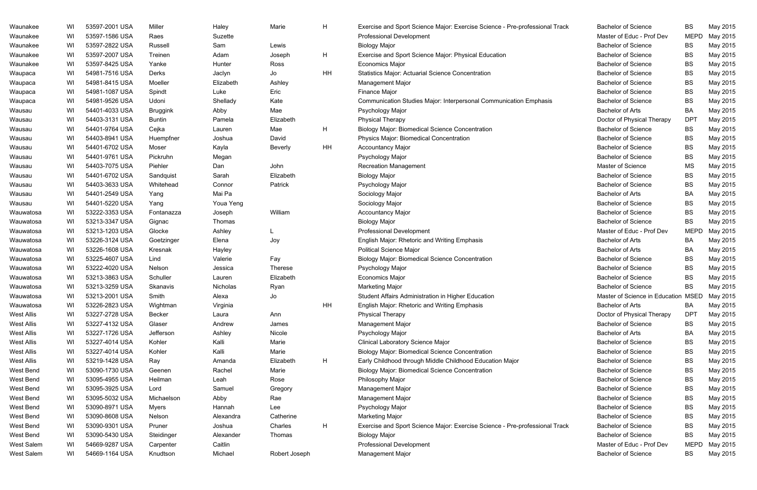| | | | | | | | | | | |
|---|---|---|---|---|---|---|---|---|---|---|
| Waunakee | WI | 53597-2001 USA | Miller | Haley | Marie | H | Exercise and Sport Science Major: Exercise Science - Pre-professional Track | Bachelor of Science | BS | May 2015 |
| Waunakee | WI | 53597-1586 USA | Raes | Suzette | | | Professional Development | Master of Educ - Prof Dev | MEPD | May 2015 |
| Waunakee | WI | 53597-2822 USA | Russell | Sam | Lewis | | Biology Major | Bachelor of Science | BS | May 2015 |
| Waunakee | WI | 53597-2007 USA | Treinen | Adam | Joseph | H | Exercise and Sport Science Major: Physical Education | Bachelor of Science | BS | May 2015 |
| Waunakee | WI | 53597-8425 USA | Yanke | Hunter | Ross | | Economics Major | Bachelor of Science | BS | May 2015 |
| Waupaca | WI | 54981-7516 USA | Derks | Jaclyn | Jo | HH | Statistics Major: Actuarial Science Concentration | Bachelor of Science | BS | May 2015 |
| Waupaca | WI | 54981-8415 USA | Moeller | Elizabeth | Ashley | | Management Major | Bachelor of Science | BS | May 2015 |
| Waupaca | WI | 54981-1087 USA | Spindt | Luke | Eric | | Finance Major | Bachelor of Science | BS | May 2015 |
| Waupaca | WI | 54981-9526 USA | Udoni | Shellady | Kate | | Communication Studies Major: Interpersonal Communication Emphasis | Bachelor of Science | BS | May 2015 |
| Wausau | WI | 54401-4033 USA | Bruggink | Abby | Mae | | Psychology Major | Bachelor of Arts | BA | May 2015 |
| Wausau | WI | 54403-3131 USA | Buntin | Pamela | Elizabeth | | Physical Therapy | Doctor of Physical Therapy | DPT | May 2015 |
| Wausau | WI | 54401-9764 USA | Cejka | Lauren | Mae | H | Biology Major: Biomedical Science Concentration | Bachelor of Science | BS | May 2015 |
| Wausau | WI | 54403-8941 USA | Huempfner | Joshua | David | | Physics Major: Biomedical Concentration | Bachelor of Science | BS | May 2015 |
| Wausau | WI | 54401-6702 USA | Moser | Kayla | Beverly | HH | Accountancy Major | Bachelor of Science | BS | May 2015 |
| Wausau | WI | 54401-9761 USA | Pickruhn | Megan | | | Psychology Major | Bachelor of Science | BS | May 2015 |
| Wausau | WI | 54403-7075 USA | Piehler | Dan | John | | Recreation Management | Master of Science | MS | May 2015 |
| Wausau | WI | 54401-6702 USA | Sandquist | Sarah | Elizabeth | | Biology Major | Bachelor of Science | BS | May 2015 |
| Wausau | WI | 54403-3633 USA | Whitehead | Connor | Patrick | | Psychology Major | Bachelor of Science | BS | May 2015 |
| Wausau | WI | 54401-2549 USA | Yang | Mai Pa | | | Sociology Major | Bachelor of Arts | BA | May 2015 |
| Wausau | WI | 54401-5220 USA | Yang | Youa Yeng | | | Sociology Major | Bachelor of Science | BS | May 2015 |
| Wauwatosa | WI | 53222-3353 USA | Fontanazza | Joseph | William | | Accountancy Major | Bachelor of Science | BS | May 2015 |
| Wauwatosa | WI | 53213-3347 USA | Gignac | Thomas | | | Biology Major | Bachelor of Science | BS | May 2015 |
| Wauwatosa | WI | 53213-1203 USA | Glocke | Ashley | L | | Professional Development | Master of Educ - Prof Dev | MEPD | May 2015 |
| Wauwatosa | WI | 53226-3124 USA | Goetzinger | Elena | Joy | | English Major: Rhetoric and Writing Emphasis | Bachelor of Arts | BA | May 2015 |
| Wauwatosa | WI | 53226-1608 USA | Kresnak | Hayley | | | Political Science Major | Bachelor of Arts | BA | May 2015 |
| Wauwatosa | WI | 53225-4607 USA | Lind | Valerie | Fay | | Biology Major: Biomedical Science Concentration | Bachelor of Science | BS | May 2015 |
| Wauwatosa | WI | 53222-4020 USA | Nelson | Jessica | Therese | | Psychology Major | Bachelor of Science | BS | May 2015 |
| Wauwatosa | WI | 53213-3863 USA | Schuller | Lauren | Elizabeth | | Economics Major | Bachelor of Science | BS | May 2015 |
| Wauwatosa | WI | 53213-3259 USA | Skanavis | Nicholas | Ryan | | Marketing Major | Bachelor of Science | BS | May 2015 |
| Wauwatosa | WI | 53213-2001 USA | Smith | Alexa | Jo | | Student Affairs Administration in Higher Education | Master of Science in Education | MSED | May 2015 |
| Wauwatosa | WI | 53226-2823 USA | Wightman | Virginia | | HH | English Major: Rhetoric and Writing Emphasis | Bachelor of Arts | BA | May 2015 |
| West Allis | WI | 53227-2728 USA | Becker | Laura | Ann | | Physical Therapy | Doctor of Physical Therapy | DPT | May 2015 |
| West Allis | WI | 53227-4132 USA | Glaser | Andrew | James | | Management Major | Bachelor of Science | BS | May 2015 |
| West Allis | WI | 53227-1726 USA | Jefferson | Ashley | Nicole | | Psychology Major | Bachelor of Arts | BA | May 2015 |
| West Allis | WI | 53227-4014 USA | Kohler | Kalli | Marie | | Clinical Laboratory Science Major | Bachelor of Science | BS | May 2015 |
| West Allis | WI | 53227-4014 USA | Kohler | Kalli | Marie | | Biology Major: Biomedical Science Concentration | Bachelor of Science | BS | May 2015 |
| West Allis | WI | 53219-1428 USA | Ray | Amanda | Elizabeth | H | Early Childhood through Middle Childhood Education Major | Bachelor of Science | BS | May 2015 |
| West Bend | WI | 53090-1730 USA | Geenen | Rachel | Marie | | Biology Major: Biomedical Science Concentration | Bachelor of Science | BS | May 2015 |
| West Bend | WI | 53095-4955 USA | Heilman | Leah | Rose | | Philosophy Major | Bachelor of Science | BS | May 2015 |
| West Bend | WI | 53095-3925 USA | Lord | Samuel | Gregory | | Management Major | Bachelor of Science | BS | May 2015 |
| West Bend | WI | 53095-5032 USA | Michaelson | Abby | Rae | | Management Major | Bachelor of Science | BS | May 2015 |
| West Bend | WI | 53090-8971 USA | Myers | Hannah | Lee | | Psychology Major | Bachelor of Science | BS | May 2015 |
| West Bend | WI | 53090-8608 USA | Nelson | Alexandra | Catherine | | Marketing Major | Bachelor of Science | BS | May 2015 |
| West Bend | WI | 53090-9301 USA | Pruner | Joshua | Charles | H | Exercise and Sport Science Major: Exercise Science - Pre-professional Track | Bachelor of Science | BS | May 2015 |
| West Bend | WI | 53090-5430 USA | Steidinger | Alexander | Thomas | | Biology Major | Bachelor of Science | BS | May 2015 |
| West Salem | WI | 54669-9287 USA | Carpenter | Caitlin | | | Professional Development | Master of Educ - Prof Dev | MEPD | May 2015 |
| West Salem | WI | 54669-1164 USA | Knudtson | Michael | Robert Joseph | | Management Major | Bachelor of Science | BS | May 2015 |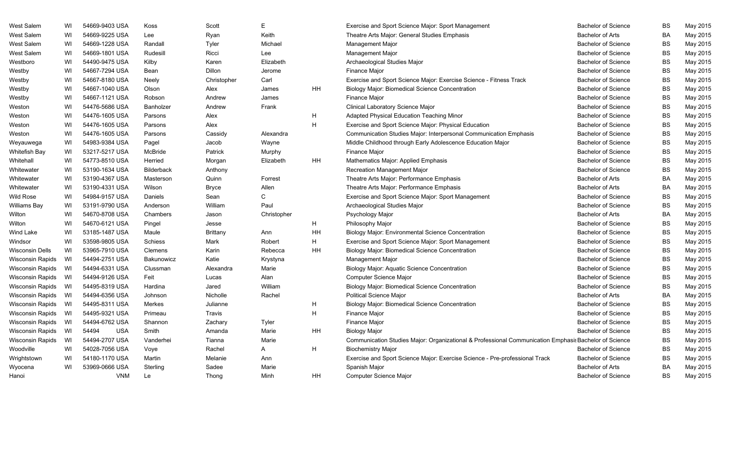| | | | | | | | | | | |
|---|---|---|---|---|---|---|---|---|---|---|
| West Salem | WI | 54669-9403 USA | Koss | Scott | E | | Exercise and Sport Science Major: Sport Management | Bachelor of Science | BS | May 2015 |
| West Salem | WI | 54669-9225 USA | Lee | Ryan | Keith | | Theatre Arts Major: General Studies Emphasis | Bachelor of Arts | BA | May 2015 |
| West Salem | WI | 54669-1228 USA | Randall | Tyler | Michael | | Management Major | Bachelor of Science | BS | May 2015 |
| West Salem | WI | 54669-1801 USA | Rudesill | Ricci | Lee | | Management Major | Bachelor of Science | BS | May 2015 |
| Westboro | WI | 54490-9475 USA | Kilby | Karen | Elizabeth | | Archaeological Studies Major | Bachelor of Science | BS | May 2015 |
| Westby | WI | 54667-7294 USA | Bean | Dillon | Jerome | | Finance Major | Bachelor of Science | BS | May 2015 |
| Westby | WI | 54667-8180 USA | Neely | Christopher | Carl | | Exercise and Sport Science Major: Exercise Science - Fitness Track | Bachelor of Science | BS | May 2015 |
| Westby | WI | 54667-1040 USA | Olson | Alex | James | HH | Biology Major: Biomedical Science Concentration | Bachelor of Science | BS | May 2015 |
| Westby | WI | 54667-1121 USA | Robson | Andrew | James | | Finance Major | Bachelor of Science | BS | May 2015 |
| Weston | WI | 54476-5686 USA | Banholzer | Andrew | Frank | | Clinical Laboratory Science Major | Bachelor of Science | BS | May 2015 |
| Weston | WI | 54476-1605 USA | Parsons | Alex | | H | Adapted Physical Education Teaching Minor | Bachelor of Science | BS | May 2015 |
| Weston | WI | 54476-1605 USA | Parsons | Alex | | H | Exercise and Sport Science Major: Physical Education | Bachelor of Science | BS | May 2015 |
| Weston | WI | 54476-1605 USA | Parsons | Cassidy | Alexandra | | Communication Studies Major: Interpersonal Communication Emphasis | Bachelor of Science | BS | May 2015 |
| Weyauwega | WI | 54983-9384 USA | Pagel | Jacob | Wayne | | Middle Childhood through Early Adolescence Education Major | Bachelor of Science | BS | May 2015 |
| Whitefish Bay | WI | 53217-5217 USA | McBride | Patrick | Murphy | | Finance Major | Bachelor of Science | BS | May 2015 |
| Whitehall | WI | 54773-8510 USA | Herried | Morgan | Elizabeth | HH | Mathematics Major: Applied Emphasis | Bachelor of Science | BS | May 2015 |
| Whitewater | WI | 53190-1634 USA | Bilderback | Anthony | | | Recreation Management Major | Bachelor of Science | BS | May 2015 |
| Whitewater | WI | 53190-4367 USA | Masterson | Quinn | Forrest | | Theatre Arts Major: Performance Emphasis | Bachelor of Arts | BA | May 2015 |
| Whitewater | WI | 53190-4331 USA | Wilson | Bryce | Allen | | Theatre Arts Major: Performance Emphasis | Bachelor of Arts | BA | May 2015 |
| Wild Rose | WI | 54984-9157 USA | Daniels | Sean | C | | Exercise and Sport Science Major: Sport Management | Bachelor of Science | BS | May 2015 |
| Williams Bay | WI | 53191-9790 USA | Anderson | William | Paul | | Archaeological Studies Major | Bachelor of Science | BS | May 2015 |
| Wilton | WI | 54670-8708 USA | Chambers | Jason | Christopher | | Psychology Major | Bachelor of Arts | BA | May 2015 |
| Wilton | WI | 54670-6121 USA | Pingel | Jesse | | H | Philosophy Major | Bachelor of Science | BS | May 2015 |
| Wind Lake | WI | 53185-1487 USA | Maule | Brittany | Ann | HH | Biology Major: Environmental Science Concentration | Bachelor of Science | BS | May 2015 |
| Windsor | WI | 53598-9805 USA | Schiess | Mark | Robert | H | Exercise and Sport Science Major: Sport Management | Bachelor of Science | BS | May 2015 |
| Wisconsin Dells | WI | 53965-7910 USA | Clemens | Karin | Rebecca | HH | Biology Major: Biomedical Science Concentration | Bachelor of Science | BS | May 2015 |
| Wisconsin Rapids | WI | 54494-2751 USA | Bakunowicz | Katie | Krystyna | | Management Major | Bachelor of Science | BS | May 2015 |
| Wisconsin Rapids | WI | 54494-6331 USA | Clussman | Alexandra | Marie | | Biology Major: Aquatic Science Concentration | Bachelor of Science | BS | May 2015 |
| Wisconsin Rapids | WI | 54494-9126 USA | Feit | Lucas | Alan | | Computer Science Major | Bachelor of Science | BS | May 2015 |
| Wisconsin Rapids | WI | 54495-8319 USA | Hardina | Jared | William | | Biology Major: Biomedical Science Concentration | Bachelor of Science | BS | May 2015 |
| Wisconsin Rapids | WI | 54494-6356 USA | Johnson | Nicholle | Rachel | | Political Science Major | Bachelor of Arts | BA | May 2015 |
| Wisconsin Rapids | WI | 54495-8311 USA | Merkes | Julianne | | H | Biology Major: Biomedical Science Concentration | Bachelor of Science | BS | May 2015 |
| Wisconsin Rapids | WI | 54495-9321 USA | Primeau | Travis | | H | Finance Major | Bachelor of Science | BS | May 2015 |
| Wisconsin Rapids | WI | 54494-6762 USA | Shannon | Zachary | Tyler | | Finance Major | Bachelor of Science | BS | May 2015 |
| Wisconsin Rapids | WI | 54494 USA | Smith | Amanda | Marie | HH | Biology Major | Bachelor of Science | BS | May 2015 |
| Wisconsin Rapids | WI | 54494-2707 USA | Vanderhei | Tianna | Marie | | Communication Studies Major: Organizational & Professional Communication Emphasis | Bachelor of Science | BS | May 2015 |
| Woodville | WI | 54028-7056 USA | Voye | Rachel | A | H | Biochemistry Major | Bachelor of Science | BS | May 2015 |
| Wrightstown | WI | 54180-1170 USA | Martin | Melanie | Ann | | Exercise and Sport Science Major: Exercise Science - Pre-professional Track | Bachelor of Science | BS | May 2015 |
| Wyocena | WI | 53969-0666 USA | Sterling | Sadee | Marie | | Spanish Major | Bachelor of Arts | BA | May 2015 |
| Hanoi | | VNM | Le | Thong | Minh | HH | Computer Science Major | Bachelor of Science | BS | May 2015 |